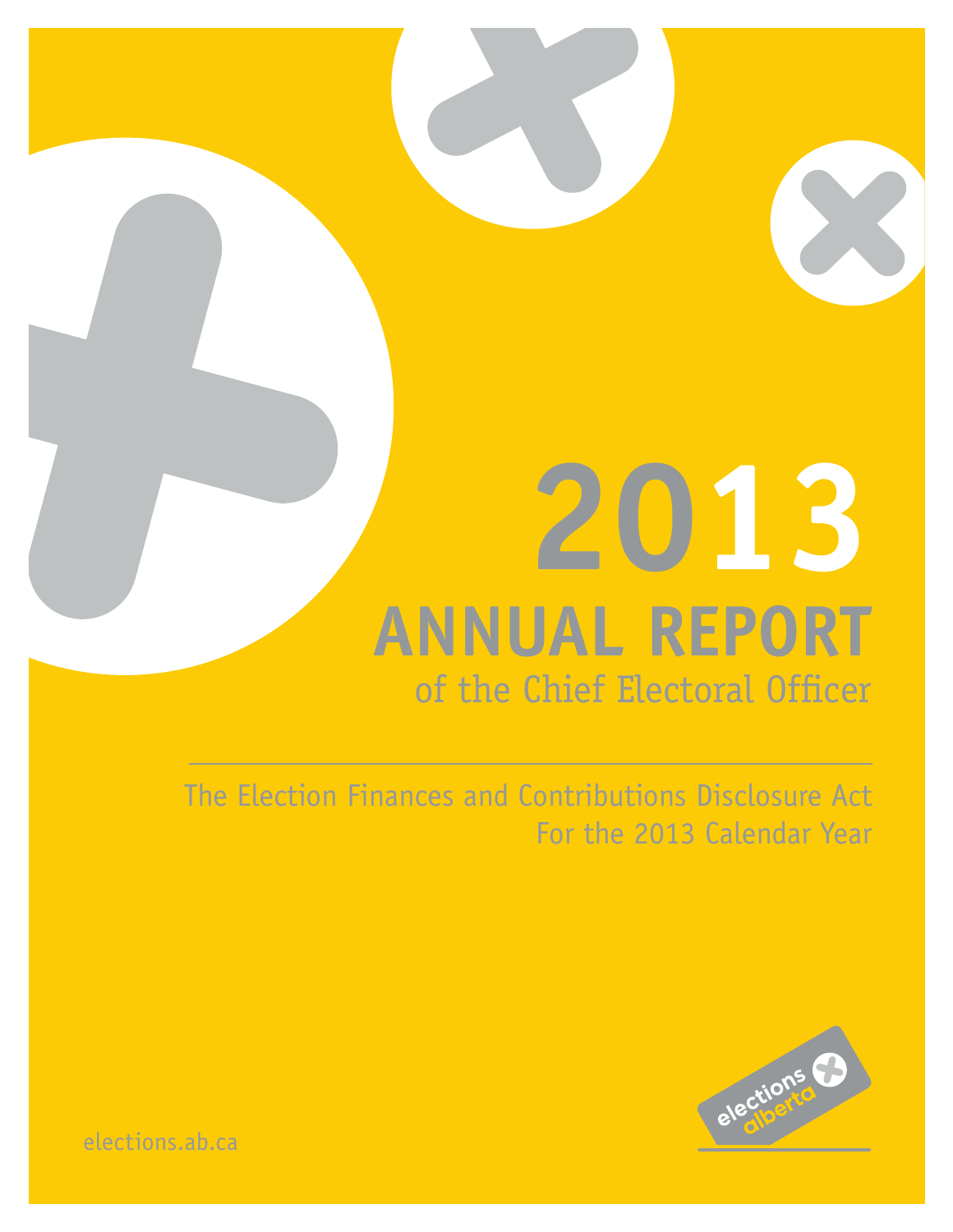# 2013 ANNUAL REPORT

## of the Chief Electoral Officer

The Election Finances and Contributions Disclosure Act
For the 2013 Calendar Year

elections alberta

elections.ab.ca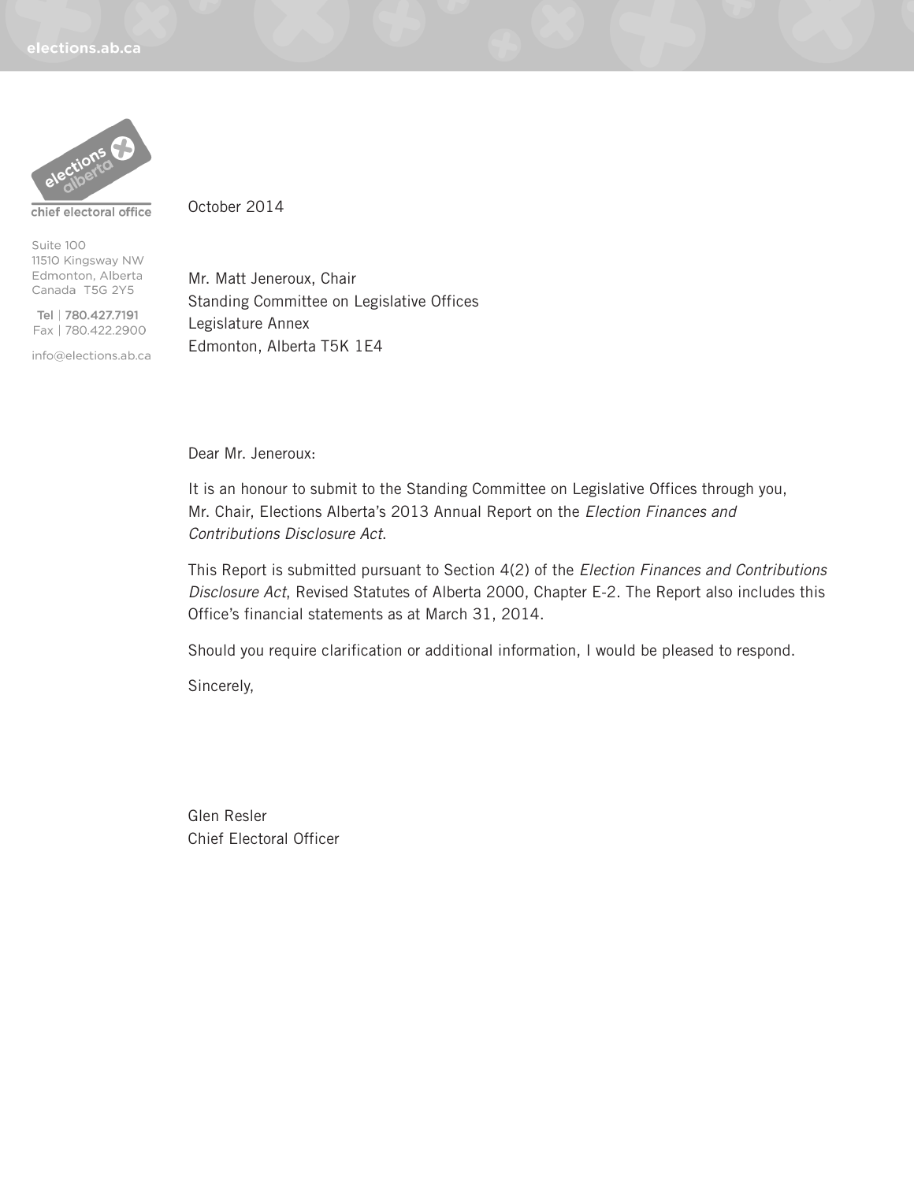chief electoral office

Suite 100
11510 Kingsway NW
Edmonton, Alberta
Canada T5G 2Y5

Tel | 780.427.7191
Fax | 780.422.2900

info@elections.ab.ca

October 2014

Mr. Matt Jeneroux, Chair
Standing Committee on Legislative Offices
Legislature Annex
Edmonton, Alberta T5K 1E4

Dear Mr. Jeneroux:

It is an honour to submit to the Standing Committee on Legislative Offices through you, Mr. Chair, Elections Alberta's 2013 Annual Report on the *Election Finances and Contributions Disclosure Act*.

This Report is submitted pursuant to Section 4(2) of the *Election Finances and Contributions Disclosure Act*, Revised Statutes of Alberta 2000, Chapter E-2. The Report also includes this Office's financial statements as at March 31, 2014.

Should you require clarification or additional information, I would be pleased to respond.

Sincerely,

Glen Resler
Chief Electoral Officer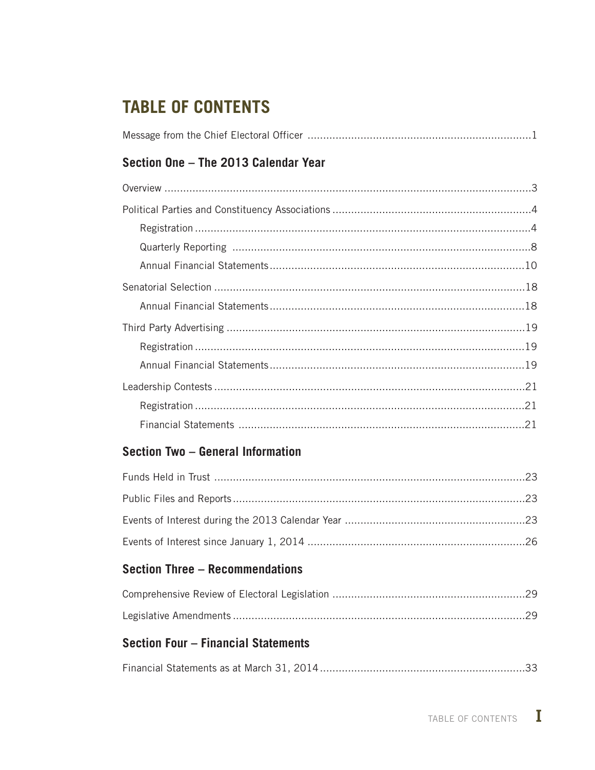# TABLE OF CONTENTS

Message from the Chief Electoral Officer ........................................................................1

## Section One – The 2013 Calendar Year

Overview ........................................................................................................................3

Political Parties and Constituency Associations ...............................................................4

- Registration ..............................................................................................................4
- Quarterly Reporting ...................................................................................................8
- Annual Financial Statements ....................................................................................10

Senatorial Selection .......................................................................................................18

- Annual Financial Statements ....................................................................................18

Third Party Advertising ..................................................................................................19

- Registration ............................................................................................................19
- Annual Financial Statements ....................................................................................19

Leadership Contests ......................................................................................................21

- Registration ............................................................................................................21
- Financial Statements ...............................................................................................21

## Section Two – General Information

Funds Held in Trust .......................................................................................................23

Public Files and Reports .................................................................................................23

Events of Interest during the 2013 Calendar Year ..........................................................23

Events of Interest since January 1, 2014 ......................................................................26

## Section Three – Recommendations

Comprehensive Review of Electoral Legislation ..............................................................29

Legislative Amendments ................................................................................................29

## Section Four – Financial Statements

Financial Statements as at March 31, 2014 ..................................................................33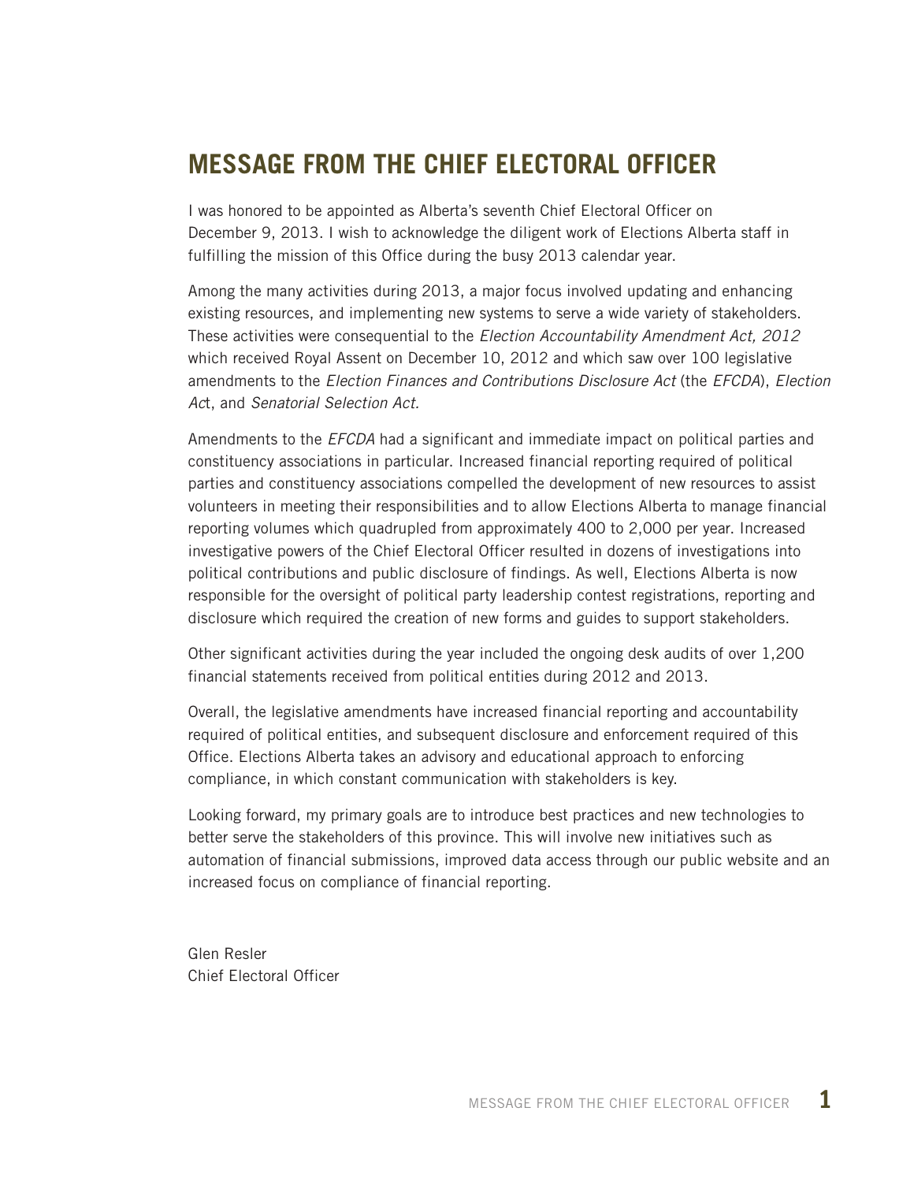# MESSAGE FROM THE CHIEF ELECTORAL OFFICER

I was honored to be appointed as Alberta's seventh Chief Electoral Officer on December 9, 2013. I wish to acknowledge the diligent work of Elections Alberta staff in fulfilling the mission of this Office during the busy 2013 calendar year.

Among the many activities during 2013, a major focus involved updating and enhancing existing resources, and implementing new systems to serve a wide variety of stakeholders. These activities were consequential to the *Election Accountability Amendment Act, 2012* which received Royal Assent on December 10, 2012 and which saw over 100 legislative amendments to the *Election Finances and Contributions Disclosure Act* (the *EFCDA*), *Election Act*, and *Senatorial Selection Act.*

Amendments to the *EFCDA* had a significant and immediate impact on political parties and constituency associations in particular. Increased financial reporting required of political parties and constituency associations compelled the development of new resources to assist volunteers in meeting their responsibilities and to allow Elections Alberta to manage financial reporting volumes which quadrupled from approximately 400 to 2,000 per year. Increased investigative powers of the Chief Electoral Officer resulted in dozens of investigations into political contributions and public disclosure of findings. As well, Elections Alberta is now responsible for the oversight of political party leadership contest registrations, reporting and disclosure which required the creation of new forms and guides to support stakeholders.

Other significant activities during the year included the ongoing desk audits of over 1,200 financial statements received from political entities during 2012 and 2013.

Overall, the legislative amendments have increased financial reporting and accountability required of political entities, and subsequent disclosure and enforcement required of this Office. Elections Alberta takes an advisory and educational approach to enforcing compliance, in which constant communication with stakeholders is key.

Looking forward, my primary goals are to introduce best practices and new technologies to better serve the stakeholders of this province. This will involve new initiatives such as automation of financial submissions, improved data access through our public website and an increased focus on compliance of financial reporting.

Glen Resler
Chief Electoral Officer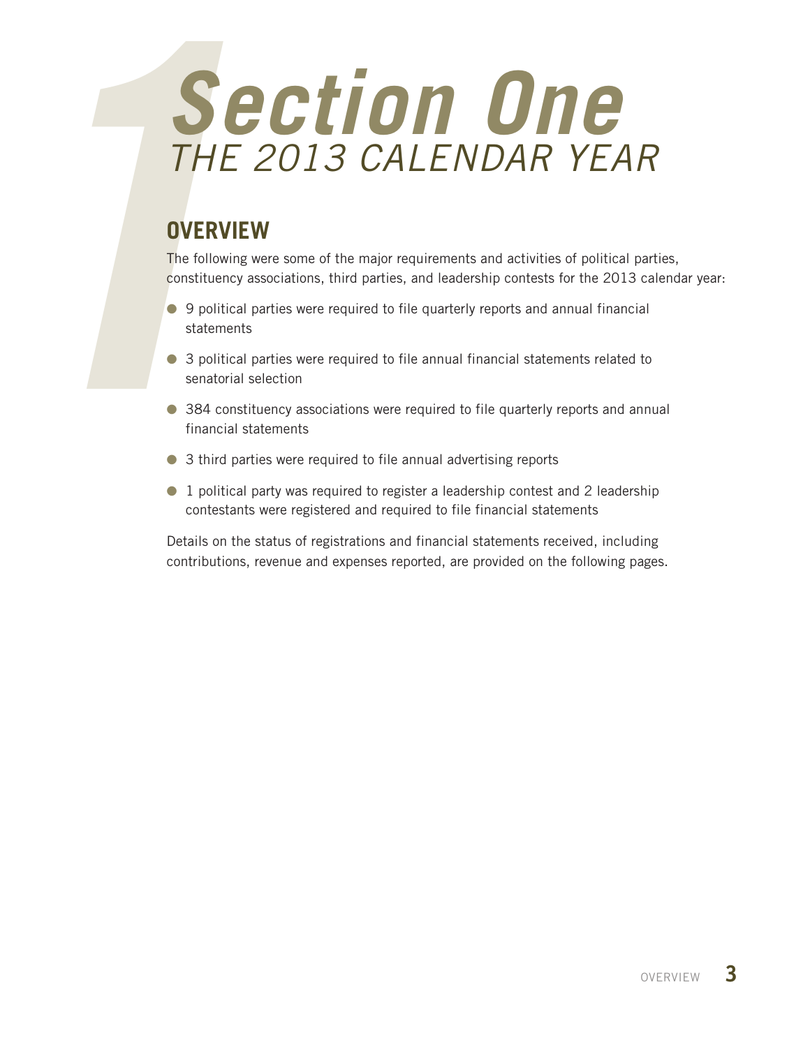# Section One
## THE 2013 CALENDAR YEAR

### OVERVIEW

The following were some of the major requirements and activities of political parties, constituency associations, third parties, and leadership contests for the 2013 calendar year:

- 9 political parties were required to file quarterly reports and annual financial statements
- 3 political parties were required to file annual financial statements related to senatorial selection
- 384 constituency associations were required to file quarterly reports and annual financial statements
- 3 third parties were required to file annual advertising reports
- 1 political party was required to register a leadership contest and 2 leadership contestants were registered and required to file financial statements

Details on the status of registrations and financial statements received, including contributions, revenue and expenses reported, are provided on the following pages.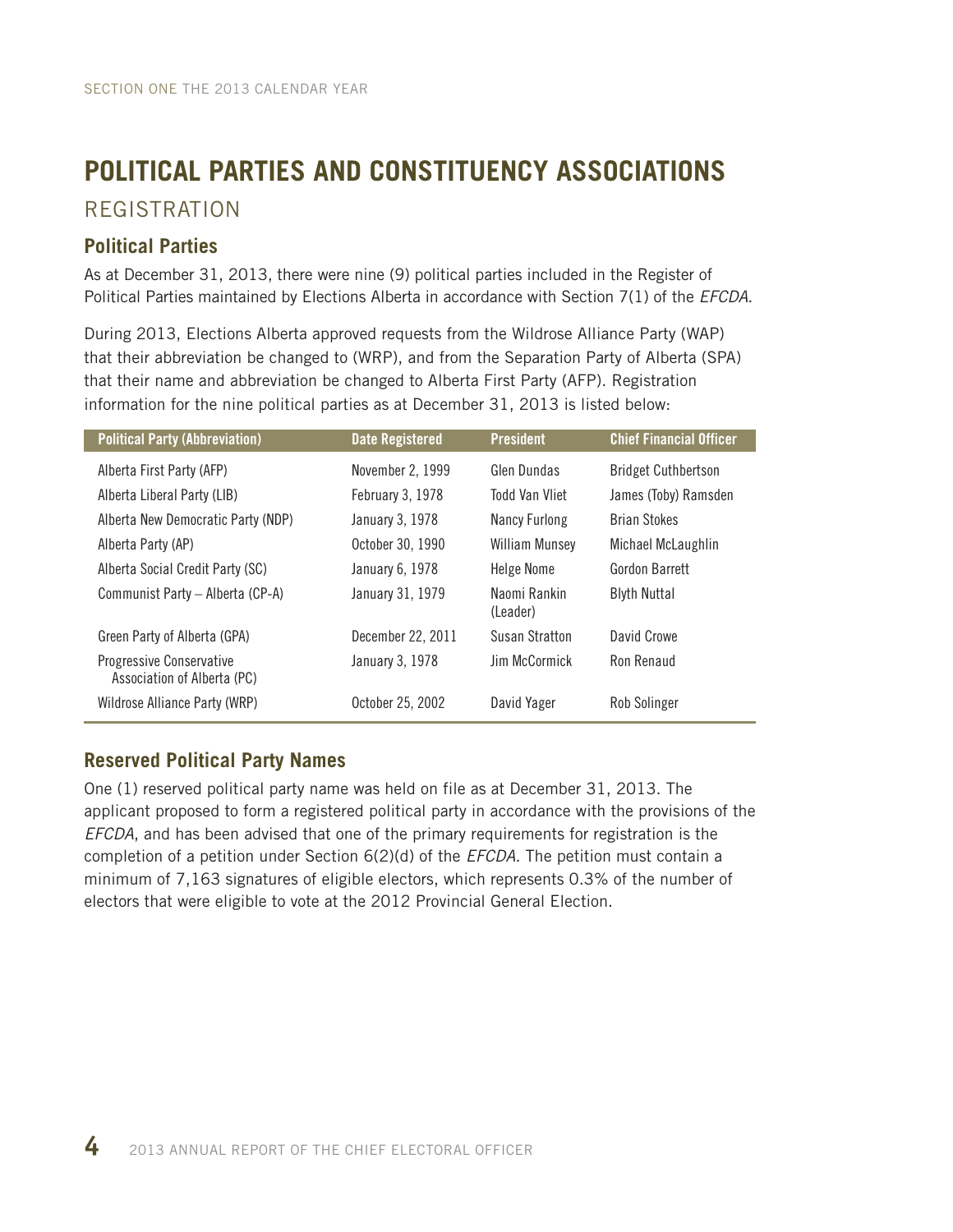# POLITICAL PARTIES AND CONSTITUENCY ASSOCIATIONS

## REGISTRATION

### Political Parties

As at December 31, 2013, there were nine (9) political parties included in the Register of Political Parties maintained by Elections Alberta in accordance with Section 7(1) of the *EFCDA*.

During 2013, Elections Alberta approved requests from the Wildrose Alliance Party (WAP) that their abbreviation be changed to (WRP), and from the Separation Party of Alberta (SPA) that their name and abbreviation be changed to Alberta First Party (AFP). Registration information for the nine political parties as at December 31, 2013 is listed below:

| Political Party (Abbreviation) | Date Registered | President | Chief Financial Officer |
| --- | --- | --- | --- |
| Alberta First Party (AFP) | November 2, 1999 | Glen Dundas | Bridget Cuthbertson |
| Alberta Liberal Party (LIB) | February 3, 1978 | Todd Van Vliet | James (Toby) Ramsden |
| Alberta New Democratic Party (NDP) | January 3, 1978 | Nancy Furlong | Brian Stokes |
| Alberta Party (AP) | October 30, 1990 | William Munsey | Michael McLaughlin |
| Alberta Social Credit Party (SC) | January 6, 1978 | Helge Nome | Gordon Barrett |
| Communist Party – Alberta (CP-A) | January 31, 1979 | Naomi Rankin (Leader) | Blyth Nuttal |
| Green Party of Alberta (GPA) | December 22, 2011 | Susan Stratton | David Crowe |
| Progressive Conservative Association of Alberta (PC) | January 3, 1978 | Jim McCormick | Ron Renaud |
| Wildrose Alliance Party (WRP) | October 25, 2002 | David Yager | Rob Solinger |

### Reserved Political Party Names

One (1) reserved political party name was held on file as at December 31, 2013. The applicant proposed to form a registered political party in accordance with the provisions of the *EFCDA*, and has been advised that one of the primary requirements for registration is the completion of a petition under Section 6(2)(d) of the *EFCDA*. The petition must contain a minimum of 7,163 signatures of eligible electors, which represents 0.3% of the number of electors that were eligible to vote at the 2012 Provincial General Election.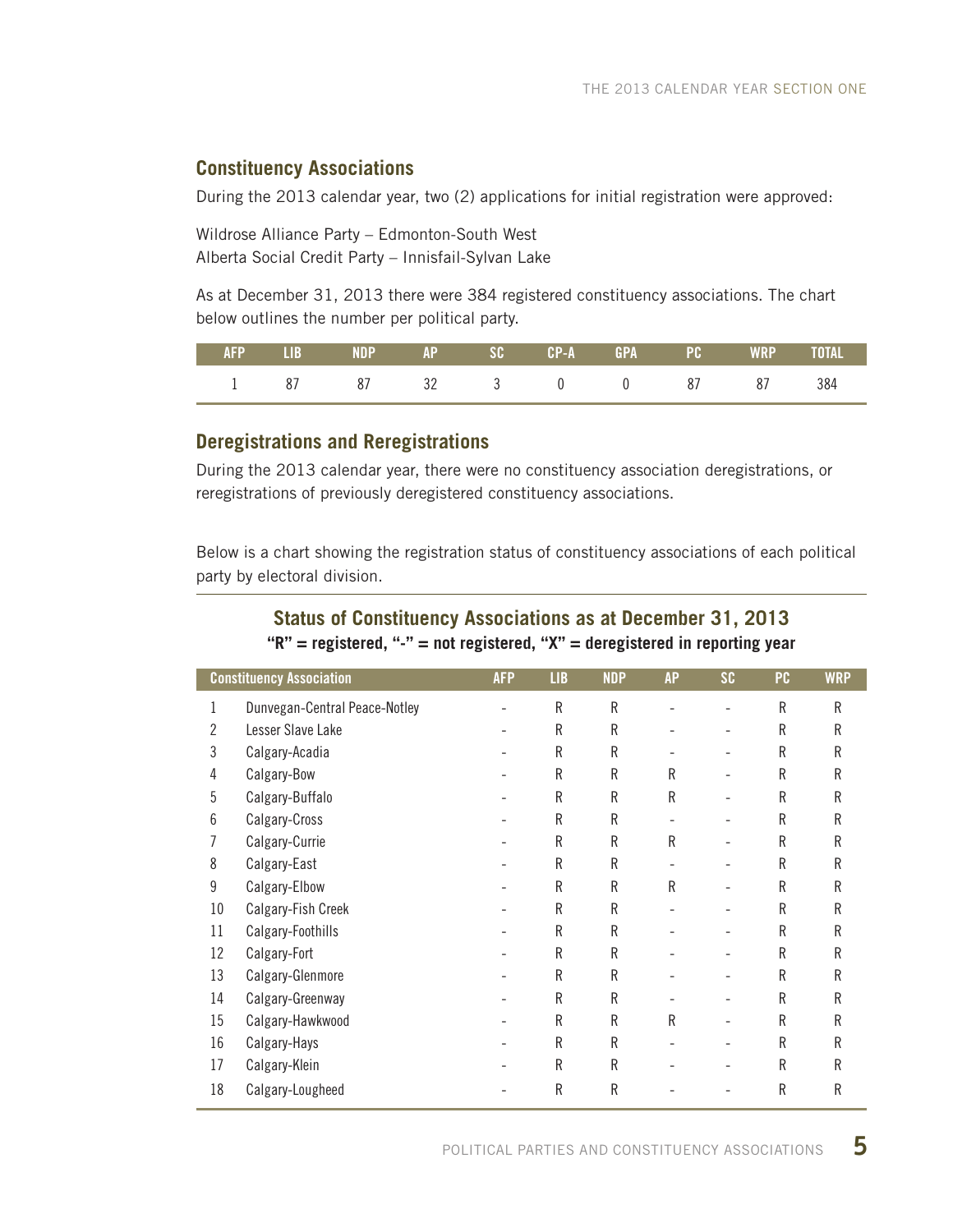## Constituency Associations

During the 2013 calendar year, two (2) applications for initial registration were approved:

Wildrose Alliance Party – Edmonton-South West
Alberta Social Credit Party – Innisfail-Sylvan Lake

As at December 31, 2013 there were 384 registered constituency associations. The chart below outlines the number per political party.

| AFP | LIB | NDP | AP | SC | CP-A | GPA | PC | WRP | TOTAL |
|---|---|---|---|---|---|---|---|---|---|
| 1 | 87 | 87 | 32 | 3 | 0 | 0 | 87 | 87 | 384 |

## Deregistrations and Reregistrations

During the 2013 calendar year, there were no constituency association deregistrations, or reregistrations of previously deregistered constituency associations.

Below is a chart showing the registration status of constituency associations of each political party by electoral division.

### Status of Constituency Associations as at December 31, 2013

**"R" = registered, "-" = not registered, "X" = deregistered in reporting year**

| | Constituency Association | AFP | LIB | NDP | AP | SC | PC | WRP |
|---|---|---|---|---|---|---|---|---|
| 1 | Dunvegan-Central Peace-Notley | - | R | R | - | - | R | R |
| 2 | Lesser Slave Lake | - | R | R | - | - | R | R |
| 3 | Calgary-Acadia | - | R | R | - | - | R | R |
| 4 | Calgary-Bow | - | R | R | R | - | R | R |
| 5 | Calgary-Buffalo | - | R | R | R | - | R | R |
| 6 | Calgary-Cross | - | R | R | - | - | R | R |
| 7 | Calgary-Currie | - | R | R | R | - | R | R |
| 8 | Calgary-East | - | R | R | - | - | R | R |
| 9 | Calgary-Elbow | - | R | R | R | - | R | R |
| 10 | Calgary-Fish Creek | - | R | R | - | - | R | R |
| 11 | Calgary-Foothills | - | R | R | - | - | R | R |
| 12 | Calgary-Fort | - | R | R | - | - | R | R |
| 13 | Calgary-Glenmore | - | R | R | - | - | R | R |
| 14 | Calgary-Greenway | - | R | R | - | - | R | R |
| 15 | Calgary-Hawkwood | - | R | R | R | - | R | R |
| 16 | Calgary-Hays | - | R | R | - | - | R | R |
| 17 | Calgary-Klein | - | R | R | - | - | R | R |
| 18 | Calgary-Lougheed | - | R | R | - | - | R | R |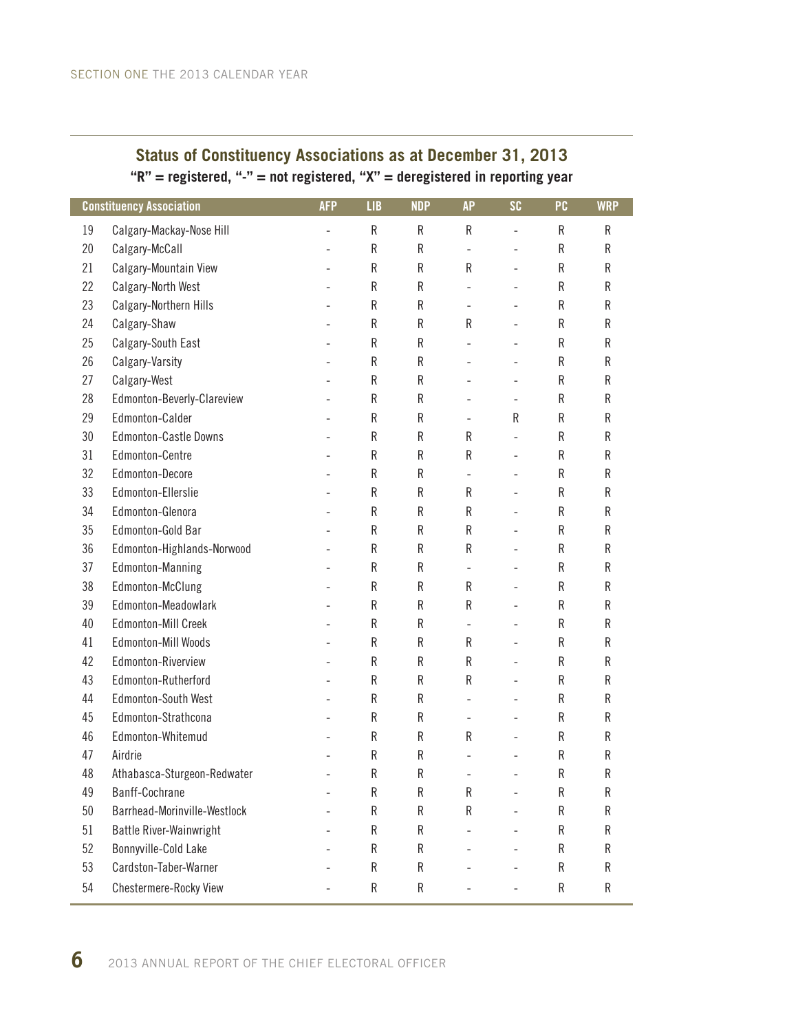## Status of Constituency Associations as at December 31, 2013

**"R" = registered, "-" = not registered, "X" = deregistered in reporting year**

| | Constituency Association | AFP | LIB | NDP | AP | SC | PC | WRP |
|---|---|---|---|---|---|---|---|---|
| 19 | Calgary-Mackay-Nose Hill | - | R | R | R | - | R | R |
| 20 | Calgary-McCall | - | R | R | - | - | R | R |
| 21 | Calgary-Mountain View | - | R | R | R | - | R | R |
| 22 | Calgary-North West | - | R | R | - | - | R | R |
| 23 | Calgary-Northern Hills | - | R | R | - | - | R | R |
| 24 | Calgary-Shaw | - | R | R | R | - | R | R |
| 25 | Calgary-South East | - | R | R | - | - | R | R |
| 26 | Calgary-Varsity | - | R | R | - | - | R | R |
| 27 | Calgary-West | - | R | R | - | - | R | R |
| 28 | Edmonton-Beverly-Clareview | - | R | R | - | - | R | R |
| 29 | Edmonton-Calder | - | R | R | - | R | R | R |
| 30 | Edmonton-Castle Downs | - | R | R | R | - | R | R |
| 31 | Edmonton-Centre | - | R | R | R | - | R | R |
| 32 | Edmonton-Decore | - | R | R | - | - | R | R |
| 33 | Edmonton-Ellerslie | - | R | R | R | - | R | R |
| 34 | Edmonton-Glenora | - | R | R | R | - | R | R |
| 35 | Edmonton-Gold Bar | - | R | R | R | - | R | R |
| 36 | Edmonton-Highlands-Norwood | - | R | R | R | - | R | R |
| 37 | Edmonton-Manning | - | R | R | - | - | R | R |
| 38 | Edmonton-McClung | - | R | R | R | - | R | R |
| 39 | Edmonton-Meadowlark | - | R | R | R | - | R | R |
| 40 | Edmonton-Mill Creek | - | R | R | - | - | R | R |
| 41 | Edmonton-Mill Woods | - | R | R | R | - | R | R |
| 42 | Edmonton-Riverview | - | R | R | R | - | R | R |
| 43 | Edmonton-Rutherford | - | R | R | R | - | R | R |
| 44 | Edmonton-South West | - | R | R | - | - | R | R |
| 45 | Edmonton-Strathcona | - | R | R | - | - | R | R |
| 46 | Edmonton-Whitemud | - | R | R | R | - | R | R |
| 47 | Airdrie | - | R | R | - | - | R | R |
| 48 | Athabasca-Sturgeon-Redwater | - | R | R | - | - | R | R |
| 49 | Banff-Cochrane | - | R | R | R | - | R | R |
| 50 | Barrhead-Morinville-Westlock | - | R | R | R | - | R | R |
| 51 | Battle River-Wainwright | - | R | R | - | - | R | R |
| 52 | Bonnyville-Cold Lake | - | R | R | - | - | R | R |
| 53 | Cardston-Taber-Warner | - | R | R | - | - | R | R |
| 54 | Chestermere-Rocky View | - | R | R | - | - | R | R |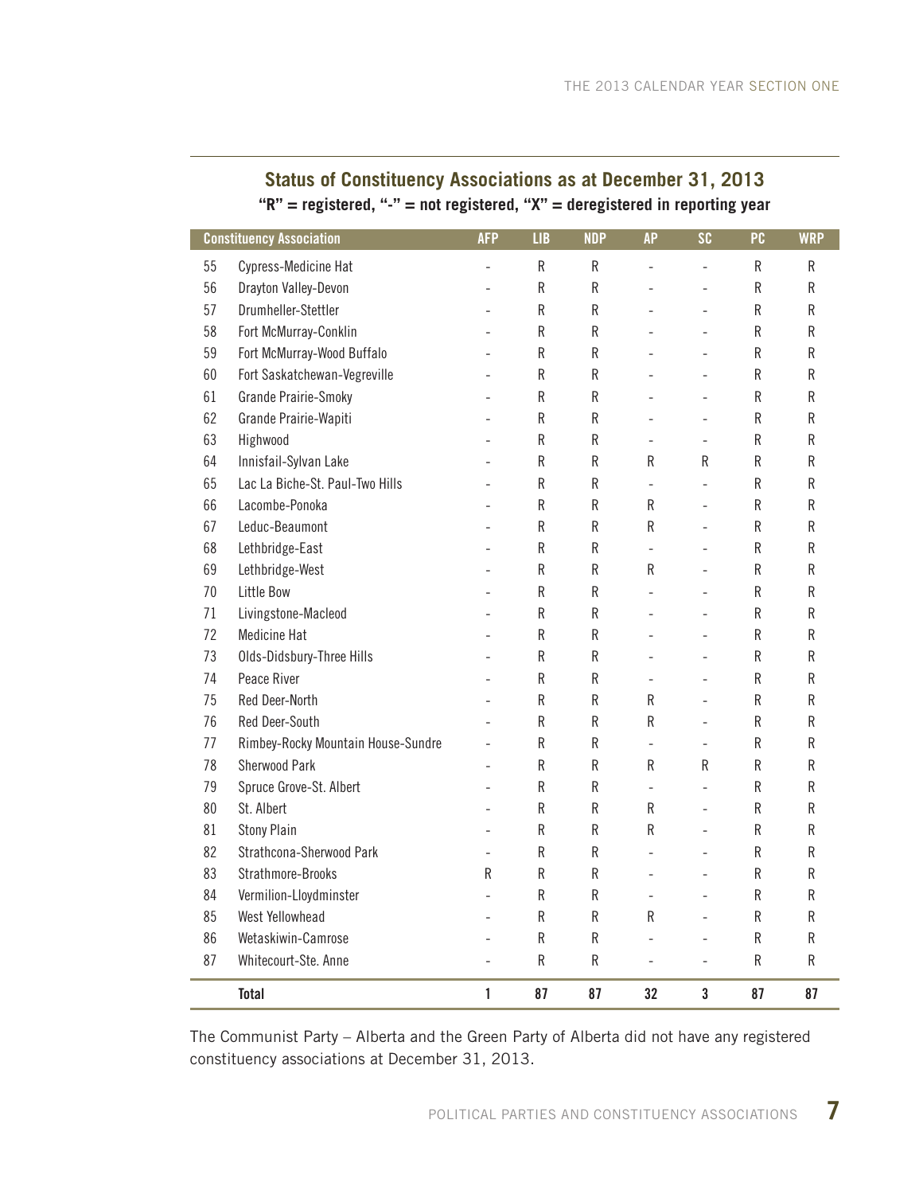## Status of Constituency Associations as at December 31, 2013

**"R" = registered, "-" = not registered, "X" = deregistered in reporting year**

| | Constituency Association | AFP | LIB | NDP | AP | SC | PC | WRP |
|---|---|---|---|---|---|---|---|---|
| 55 | Cypress-Medicine Hat | - | R | R | - | - | R | R |
| 56 | Drayton Valley-Devon | - | R | R | - | - | R | R |
| 57 | Drumheller-Stettler | - | R | R | - | - | R | R |
| 58 | Fort McMurray-Conklin | - | R | R | - | - | R | R |
| 59 | Fort McMurray-Wood Buffalo | - | R | R | - | - | R | R |
| 60 | Fort Saskatchewan-Vegreville | - | R | R | - | - | R | R |
| 61 | Grande Prairie-Smoky | - | R | R | - | - | R | R |
| 62 | Grande Prairie-Wapiti | - | R | R | - | - | R | R |
| 63 | Highwood | - | R | R | - | - | R | R |
| 64 | Innisfail-Sylvan Lake | - | R | R | R | R | R | R |
| 65 | Lac La Biche-St. Paul-Two Hills | - | R | R | - | - | R | R |
| 66 | Lacombe-Ponoka | - | R | R | R | - | R | R |
| 67 | Leduc-Beaumont | - | R | R | R | - | R | R |
| 68 | Lethbridge-East | - | R | R | - | - | R | R |
| 69 | Lethbridge-West | - | R | R | R | - | R | R |
| 70 | Little Bow | - | R | R | - | - | R | R |
| 71 | Livingstone-Macleod | - | R | R | - | - | R | R |
| 72 | Medicine Hat | - | R | R | - | - | R | R |
| 73 | Olds-Didsbury-Three Hills | - | R | R | - | - | R | R |
| 74 | Peace River | - | R | R | - | - | R | R |
| 75 | Red Deer-North | - | R | R | R | - | R | R |
| 76 | Red Deer-South | - | R | R | R | - | R | R |
| 77 | Rimbey-Rocky Mountain House-Sundre | - | R | R | - | - | R | R |
| 78 | Sherwood Park | - | R | R | R | R | R | R |
| 79 | Spruce Grove-St. Albert | - | R | R | - | - | R | R |
| 80 | St. Albert | - | R | R | R | - | R | R |
| 81 | Stony Plain | - | R | R | R | - | R | R |
| 82 | Strathcona-Sherwood Park | - | R | R | - | - | R | R |
| 83 | Strathmore-Brooks | R | R | R | - | - | R | R |
| 84 | Vermilion-Lloydminster | - | R | R | - | - | R | R |
| 85 | West Yellowhead | - | R | R | R | - | R | R |
| 86 | Wetaskiwin-Camrose | - | R | R | - | - | R | R |
| 87 | Whitecourt-Ste. Anne | - | R | R | - | - | R | R |
| | **Total** | **1** | **87** | **87** | **32** | **3** | **87** | **87** |

The Communist Party – Alberta and the Green Party of Alberta did not have any registered constituency associations at December 31, 2013.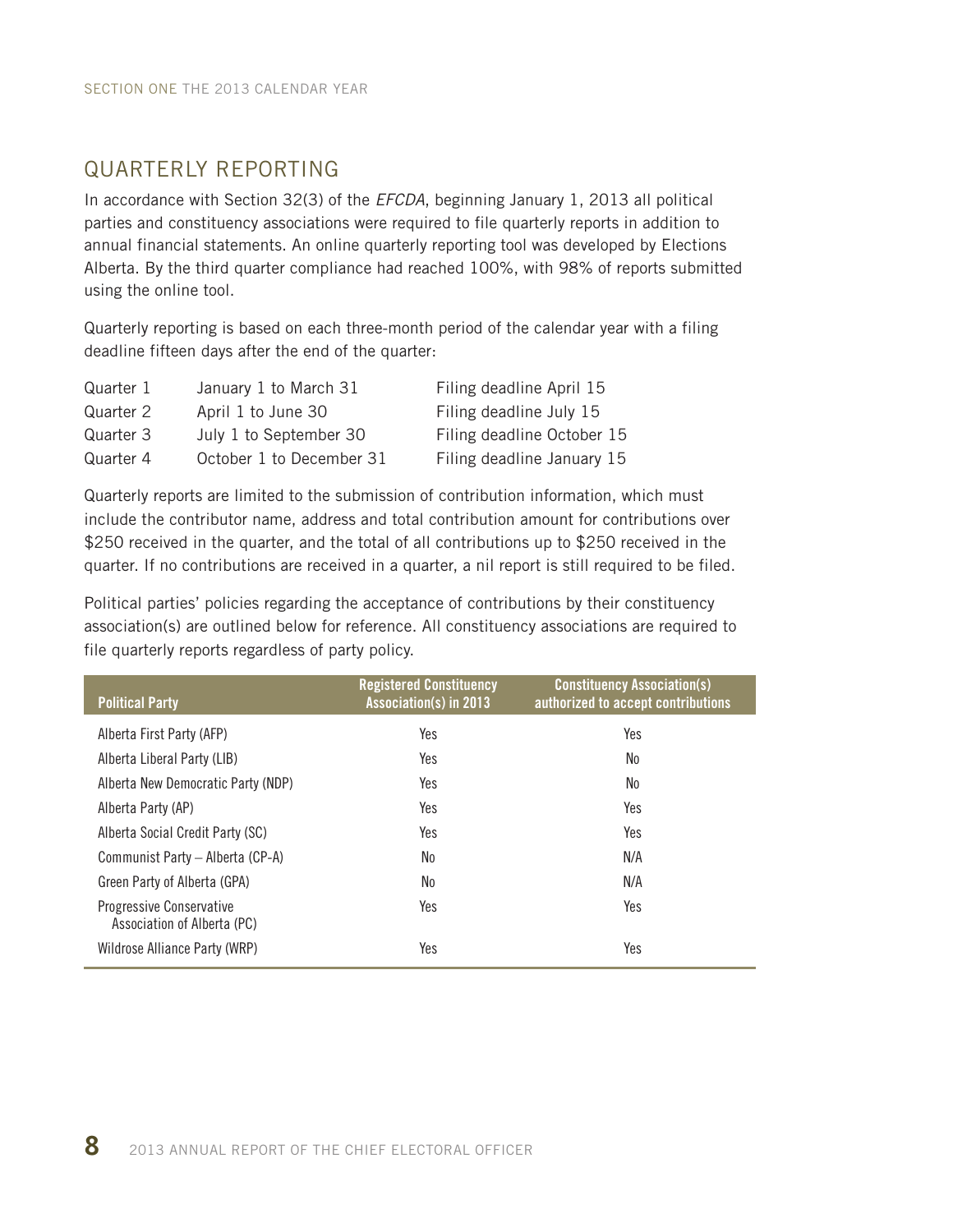## QUARTERLY REPORTING

In accordance with Section 32(3) of the *EFCDA*, beginning January 1, 2013 all political parties and constituency associations were required to file quarterly reports in addition to annual financial statements. An online quarterly reporting tool was developed by Elections Alberta. By the third quarter compliance had reached 100%, with 98% of reports submitted using the online tool.

Quarterly reporting is based on each three-month period of the calendar year with a filing deadline fifteen days after the end of the quarter:

| | | |
|---|---|---|
| Quarter 1 | January 1 to March 31 | Filing deadline April 15 |
| Quarter 2 | April 1 to June 30 | Filing deadline July 15 |
| Quarter 3 | July 1 to September 30 | Filing deadline October 15 |
| Quarter 4 | October 1 to December 31 | Filing deadline January 15 |

Quarterly reports are limited to the submission of contribution information, which must include the contributor name, address and total contribution amount for contributions over $250 received in the quarter, and the total of all contributions up to $250 received in the quarter. If no contributions are received in a quarter, a nil report is still required to be filed.

Political parties' policies regarding the acceptance of contributions by their constituency association(s) are outlined below for reference. All constituency associations are required to file quarterly reports regardless of party policy.

| Political Party | Registered Constituency Association(s) in 2013 | Constituency Association(s) authorized to accept contributions |
|---|---|---|
| Alberta First Party (AFP) | Yes | Yes |
| Alberta Liberal Party (LIB) | Yes | No |
| Alberta New Democratic Party (NDP) | Yes | No |
| Alberta Party (AP) | Yes | Yes |
| Alberta Social Credit Party (SC) | Yes | Yes |
| Communist Party – Alberta (CP-A) | No | N/A |
| Green Party of Alberta (GPA) | No | N/A |
| Progressive Conservative Association of Alberta (PC) | Yes | Yes |
| Wildrose Alliance Party (WRP) | Yes | Yes |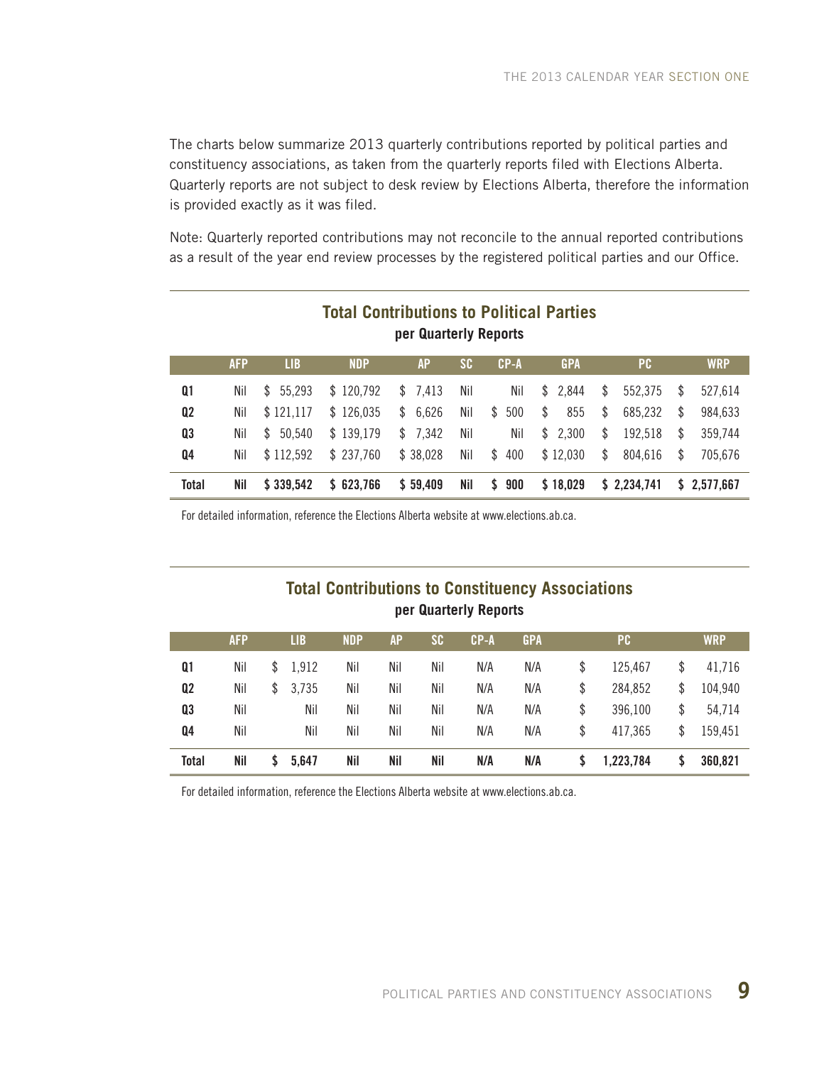The charts below summarize 2013 quarterly contributions reported by political parties and constituency associations, as taken from the quarterly reports filed with Elections Alberta. Quarterly reports are not subject to desk review by Elections Alberta, therefore the information is provided exactly as it was filed.

Note: Quarterly reported contributions may not reconcile to the annual reported contributions as a result of the year end review processes by the registered political parties and our Office.

## Total Contributions to Political Parties

**per Quarterly Reports**

| | AFP | LIB | NDP | AP | SC | CP-A | GPA | PC | WRP |
|---|---|---|---|---|---|---|---|---|---|
| Q1 | Nil | $ 55,293 | $ 120,792 | $ 7,413 | Nil | Nil | $ 2,844 | $ 552,375 | $ 527,614 |
| Q2 | Nil | $ 121,117 | $ 126,035 | $ 6,626 | Nil | $ 500 | $ 855 | $ 685,232 | $ 984,633 |
| Q3 | Nil | $ 50,540 | $ 139,179 | $ 7,342 | Nil | Nil | $ 2,300 | $ 192,518 | $ 359,744 |
| Q4 | Nil | $ 112,592 | $ 237,760 | $ 38,028 | Nil | $ 400 | $ 12,030 | $ 804,616 | $ 705,676 |
| **Total** | **Nil** | **$ 339,542** | **$ 623,766** | **$ 59,409** | **Nil** | **$ 900** | **$ 18,029** | **$ 2,234,741** | **$ 2,577,667** |

For detailed information, reference the Elections Alberta website at www.elections.ab.ca.

## Total Contributions to Constituency Associations

**per Quarterly Reports**

| | AFP | LIB | NDP | AP | SC | CP-A | GPA | PC | WRP |
|---|---|---|---|---|---|---|---|---|---|
| Q1 | Nil | $ 1,912 | Nil | Nil | Nil | N/A | N/A | $ 125,467 | $ 41,716 |
| Q2 | Nil | $ 3,735 | Nil | Nil | Nil | N/A | N/A | $ 284,852 | $ 104,940 |
| Q3 | Nil | Nil | Nil | Nil | Nil | N/A | N/A | $ 396,100 | $ 54,714 |
| Q4 | Nil | Nil | Nil | Nil | Nil | N/A | N/A | $ 417,365 | $ 159,451 |
| **Total** | **Nil** | **$ 5,647** | **Nil** | **Nil** | **Nil** | **N/A** | **N/A** | **$ 1,223,784** | **$ 360,821** |

For detailed information, reference the Elections Alberta website at www.elections.ab.ca.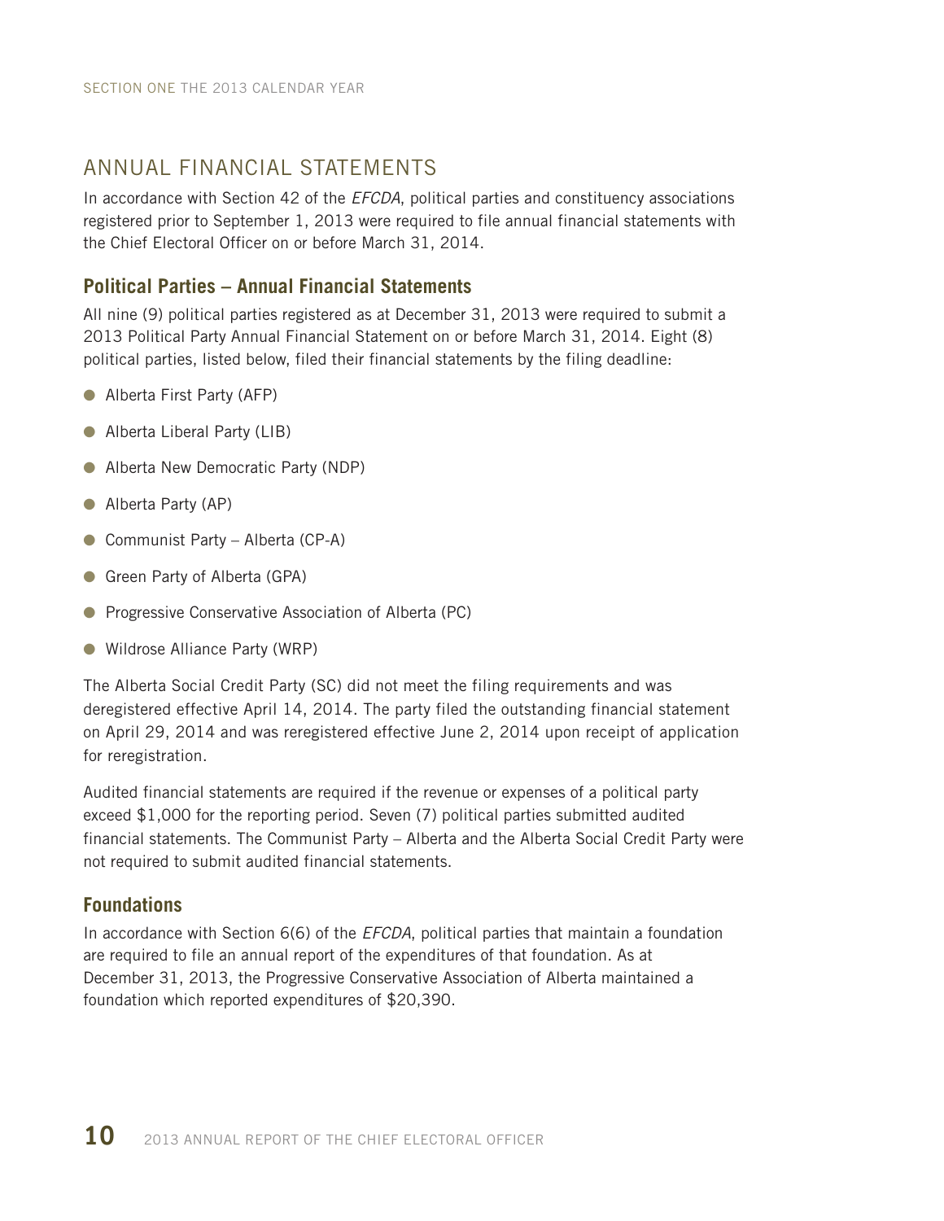## ANNUAL FINANCIAL STATEMENTS

In accordance with Section 42 of the *EFCDA*, political parties and constituency associations registered prior to September 1, 2013 were required to file annual financial statements with the Chief Electoral Officer on or before March 31, 2014.

### Political Parties – Annual Financial Statements

All nine (9) political parties registered as at December 31, 2013 were required to submit a 2013 Political Party Annual Financial Statement on or before March 31, 2014. Eight (8) political parties, listed below, filed their financial statements by the filing deadline:

- Alberta First Party (AFP)
- Alberta Liberal Party (LIB)
- Alberta New Democratic Party (NDP)
- Alberta Party (AP)
- Communist Party – Alberta (CP-A)
- Green Party of Alberta (GPA)
- Progressive Conservative Association of Alberta (PC)
- Wildrose Alliance Party (WRP)

The Alberta Social Credit Party (SC) did not meet the filing requirements and was deregistered effective April 14, 2014. The party filed the outstanding financial statement on April 29, 2014 and was reregistered effective June 2, 2014 upon receipt of application for reregistration.

Audited financial statements are required if the revenue or expenses of a political party exceed $1,000 for the reporting period. Seven (7) political parties submitted audited financial statements. The Communist Party – Alberta and the Alberta Social Credit Party were not required to submit audited financial statements.

### Foundations

In accordance with Section 6(6) of the *EFCDA*, political parties that maintain a foundation are required to file an annual report of the expenditures of that foundation. As at December 31, 2013, the Progressive Conservative Association of Alberta maintained a foundation which reported expenditures of $20,390.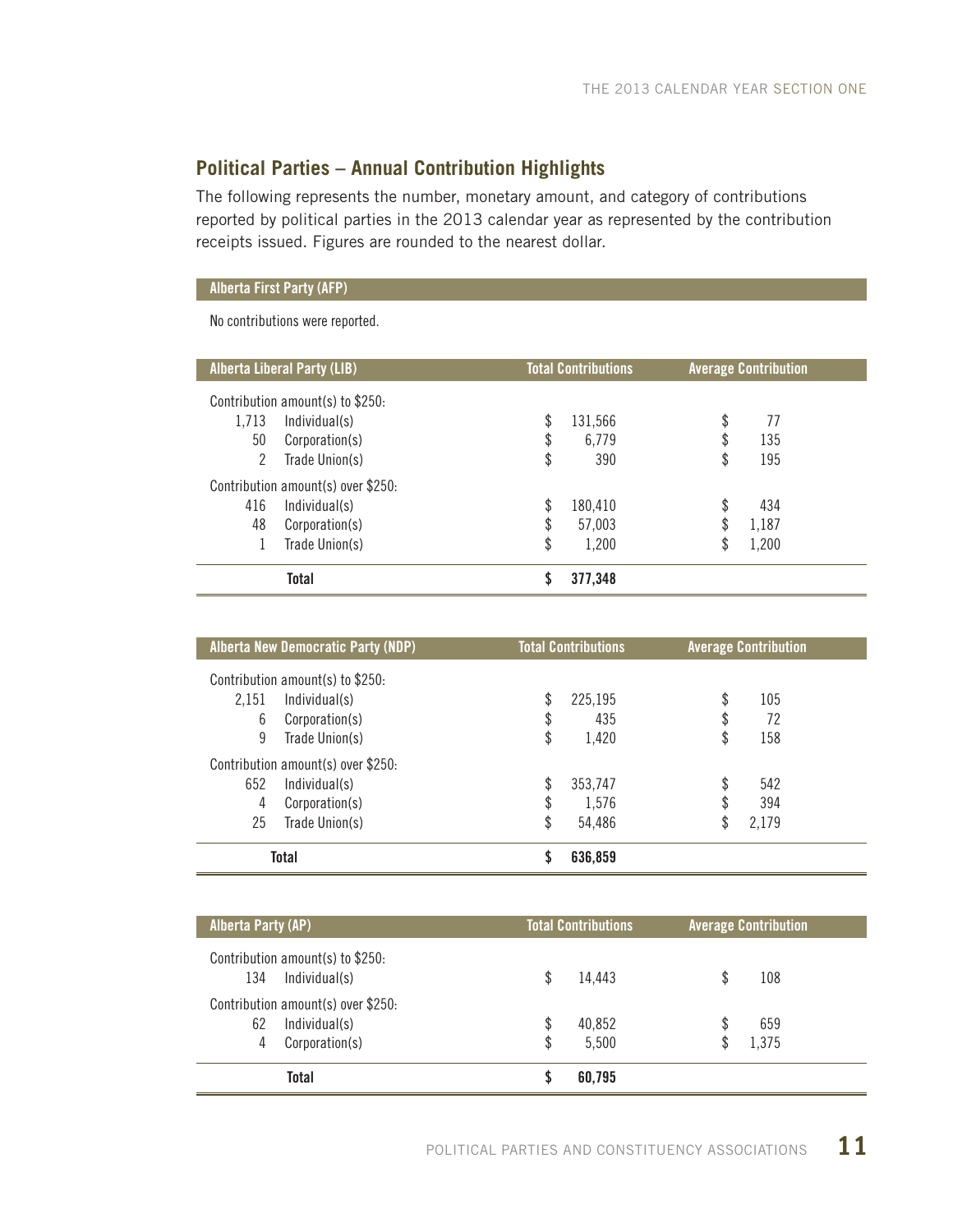## Political Parties – Annual Contribution Highlights

The following represents the number, monetary amount, and category of contributions reported by political parties in the 2013 calendar year as represented by the contribution receipts issued. Figures are rounded to the nearest dollar.

**Alberta First Party (AFP)**

No contributions were reported.

| Alberta Liberal Party (LIB) | | Total Contributions | Average Contribution |
|---|---|---|---|
| Contribution amount(s) to $250: | | | |
| 1,713 | Individual(s) | $ 131,566 | $ 77 |
| 50 | Corporation(s) | $ 6,779 | $ 135 |
| 2 | Trade Union(s) | $ 390 | $ 195 |
| Contribution amount(s) over $250: | | | |
| 416 | Individual(s) | $ 180,410 | $ 434 |
| 48 | Corporation(s) | $ 57,003 | $ 1,187 |
| 1 | Trade Union(s) | $ 1,200 | $ 1,200 |
| | **Total** | **$ 377,348** | |

| Alberta New Democratic Party (NDP) | | Total Contributions | Average Contribution |
|---|---|---|---|
| Contribution amount(s) to $250: | | | |
| 2,151 | Individual(s) | $ 225,195 | $ 105 |
| 6 | Corporation(s) | $ 435 | $ 72 |
| 9 | Trade Union(s) | $ 1,420 | $ 158 |
| Contribution amount(s) over $250: | | | |
| 652 | Individual(s) | $ 353,747 | $ 542 |
| 4 | Corporation(s) | $ 1,576 | $ 394 |
| 25 | Trade Union(s) | $ 54,486 | $ 2,179 |
| | **Total** | **$ 636,859** | |

| Alberta Party (AP) | | Total Contributions | Average Contribution |
|---|---|---|---|
| Contribution amount(s) to $250: | | | |
| 134 | Individual(s) | $ 14,443 | $ 108 |
| Contribution amount(s) over $250: | | | |
| 62 | Individual(s) | $ 40,852 | $ 659 |
| 4 | Corporation(s) | $ 5,500 | $ 1,375 |
| | **Total** | **$ 60,795** | |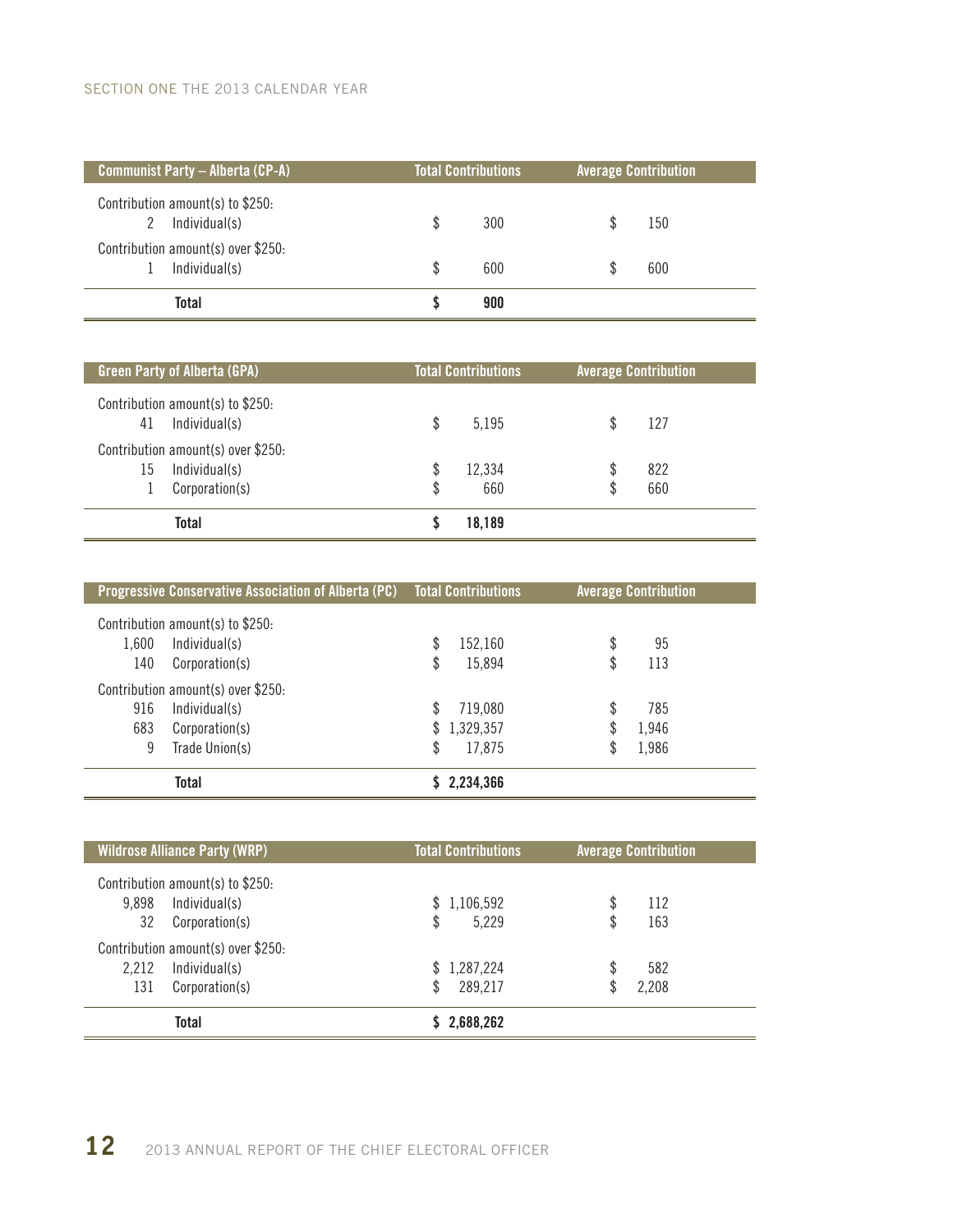| Communist Party – Alberta (CP-A) | | Total Contributions | Average Contribution |
|---|---|---|---|
| Contribution amount(s) to $250: | | | |
| 2 | Individual(s) | $ 300 | $ 150 |
| Contribution amount(s) over $250: | | | |
| 1 | Individual(s) | $ 600 | $ 600 |
| | **Total** | **$ 900** | |

| Green Party of Alberta (GPA) | | Total Contributions | Average Contribution |
|---|---|---|---|
| Contribution amount(s) to $250: | | | |
| 41 | Individual(s) | $ 5,195 | $ 127 |
| Contribution amount(s) over $250: | | | |
| 15 | Individual(s) | $ 12,334 | $ 822 |
| 1 | Corporation(s) | $ 660 | $ 660 |
| | **Total** | **$ 18,189** | |

| Progressive Conservative Association of Alberta (PC) | | Total Contributions | Average Contribution |
|---|---|---|---|
| Contribution amount(s) to $250: | | | |
| 1,600 | Individual(s) | $ 152,160 | $ 95 |
| 140 | Corporation(s) | $ 15,894 | $ 113 |
| Contribution amount(s) over $250: | | | |
| 916 | Individual(s) | $ 719,080 | $ 785 |
| 683 | Corporation(s) | $ 1,329,357 | $ 1,946 |
| 9 | Trade Union(s) | $ 17,875 | $ 1,986 |
| | **Total** | **$ 2,234,366** | |

| Wildrose Alliance Party (WRP) | | Total Contributions | Average Contribution |
|---|---|---|---|
| Contribution amount(s) to $250: | | | |
| 9,898 | Individual(s) | $ 1,106,592 | $ 112 |
| 32 | Corporation(s) | $ 5,229 | $ 163 |
| Contribution amount(s) over $250: | | | |
| 2,212 | Individual(s) | $ 1,287,224 | $ 582 |
| 131 | Corporation(s) | $ 289,217 | $ 2,208 |
| | **Total** | **$ 2,688,262** | |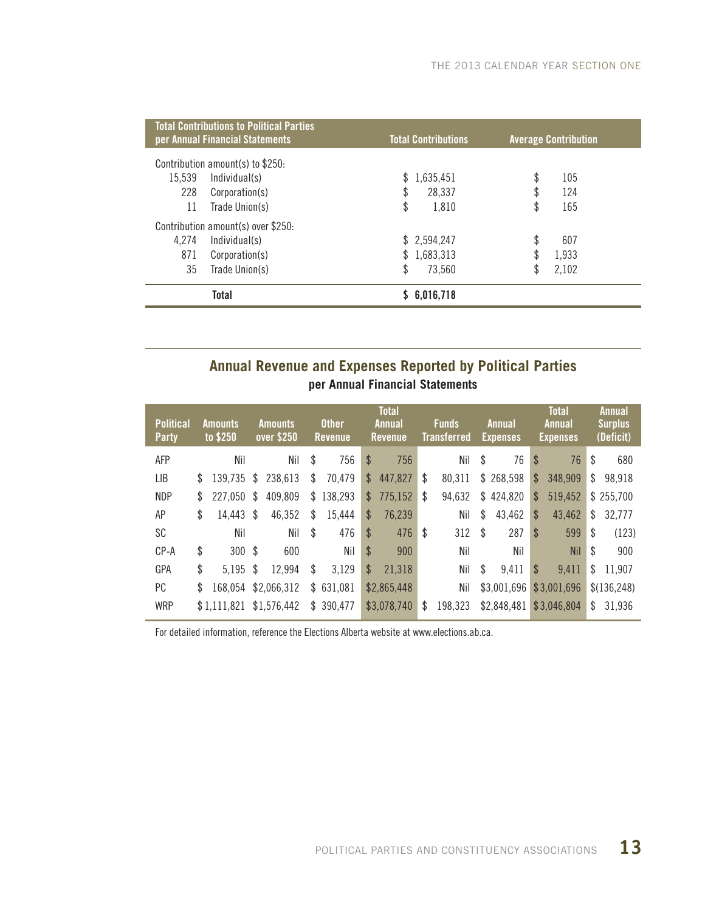| Total Contributions to Political Parties per Annual Financial Statements | | Total Contributions | Average Contribution |
|---|---|---|---|
| Contribution amount(s) to $250: | | | |
| 15,539 | Individual(s) | $ 1,635,451 | $ 105 |
| 228 | Corporation(s) | $ 28,337 | $ 124 |
| 11 | Trade Union(s) | $ 1,810 | $ 165 |
| Contribution amount(s) over $250: | | | |
| 4,274 | Individual(s) | $ 2,594,247 | $ 607 |
| 871 | Corporation(s) | $ 1,683,313 | $ 1,933 |
| 35 | Trade Union(s) | $ 73,560 | $ 2,102 |
| | **Total** | **$ 6,016,718** | |

## Annual Revenue and Expenses Reported by Political Parties

**per Annual Financial Statements**

| Political Party | Amounts to $250 | Amounts over $250 | Other Revenue | Total Annual Revenue | Funds Transferred | Annual Expenses | Total Annual Expenses | Annual Surplus (Deficit) |
|---|---|---|---|---|---|---|---|---|
| AFP | Nil | Nil | $ 756 | $ 756 | Nil | $ 76 | $ 76 | $ 680 |
| LIB | $ 139,735 | $ 238,613 | $ 70,479 | $ 447,827 | $ 80,311 | $ 268,598 | $ 348,909 | $ 98,918 |
| NDP | $ 227,050 | $ 409,809 | $ 138,293 | $ 775,152 | $ 94,632 | $ 424,820 | $ 519,452 | $ 255,700 |
| AP | $ 14,443 | $ 46,352 | $ 15,444 | $ 76,239 | Nil | $ 43,462 | $ 43,462 | $ 32,777 |
| SC | Nil | Nil | $ 476 | $ 476 | $ 312 | $ 287 | $ 599 | $ (123) |
| CP-A | $ 300 | $ 600 | Nil | $ 900 | Nil | Nil | Nil | $ 900 |
| GPA | $ 5,195 | $ 12,994 | $ 3,129 | $ 21,318 | Nil | $ 9,411 | $ 9,411 | $ 11,907 |
| PC | $ 168,054 | $2,066,312 | $ 631,081 | $2,865,448 | Nil | $3,001,696 | $3,001,696 | $(136,248) |
| WRP | $1,111,821 | $1,576,442 | $ 390,477 | $3,078,740 | $ 198,323 | $2,848,481 | $3,046,804 | $ 31,936 |

For detailed information, reference the Elections Alberta website at www.elections.ab.ca.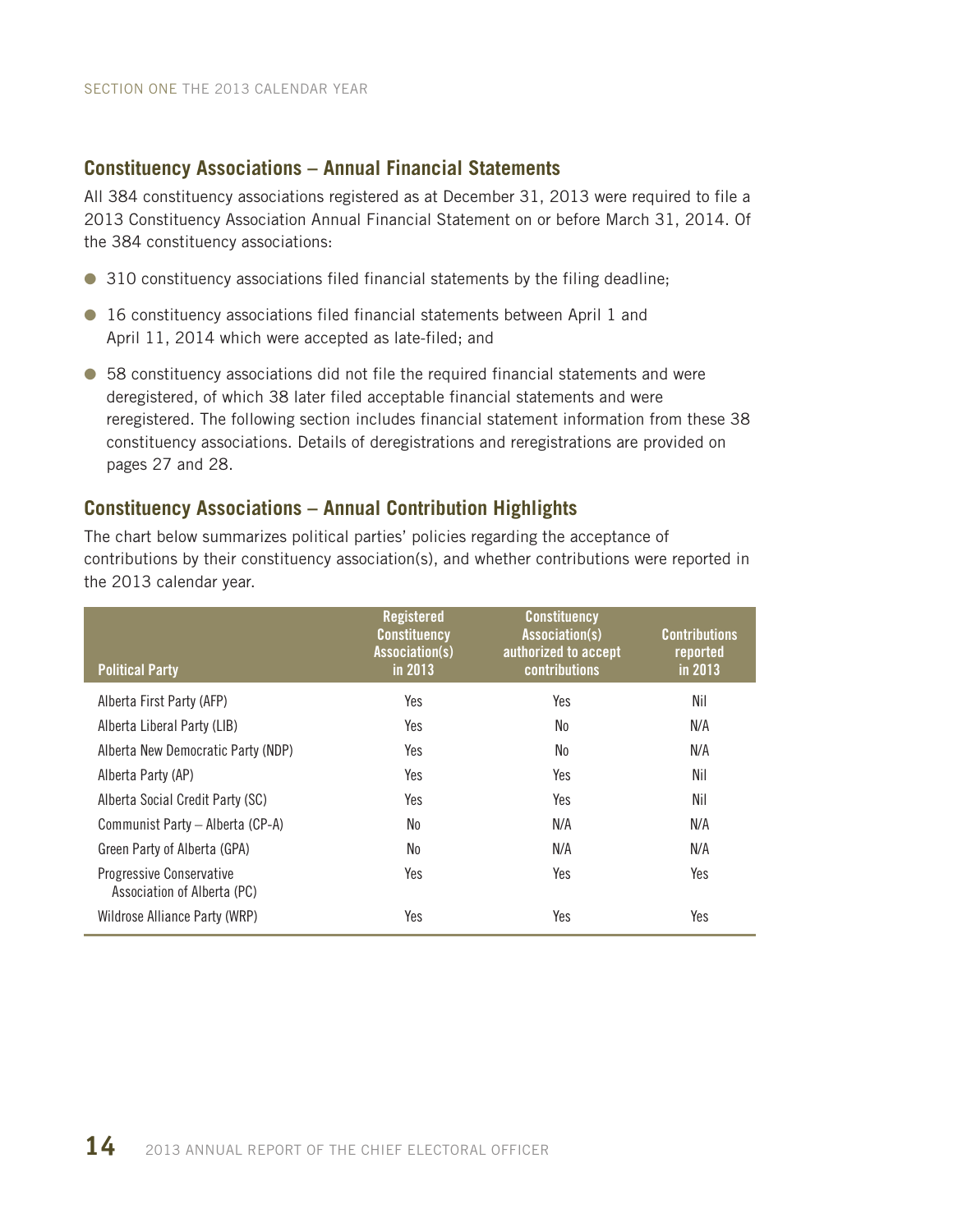## Constituency Associations – Annual Financial Statements

All 384 constituency associations registered as at December 31, 2013 were required to file a 2013 Constituency Association Annual Financial Statement on or before March 31, 2014. Of the 384 constituency associations:

- 310 constituency associations filed financial statements by the filing deadline;
- 16 constituency associations filed financial statements between April 1 and April 11, 2014 which were accepted as late-filed; and
- 58 constituency associations did not file the required financial statements and were deregistered, of which 38 later filed acceptable financial statements and were reregistered. The following section includes financial statement information from these 38 constituency associations. Details of deregistrations and reregistrations are provided on pages 27 and 28.

## Constituency Associations – Annual Contribution Highlights

The chart below summarizes political parties' policies regarding the acceptance of contributions by their constituency association(s), and whether contributions were reported in the 2013 calendar year.

| Political Party | Registered Constituency Association(s) in 2013 | Constituency Association(s) authorized to accept contributions | Contributions reported in 2013 |
|---|---|---|---|
| Alberta First Party (AFP) | Yes | Yes | Nil |
| Alberta Liberal Party (LIB) | Yes | No | N/A |
| Alberta New Democratic Party (NDP) | Yes | No | N/A |
| Alberta Party (AP) | Yes | Yes | Nil |
| Alberta Social Credit Party (SC) | Yes | Yes | Nil |
| Communist Party – Alberta (CP-A) | No | N/A | N/A |
| Green Party of Alberta (GPA) | No | N/A | N/A |
| Progressive Conservative Association of Alberta (PC) | Yes | Yes | Yes |
| Wildrose Alliance Party (WRP) | Yes | Yes | Yes |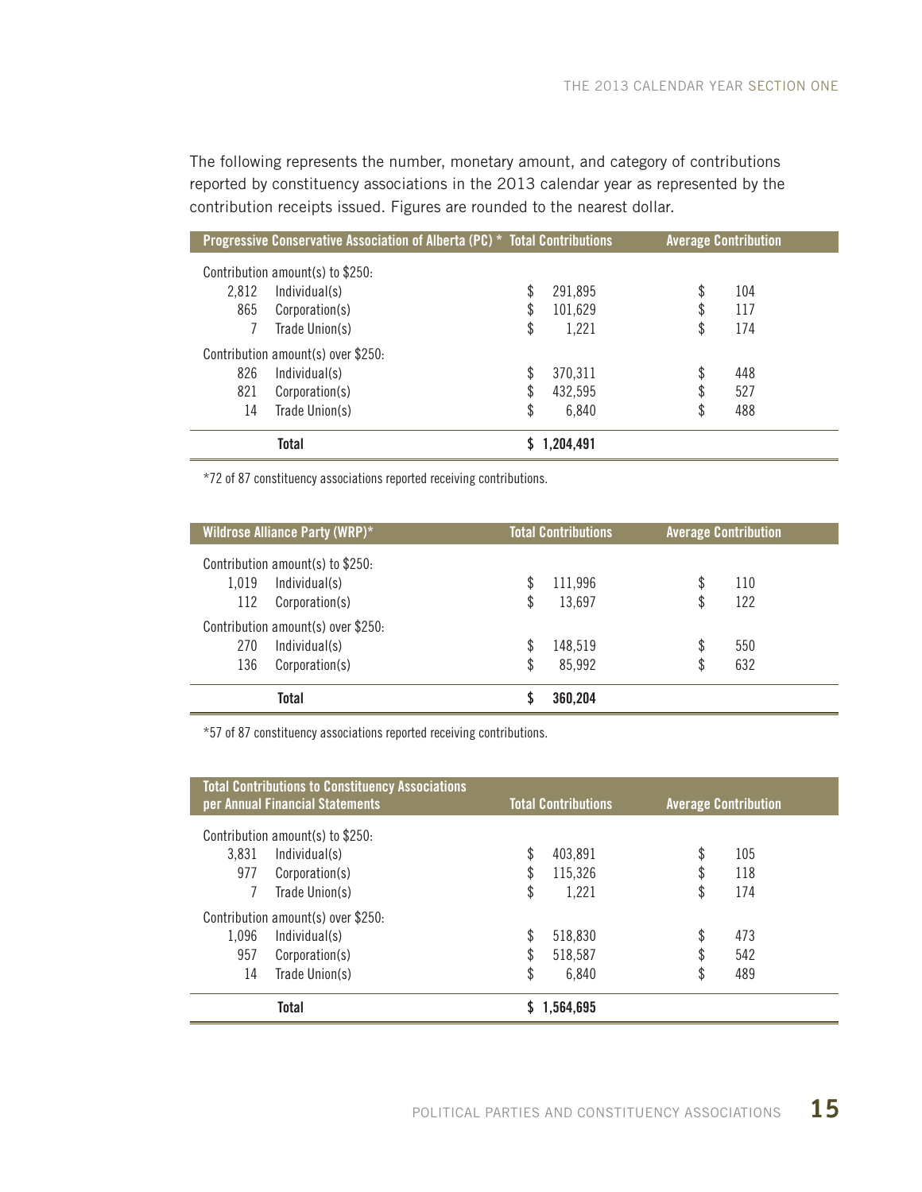The following represents the number, monetary amount, and category of contributions reported by constituency associations in the 2013 calendar year as represented by the contribution receipts issued. Figures are rounded to the nearest dollar.

| | Progressive Conservative Association of Alberta (PC) * | Total Contributions | Average Contribution |
|---|---|---|---|
| | Contribution amount(s) to $250: | | |
| 2,812 | Individual(s) | $ 291,895 | $ 104 |
| 865 | Corporation(s) | $ 101,629 | $ 117 |
| 7 | Trade Union(s) | $ 1,221 | $ 174 |
| | Contribution amount(s) over $250: | | |
| 826 | Individual(s) | $ 370,311 | $ 448 |
| 821 | Corporation(s) | $ 432,595 | $ 527 |
| 14 | Trade Union(s) | $ 6,840 | $ 488 |
| | **Total** | **$ 1,204,491** | |

*72 of 87 constituency associations reported receiving contributions.

| | Wildrose Alliance Party (WRP)* | Total Contributions | Average Contribution |
|---|---|---|---|
| | Contribution amount(s) to $250: | | |
| 1,019 | Individual(s) | $ 111,996 | $ 110 |
| 112 | Corporation(s) | $ 13,697 | $ 122 |
| | Contribution amount(s) over $250: | | |
| 270 | Individual(s) | $ 148,519 | $ 550 |
| 136 | Corporation(s) | $ 85,992 | $ 632 |
| | **Total** | **$ 360,204** | |

*57 of 87 constituency associations reported receiving contributions.

| | Total Contributions to Constituency Associations per Annual Financial Statements | Total Contributions | Average Contribution |
|---|---|---|---|
| | Contribution amount(s) to $250: | | |
| 3,831 | Individual(s) | $ 403,891 | $ 105 |
| 977 | Corporation(s) | $ 115,326 | $ 118 |
| 7 | Trade Union(s) | $ 1,221 | $ 174 |
| | Contribution amount(s) over $250: | | |
| 1,096 | Individual(s) | $ 518,830 | $ 473 |
| 957 | Corporation(s) | $ 518,587 | $ 542 |
| 14 | Trade Union(s) | $ 6,840 | $ 489 |
| | **Total** | **$ 1,564,695** | |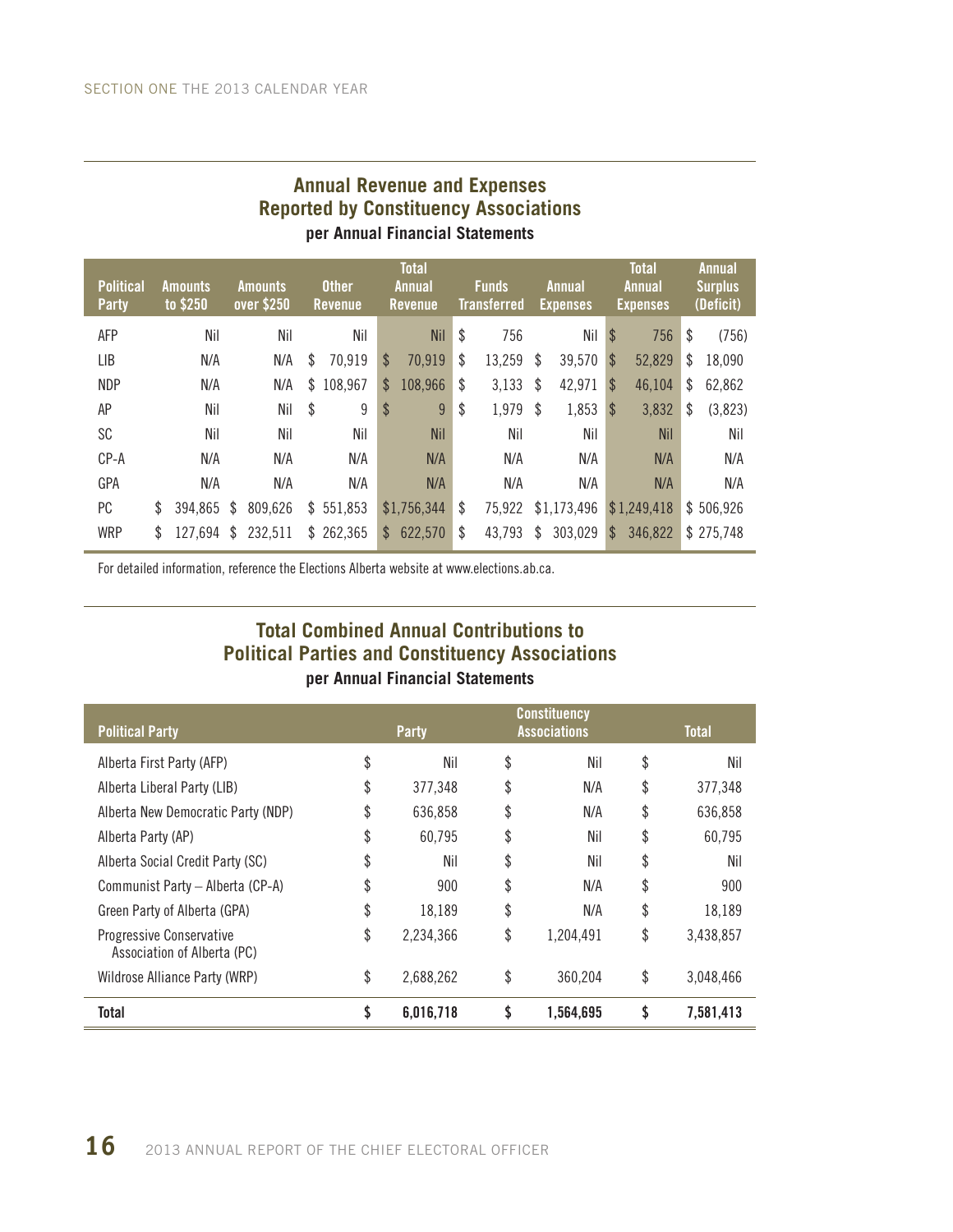## Annual Revenue and Expenses Reported by Constituency Associations

**per Annual Financial Statements**

| Political Party | Amounts to $250 | Amounts over $250 | Other Revenue | Total Annual Revenue | Funds Transferred | Annual Expenses | Total Annual Expenses | Annual Surplus (Deficit) |
|---|---|---|---|---|---|---|---|---|
| AFP | Nil | Nil | Nil | Nil | $ 756 | Nil | $ 756 | $ (756) |
| LIB | N/A | N/A | $ 70,919 | $ 70,919 | $ 13,259 | $ 39,570 | $ 52,829 | $ 18,090 |
| NDP | N/A | N/A | $ 108,967 | $ 108,966 | $ 3,133 | $ 42,971 | $ 46,104 | $ 62,862 |
| AP | Nil | Nil | $ 9 | $ 9 | $ 1,979 | $ 1,853 | $ 3,832 | $ (3,823) |
| SC | Nil | Nil | Nil | Nil | Nil | Nil | Nil | Nil |
| CP-A | N/A | N/A | N/A | N/A | N/A | N/A | N/A | N/A |
| GPA | N/A | N/A | N/A | N/A | N/A | N/A | N/A | N/A |
| PC | $ 394,865 | $ 809,626 | $ 551,853 | $1,756,344 | $ 75,922 | $1,173,496 | $1,249,418 | $ 506,926 |
| WRP | $ 127,694 | $ 232,511 | $ 262,365 | $ 622,570 | $ 43,793 | $ 303,029 | $ 346,822 | $ 275,748 |

For detailed information, reference the Elections Alberta website at www.elections.ab.ca.

## Total Combined Annual Contributions to Political Parties and Constituency Associations

**per Annual Financial Statements**

| Political Party | Party | Constituency Associations | Total |
|---|---|---|---|
| Alberta First Party (AFP) | $ Nil | $ Nil | $ Nil |
| Alberta Liberal Party (LIB) | $ 377,348 | $ N/A | $ 377,348 |
| Alberta New Democratic Party (NDP) | $ 636,858 | $ N/A | $ 636,858 |
| Alberta Party (AP) | $ 60,795 | $ Nil | $ 60,795 |
| Alberta Social Credit Party (SC) | $ Nil | $ Nil | $ Nil |
| Communist Party – Alberta (CP-A) | $ 900 | $ N/A | $ 900 |
| Green Party of Alberta (GPA) | $ 18,189 | $ N/A | $ 18,189 |
| Progressive Conservative Association of Alberta (PC) | $ 2,234,366 | $ 1,204,491 | $ 3,438,857 |
| Wildrose Alliance Party (WRP) | $ 2,688,262 | $ 360,204 | $ 3,048,466 |
| **Total** | **$ 6,016,718** | **$ 1,564,695** | **$ 7,581,413** |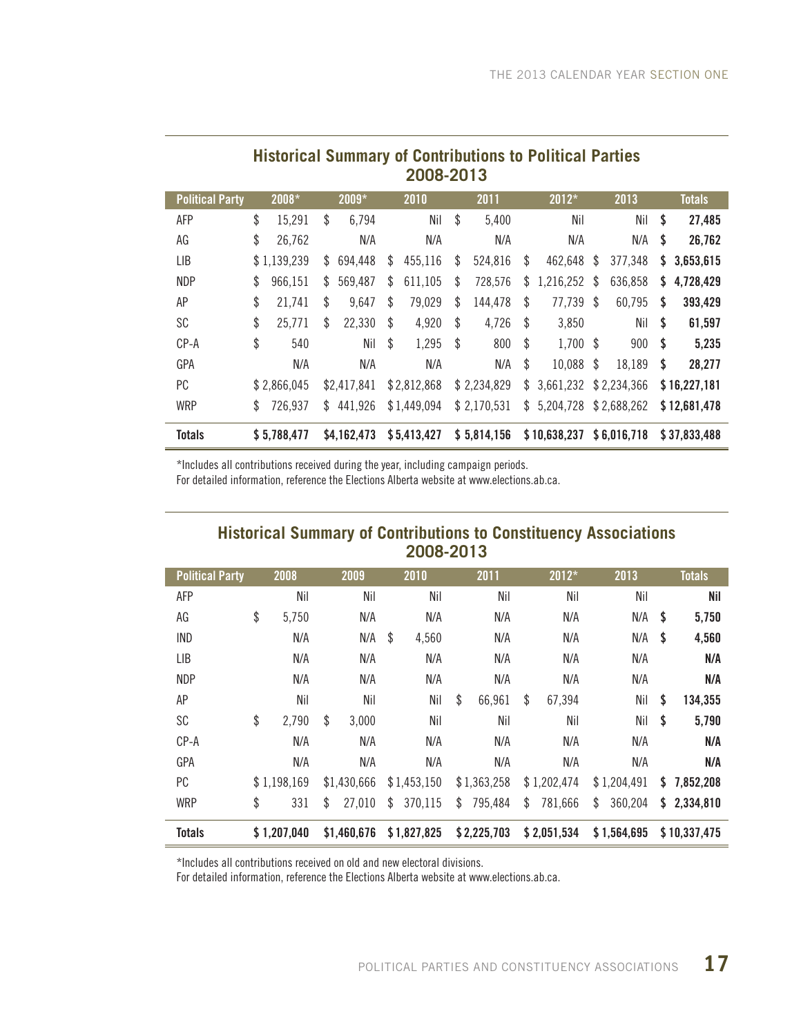## Historical Summary of Contributions to Political Parties 2008-2013

| Political Party | 2008* | 2009* | 2010 | 2011 | 2012* | 2013 | Totals |
|---|---|---|---|---|---|---|---|
| AFP | $ 15,291 | $ 6,794 | Nil | $ 5,400 | Nil | Nil | $ 27,485 |
| AG | $ 26,762 | N/A | N/A | N/A | N/A | N/A | $ 26,762 |
| LIB | $ 1,139,239 | $ 694,448 | $ 455,116 | $ 524,816 | $ 462,648 | $ 377,348 | $ 3,653,615 |
| NDP | $ 966,151 | $ 569,487 | $ 611,105 | $ 728,576 | $ 1,216,252 | $ 636,858 | $ 4,728,429 |
| AP | $ 21,741 | $ 9,647 | $ 79,029 | $ 144,478 | $ 77,739 | $ 60,795 | $ 393,429 |
| SC | $ 25,771 | $ 22,330 | $ 4,920 | $ 4,726 | $ 3,850 | Nil | $ 61,597 |
| CP-A | $ 540 | Nil | $ 1,295 | $ 800 | $ 1,700 | $ 900 | $ 5,235 |
| GPA | N/A | N/A | N/A | N/A | $ 10,088 | $ 18,189 | $ 28,277 |
| PC | $ 2,866,045 | $2,417,841 | $ 2,812,868 | $ 2,234,829 | $ 3,661,232 | $ 2,234,366 | $ 16,227,181 |
| WRP | $ 726,937 | $ 441,926 | $ 1,449,094 | $ 2,170,531 | $ 5,204,728 | $ 2,688,262 | $ 12,681,478 |
| **Totals** | **$ 5,788,477** | **$4,162,473** | **$ 5,413,427** | **$ 5,814,156** | **$ 10,638,237** | **$ 6,016,718** | **$ 37,833,488** |

*Includes all contributions received during the year, including campaign periods.
For detailed information, reference the Elections Alberta website at www.elections.ab.ca.

## Historical Summary of Contributions to Constituency Associations 2008-2013

| Political Party | 2008 | 2009 | 2010 | 2011 | 2012* | 2013 | Totals |
|---|---|---|---|---|---|---|---|
| AFP | Nil | Nil | Nil | Nil | Nil | Nil | Nil |
| AG | $ 5,750 | N/A | N/A | N/A | N/A | N/A | $ 5,750 |
| IND | N/A | N/A | $ 4,560 | N/A | N/A | N/A | $ 4,560 |
| LIB | N/A | N/A | N/A | N/A | N/A | N/A | N/A |
| NDP | N/A | N/A | N/A | N/A | N/A | N/A | N/A |
| AP | Nil | Nil | Nil | $ 66,961 | $ 67,394 | Nil | $ 134,355 |
| SC | $ 2,790 | $ 3,000 | Nil | Nil | Nil | Nil | $ 5,790 |
| CP-A | N/A | N/A | N/A | N/A | N/A | N/A | N/A |
| GPA | N/A | N/A | N/A | N/A | N/A | N/A | N/A |
| PC | $ 1,198,169 | $1,430,666 | $ 1,453,150 | $ 1,363,258 | $ 1,202,474 | $ 1,204,491 | $ 7,852,208 |
| WRP | $ 331 | $ 27,010 | $ 370,115 | $ 795,484 | $ 781,666 | $ 360,204 | $ 2,334,810 |
| **Totals** | **$ 1,207,040** | **$1,460,676** | **$ 1,827,825** | **$ 2,225,703** | **$ 2,051,534** | **$ 1,564,695** | **$ 10,337,475** |

*Includes all contributions received on old and new electoral divisions.
For detailed information, reference the Elections Alberta website at www.elections.ab.ca.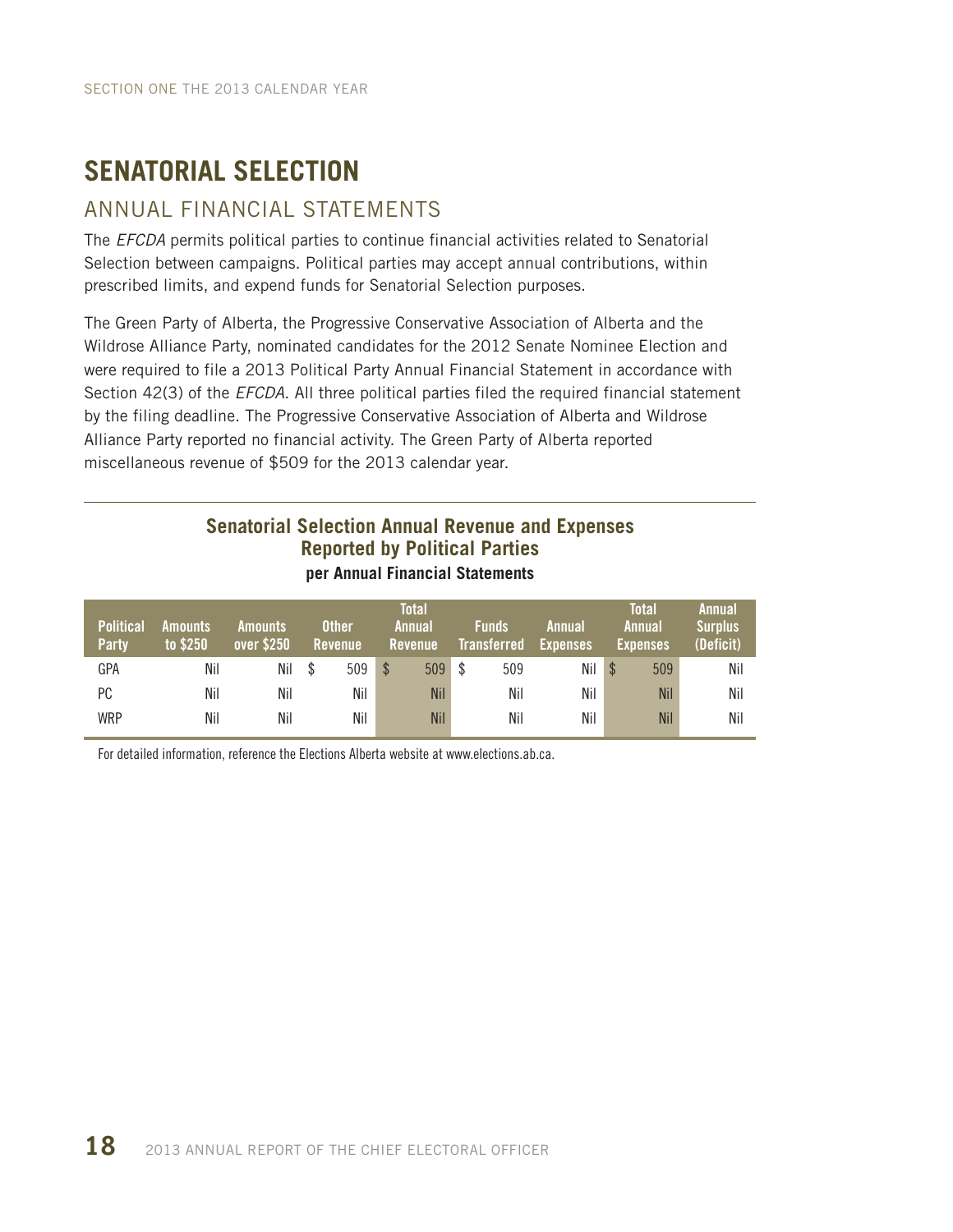# SENATORIAL SELECTION

## ANNUAL FINANCIAL STATEMENTS

The *EFCDA* permits political parties to continue financial activities related to Senatorial Selection between campaigns. Political parties may accept annual contributions, within prescribed limits, and expend funds for Senatorial Selection purposes.

The Green Party of Alberta, the Progressive Conservative Association of Alberta and the Wildrose Alliance Party, nominated candidates for the 2012 Senate Nominee Election and were required to file a 2013 Political Party Annual Financial Statement in accordance with Section 42(3) of the *EFCDA*. All three political parties filed the required financial statement by the filing deadline. The Progressive Conservative Association of Alberta and Wildrose Alliance Party reported no financial activity. The Green Party of Alberta reported miscellaneous revenue of $509 for the 2013 calendar year.

### Senatorial Selection Annual Revenue and Expenses Reported by Political Parties

**per Annual Financial Statements**

| Political Party | Amounts to $250 | Amounts over $250 | Other Revenue | Total Annual Revenue | Funds Transferred | Annual Expenses | Total Annual Expenses | Annual Surplus (Deficit) |
|---|---|---|---|---|---|---|---|---|
| GPA | Nil | Nil | $ 509 | $ 509 | $ 509 | Nil | $ 509 | Nil |
| PC | Nil | Nil | Nil | Nil | Nil | Nil | Nil | Nil |
| WRP | Nil | Nil | Nil | Nil | Nil | Nil | Nil | Nil |

For detailed information, reference the Elections Alberta website at www.elections.ab.ca.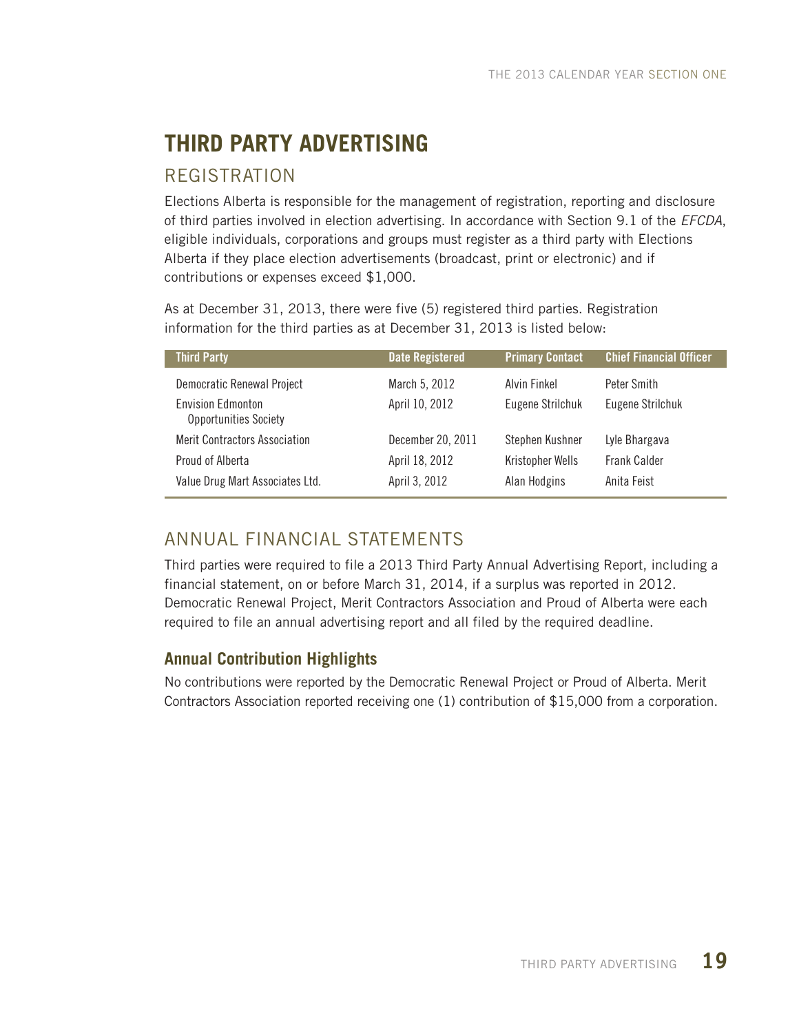# THIRD PARTY ADVERTISING

## REGISTRATION

Elections Alberta is responsible for the management of registration, reporting and disclosure of third parties involved in election advertising. In accordance with Section 9.1 of the *EFCDA*, eligible individuals, corporations and groups must register as a third party with Elections Alberta if they place election advertisements (broadcast, print or electronic) and if contributions or expenses exceed $1,000.

As at December 31, 2013, there were five (5) registered third parties. Registration information for the third parties as at December 31, 2013 is listed below:

| Third Party | Date Registered | Primary Contact | Chief Financial Officer |
|---|---|---|---|
| Democratic Renewal Project | March 5, 2012 | Alvin Finkel | Peter Smith |
| Envision Edmonton Opportunities Society | April 10, 2012 | Eugene Strilchuk | Eugene Strilchuk |
| Merit Contractors Association | December 20, 2011 | Stephen Kushner | Lyle Bhargava |
| Proud of Alberta | April 18, 2012 | Kristopher Wells | Frank Calder |
| Value Drug Mart Associates Ltd. | April 3, 2012 | Alan Hodgins | Anita Feist |

## ANNUAL FINANCIAL STATEMENTS

Third parties were required to file a 2013 Third Party Annual Advertising Report, including a financial statement, on or before March 31, 2014, if a surplus was reported in 2012. Democratic Renewal Project, Merit Contractors Association and Proud of Alberta were each required to file an annual advertising report and all filed by the required deadline.

### Annual Contribution Highlights

No contributions were reported by the Democratic Renewal Project or Proud of Alberta. Merit Contractors Association reported receiving one (1) contribution of $15,000 from a corporation.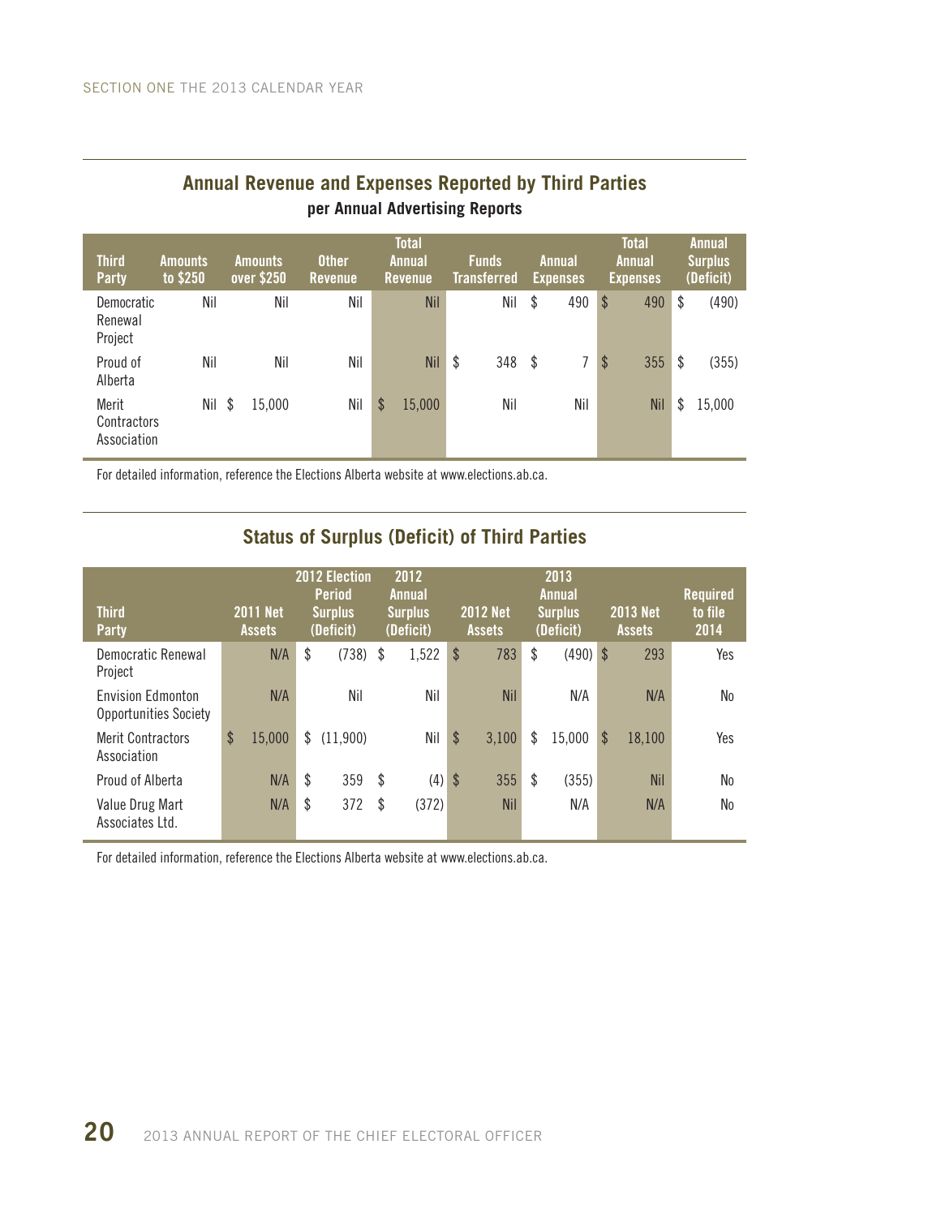## Annual Revenue and Expenses Reported by Third Parties

### per Annual Advertising Reports

| Third Party | Amounts to $250 | Amounts over $250 | Other Revenue | Total Annual Revenue | Funds Transferred | Annual Expenses | Total Annual Expenses | Annual Surplus (Deficit) |
|---|---|---|---|---|---|---|---|---|
| Democratic Renewal Project | Nil | Nil | Nil | Nil | Nil | $ 490 | $ 490 | $ (490) |
| Proud of Alberta | Nil | Nil | Nil | Nil | $ 348 | $ 7 | $ 355 | $ (355) |
| Merit Contractors Association | Nil | $ 15,000 | Nil | $ 15,000 | Nil | Nil | Nil | $ 15,000 |

For detailed information, reference the Elections Alberta website at www.elections.ab.ca.

## Status of Surplus (Deficit) of Third Parties

| Third Party | 2011 Net Assets | 2012 Election Period Surplus (Deficit) | 2012 Annual Surplus (Deficit) | 2012 Net Assets | 2013 Annual Surplus (Deficit) | 2013 Net Assets | Required to file 2014 |
|---|---|---|---|---|---|---|---|
| Democratic Renewal Project | N/A | $ (738) | $ 1,522 | $ 783 | $ (490) | $ 293 | Yes |
| Envision Edmonton Opportunities Society | N/A | Nil | Nil | Nil | N/A | N/A | No |
| Merit Contractors Association | $ 15,000 | $ (11,900) | Nil | $ 3,100 | $ 15,000 | $ 18,100 | Yes |
| Proud of Alberta | N/A | $ 359 | $ (4) | $ 355 | $ (355) | Nil | No |
| Value Drug Mart Associates Ltd. | N/A | $ 372 | $ (372) | Nil | N/A | N/A | No |

For detailed information, reference the Elections Alberta website at www.elections.ab.ca.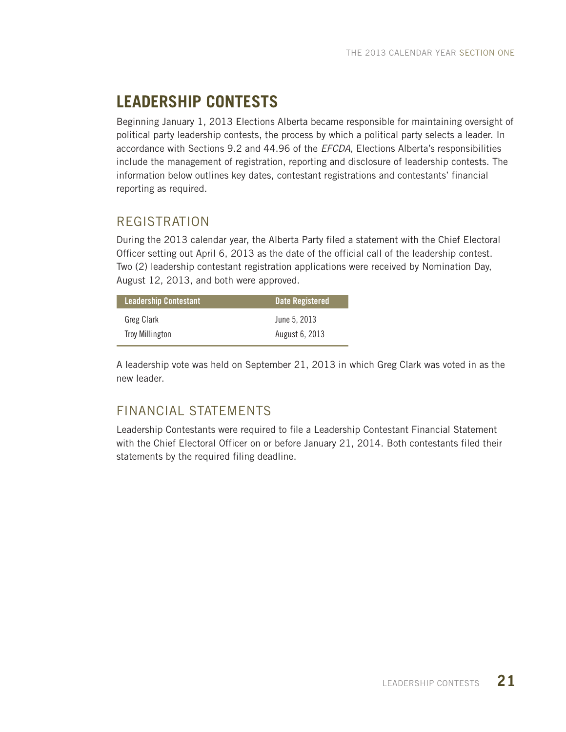# LEADERSHIP CONTESTS

Beginning January 1, 2013 Elections Alberta became responsible for maintaining oversight of political party leadership contests, the process by which a political party selects a leader. In accordance with Sections 9.2 and 44.96 of the *EFCDA*, Elections Alberta's responsibilities include the management of registration, reporting and disclosure of leadership contests. The information below outlines key dates, contestant registrations and contestants' financial reporting as required.

## REGISTRATION

During the 2013 calendar year, the Alberta Party filed a statement with the Chief Electoral Officer setting out April 6, 2013 as the date of the official call of the leadership contest. Two (2) leadership contestant registration applications were received by Nomination Day, August 12, 2013, and both were approved.

| Leadership Contestant | Date Registered |
|---|---|
| Greg Clark | June 5, 2013 |
| Troy Millington | August 6, 2013 |

A leadership vote was held on September 21, 2013 in which Greg Clark was voted in as the new leader.

## FINANCIAL STATEMENTS

Leadership Contestants were required to file a Leadership Contestant Financial Statement with the Chief Electoral Officer on or before January 21, 2014. Both contestants filed their statements by the required filing deadline.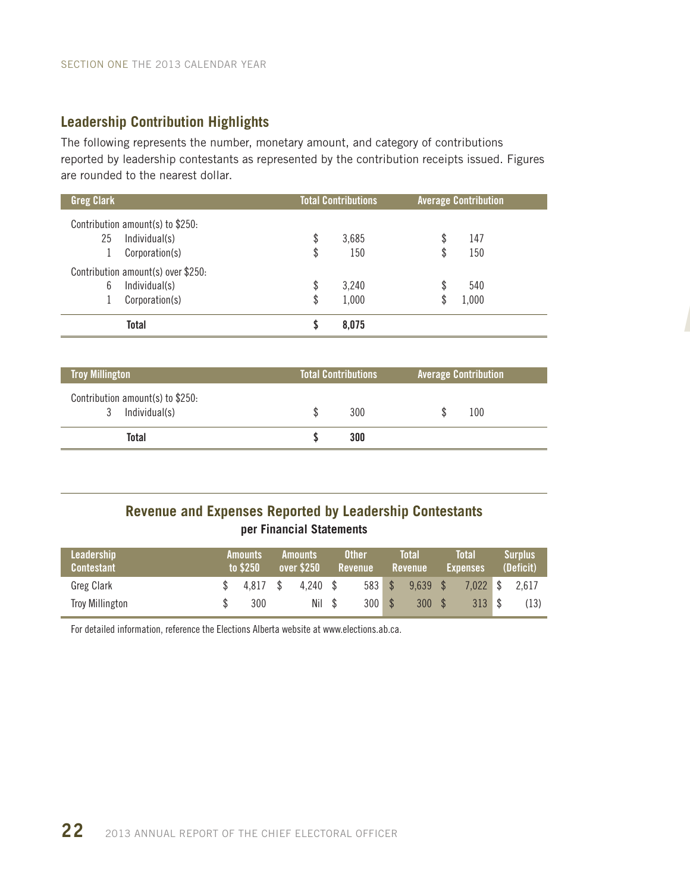## Leadership Contribution Highlights

The following represents the number, monetary amount, and category of contributions reported by leadership contestants as represented by the contribution receipts issued. Figures are rounded to the nearest dollar.

| Greg Clark | Total Contributions | Average Contribution |
|---|---|---|
| Contribution amount(s) to $250: | | |
| 25 Individual(s) | $ 3,685 | $ 147 |
| 1 Corporation(s) | $ 150 | $ 150 |
| Contribution amount(s) over $250: | | |
| 6 Individual(s) | $ 3,240 | $ 540 |
| 1 Corporation(s) | $ 1,000 | $ 1,000 |
| **Total** | **$ 8,075** | |

| Troy Millington | Total Contributions | Average Contribution |
|---|---|---|
| Contribution amount(s) to $250: | | |
| 3 Individual(s) | $ 300 | $ 100 |
| **Total** | **$ 300** | |

## Revenue and Expenses Reported by Leadership Contestants

**per Financial Statements**

| Leadership Contestant | Amounts to $250 | Amounts over $250 | Other Revenue | Total Revenue | Total Expenses | Surplus (Deficit) |
|---|---|---|---|---|---|---|
| Greg Clark | $ 4,817 | $ 4,240 | $ 583 | $ 9,639 | $ 7,022 | $ 2,617 |
| Troy Millington | $ 300 | Nil | $ 300 | $ 300 | $ 313 | $ (13) |

For detailed information, reference the Elections Alberta website at www.elections.ab.ca.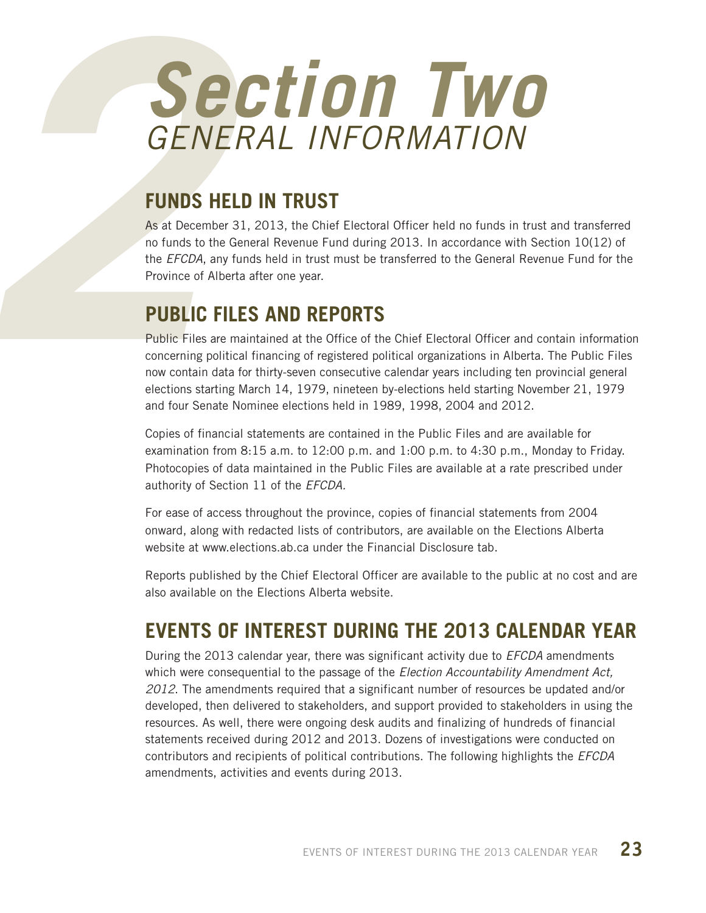# Section Two
## GENERAL INFORMATION

## FUNDS HELD IN TRUST

As at December 31, 2013, the Chief Electoral Officer held no funds in trust and transferred no funds to the General Revenue Fund during 2013. In accordance with Section 10(12) of the *EFCDA*, any funds held in trust must be transferred to the General Revenue Fund for the Province of Alberta after one year.

## PUBLIC FILES AND REPORTS

Public Files are maintained at the Office of the Chief Electoral Officer and contain information concerning political financing of registered political organizations in Alberta. The Public Files now contain data for thirty-seven consecutive calendar years including ten provincial general elections starting March 14, 1979, nineteen by-elections held starting November 21, 1979 and four Senate Nominee elections held in 1989, 1998, 2004 and 2012.

Copies of financial statements are contained in the Public Files and are available for examination from 8:15 a.m. to 12:00 p.m. and 1:00 p.m. to 4:30 p.m., Monday to Friday. Photocopies of data maintained in the Public Files are available at a rate prescribed under authority of Section 11 of the *EFCDA.*

For ease of access throughout the province, copies of financial statements from 2004 onward, along with redacted lists of contributors, are available on the Elections Alberta website at www.elections.ab.ca under the Financial Disclosure tab.

Reports published by the Chief Electoral Officer are available to the public at no cost and are also available on the Elections Alberta website.

## EVENTS OF INTEREST DURING THE 2013 CALENDAR YEAR

During the 2013 calendar year, there was significant activity due to *EFCDA* amendments which were consequential to the passage of the *Election Accountability Amendment Act, 2012*. The amendments required that a significant number of resources be updated and/or developed, then delivered to stakeholders, and support provided to stakeholders in using the resources. As well, there were ongoing desk audits and finalizing of hundreds of financial statements received during 2012 and 2013. Dozens of investigations were conducted on contributors and recipients of political contributions. The following highlights the *EFCDA* amendments, activities and events during 2013.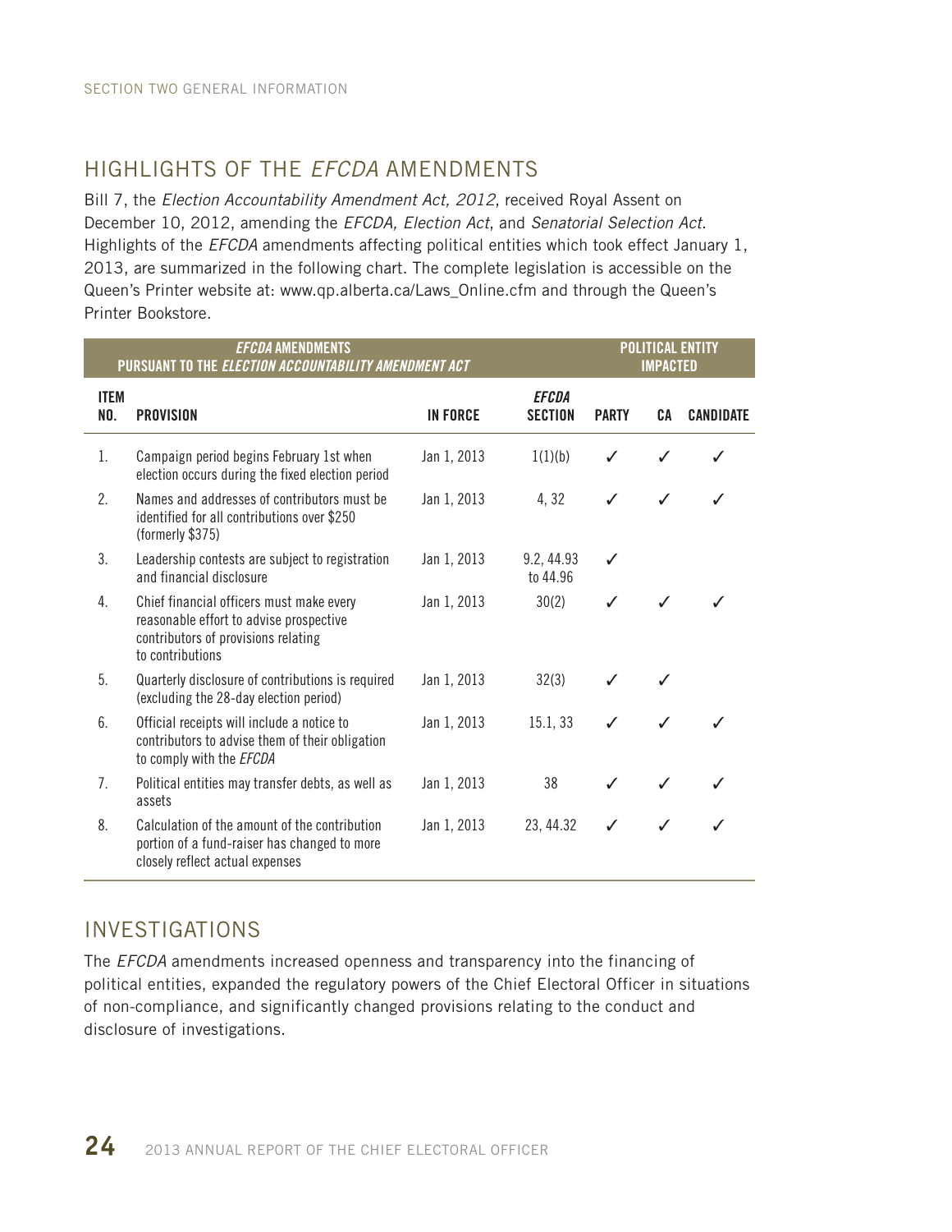## HIGHLIGHTS OF THE *EFCDA* AMENDMENTS

Bill 7, the *Election Accountability Amendment Act, 2012*, received Royal Assent on December 10, 2012, amending the *EFCDA, Election Act*, and *Senatorial Selection Act*. Highlights of the *EFCDA* amendments affecting political entities which took effect January 1, 2013, are summarized in the following chart. The complete legislation is accessible on the Queen's Printer website at: www.qp.alberta.ca/Laws_Online.cfm and through the Queen's Printer Bookstore.

| ***EFCDA* AMENDMENTS PURSUANT TO THE *ELECTION ACCOUNTABILITY AMENDMENT ACT*** | | | | **POLITICAL ENTITY IMPACTED** | | |
|---|---|---|---|---|---|---|
| **ITEM NO.** | **PROVISION** | **IN FORCE** | ***EFCDA* SECTION** | **PARTY** | **CA** | **CANDIDATE** |
| 1. | Campaign period begins February 1st when election occurs during the fixed election period | Jan 1, 2013 | 1(1)(b) | ✓ | ✓ | ✓ |
| 2. | Names and addresses of contributors must be identified for all contributions over $250 (formerly $375) | Jan 1, 2013 | 4, 32 | ✓ | ✓ | ✓ |
| 3. | Leadership contests are subject to registration and financial disclosure | Jan 1, 2013 | 9.2, 44.93 to 44.96 | ✓ | | |
| 4. | Chief financial officers must make every reasonable effort to advise prospective contributors of provisions relating to contributions | Jan 1, 2013 | 30(2) | ✓ | ✓ | ✓ |
| 5. | Quarterly disclosure of contributions is required (excluding the 28-day election period) | Jan 1, 2013 | 32(3) | ✓ | ✓ | |
| 6. | Official receipts will include a notice to contributors to advise them of their obligation to comply with the *EFCDA* | Jan 1, 2013 | 15.1, 33 | ✓ | ✓ | ✓ |
| 7. | Political entities may transfer debts, as well as assets | Jan 1, 2013 | 38 | ✓ | ✓ | ✓ |
| 8. | Calculation of the amount of the contribution portion of a fund-raiser has changed to more closely reflect actual expenses | Jan 1, 2013 | 23, 44.32 | ✓ | ✓ | ✓ |

## INVESTIGATIONS

The *EFCDA* amendments increased openness and transparency into the financing of political entities, expanded the regulatory powers of the Chief Electoral Officer in situations of non-compliance, and significantly changed provisions relating to the conduct and disclosure of investigations.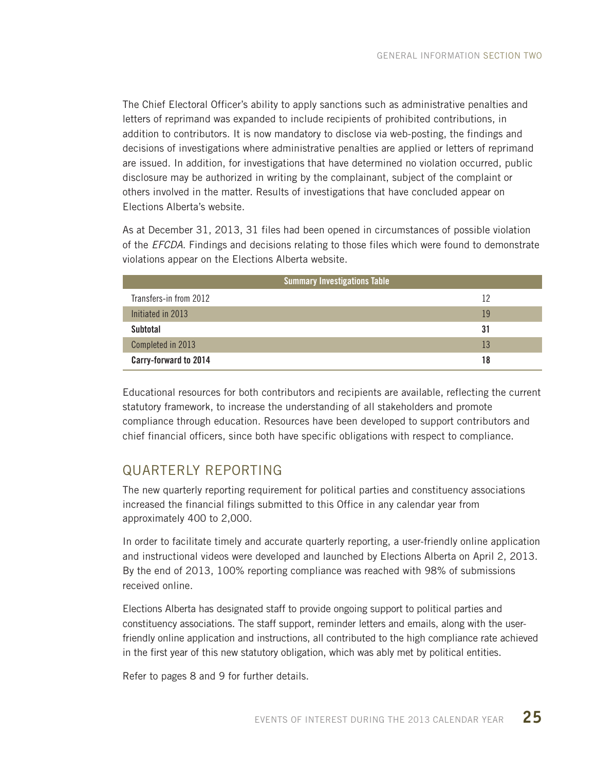The Chief Electoral Officer's ability to apply sanctions such as administrative penalties and letters of reprimand was expanded to include recipients of prohibited contributions, in addition to contributors. It is now mandatory to disclose via web-posting, the findings and decisions of investigations where administrative penalties are applied or letters of reprimand are issued. In addition, for investigations that have determined no violation occurred, public disclosure may be authorized in writing by the complainant, subject of the complaint or others involved in the matter. Results of investigations that have concluded appear on Elections Alberta's website.

As at December 31, 2013, 31 files had been opened in circumstances of possible violation of the *EFCDA*. Findings and decisions relating to those files which were found to demonstrate violations appear on the Elections Alberta website.

| Summary Investigations Table | |
|---|---|
| Transfers-in from 2012 | 12 |
| Initiated in 2013 | 19 |
| **Subtotal** | **31** |
| Completed in 2013 | 13 |
| **Carry-forward to 2014** | **18** |

Educational resources for both contributors and recipients are available, reflecting the current statutory framework, to increase the understanding of all stakeholders and promote compliance through education. Resources have been developed to support contributors and chief financial officers, since both have specific obligations with respect to compliance.

## QUARTERLY REPORTING

The new quarterly reporting requirement for political parties and constituency associations increased the financial filings submitted to this Office in any calendar year from approximately 400 to 2,000.

In order to facilitate timely and accurate quarterly reporting, a user-friendly online application and instructional videos were developed and launched by Elections Alberta on April 2, 2013. By the end of 2013, 100% reporting compliance was reached with 98% of submissions received online.

Elections Alberta has designated staff to provide ongoing support to political parties and constituency associations. The staff support, reminder letters and emails, along with the user-friendly online application and instructions, all contributed to the high compliance rate achieved in the first year of this new statutory obligation, which was ably met by political entities.

Refer to pages 8 and 9 for further details.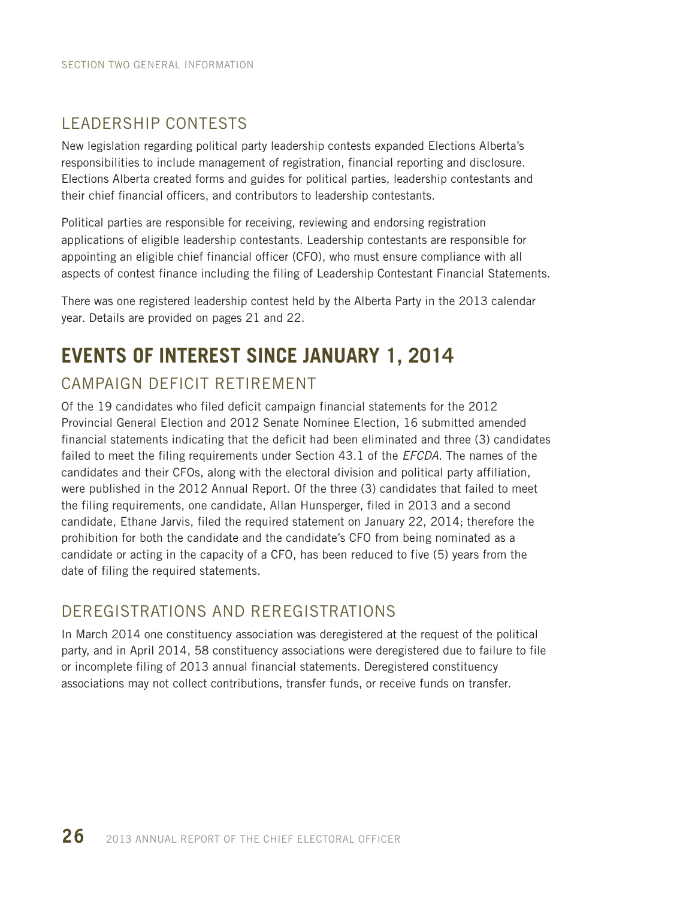## LEADERSHIP CONTESTS

New legislation regarding political party leadership contests expanded Elections Alberta's responsibilities to include management of registration, financial reporting and disclosure. Elections Alberta created forms and guides for political parties, leadership contestants and their chief financial officers, and contributors to leadership contestants.

Political parties are responsible for receiving, reviewing and endorsing registration applications of eligible leadership contestants. Leadership contestants are responsible for appointing an eligible chief financial officer (CFO), who must ensure compliance with all aspects of contest finance including the filing of Leadership Contestant Financial Statements.

There was one registered leadership contest held by the Alberta Party in the 2013 calendar year. Details are provided on pages 21 and 22.

# EVENTS OF INTEREST SINCE JANUARY 1, 2014

## CAMPAIGN DEFICIT RETIREMENT

Of the 19 candidates who filed deficit campaign financial statements for the 2012 Provincial General Election and 2012 Senate Nominee Election, 16 submitted amended financial statements indicating that the deficit had been eliminated and three (3) candidates failed to meet the filing requirements under Section 43.1 of the *EFCDA*. The names of the candidates and their CFOs, along with the electoral division and political party affiliation, were published in the 2012 Annual Report. Of the three (3) candidates that failed to meet the filing requirements, one candidate, Allan Hunsperger, filed in 2013 and a second candidate, Ethane Jarvis, filed the required statement on January 22, 2014; therefore the prohibition for both the candidate and the candidate's CFO from being nominated as a candidate or acting in the capacity of a CFO, has been reduced to five (5) years from the date of filing the required statements.

## DEREGISTRATIONS AND REREGISTRATIONS

In March 2014 one constituency association was deregistered at the request of the political party, and in April 2014, 58 constituency associations were deregistered due to failure to file or incomplete filing of 2013 annual financial statements. Deregistered constituency associations may not collect contributions, transfer funds, or receive funds on transfer.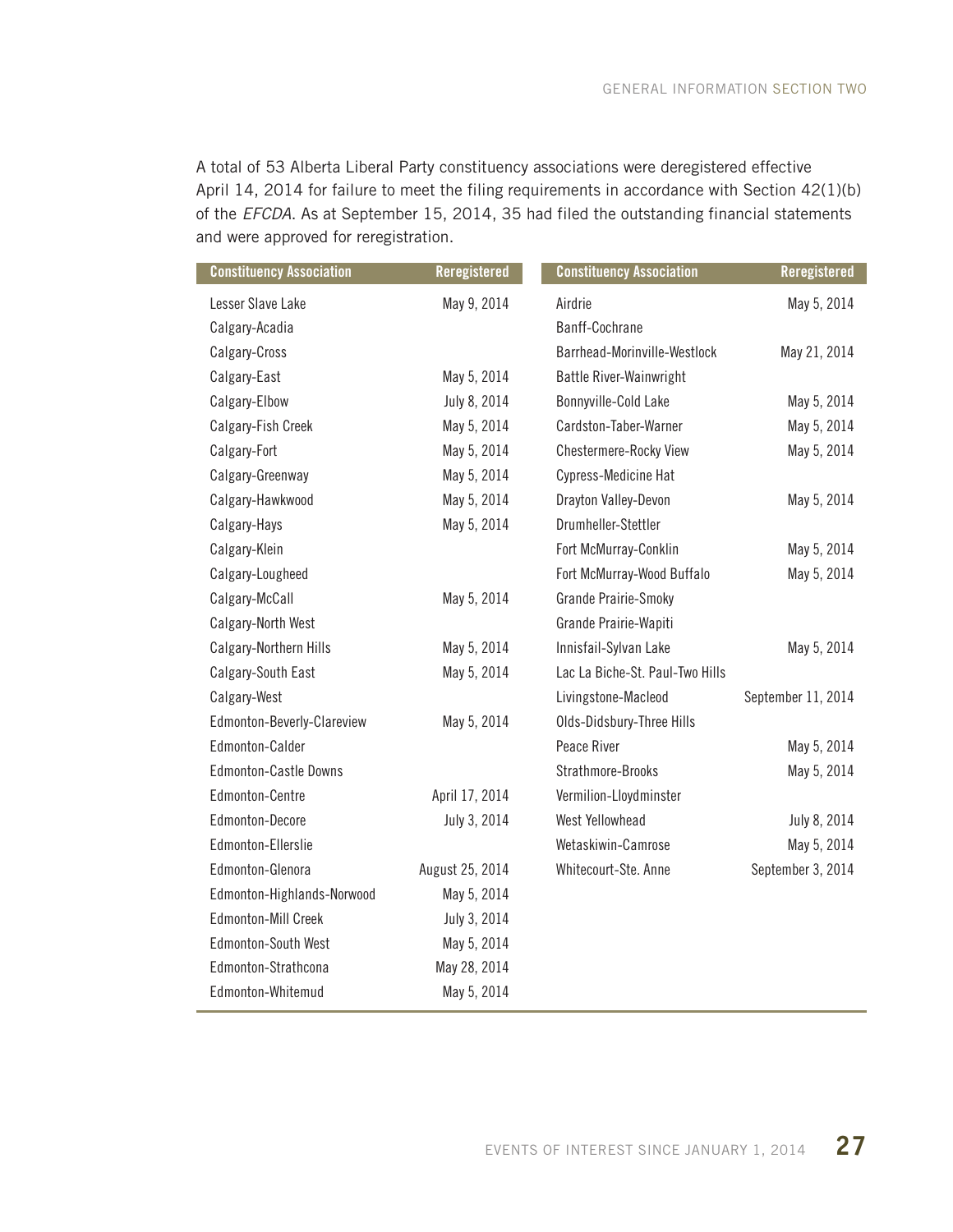A total of 53 Alberta Liberal Party constituency associations were deregistered effective April 14, 2014 for failure to meet the filing requirements in accordance with Section 42(1)(b) of the *EFCDA*. As at September 15, 2014, 35 had filed the outstanding financial statements and were approved for reregistration.

| Constituency Association | Reregistered |
|---|---|
| Lesser Slave Lake | May 9, 2014 |
| Calgary-Acadia | |
| Calgary-Cross | |
| Calgary-East | May 5, 2014 |
| Calgary-Elbow | July 8, 2014 |
| Calgary-Fish Creek | May 5, 2014 |
| Calgary-Fort | May 5, 2014 |
| Calgary-Greenway | May 5, 2014 |
| Calgary-Hawkwood | May 5, 2014 |
| Calgary-Hays | May 5, 2014 |
| Calgary-Klein | |
| Calgary-Lougheed | |
| Calgary-McCall | May 5, 2014 |
| Calgary-North West | |
| Calgary-Northern Hills | May 5, 2014 |
| Calgary-South East | May 5, 2014 |
| Calgary-West | |
| Edmonton-Beverly-Clareview | May 5, 2014 |
| Edmonton-Calder | |
| Edmonton-Castle Downs | |
| Edmonton-Centre | April 17, 2014 |
| Edmonton-Decore | July 3, 2014 |
| Edmonton-Ellerslie | |
| Edmonton-Glenora | August 25, 2014 |
| Edmonton-Highlands-Norwood | May 5, 2014 |
| Edmonton-Mill Creek | July 3, 2014 |
| Edmonton-South West | May 5, 2014 |
| Edmonton-Strathcona | May 28, 2014 |
| Edmonton-Whitemud | May 5, 2014 |
| Airdrie | May 5, 2014 |
| Banff-Cochrane | |
| Barrhead-Morinville-Westlock | May 21, 2014 |
| Battle River-Wainwright | |
| Bonnyville-Cold Lake | May 5, 2014 |
| Cardston-Taber-Warner | May 5, 2014 |
| Chestermere-Rocky View | May 5, 2014 |
| Cypress-Medicine Hat | |
| Drayton Valley-Devon | May 5, 2014 |
| Drumheller-Stettler | |
| Fort McMurray-Conklin | May 5, 2014 |
| Fort McMurray-Wood Buffalo | May 5, 2014 |
| Grande Prairie-Smoky | |
| Grande Prairie-Wapiti | |
| Innisfail-Sylvan Lake | May 5, 2014 |
| Lac La Biche-St. Paul-Two Hills | |
| Livingstone-Macleod | September 11, 2014 |
| Olds-Didsbury-Three Hills | |
| Peace River | May 5, 2014 |
| Strathmore-Brooks | May 5, 2014 |
| Vermilion-Lloydminster | |
| West Yellowhead | July 8, 2014 |
| Wetaskiwin-Camrose | May 5, 2014 |
| Whitecourt-Ste. Anne | September 3, 2014 |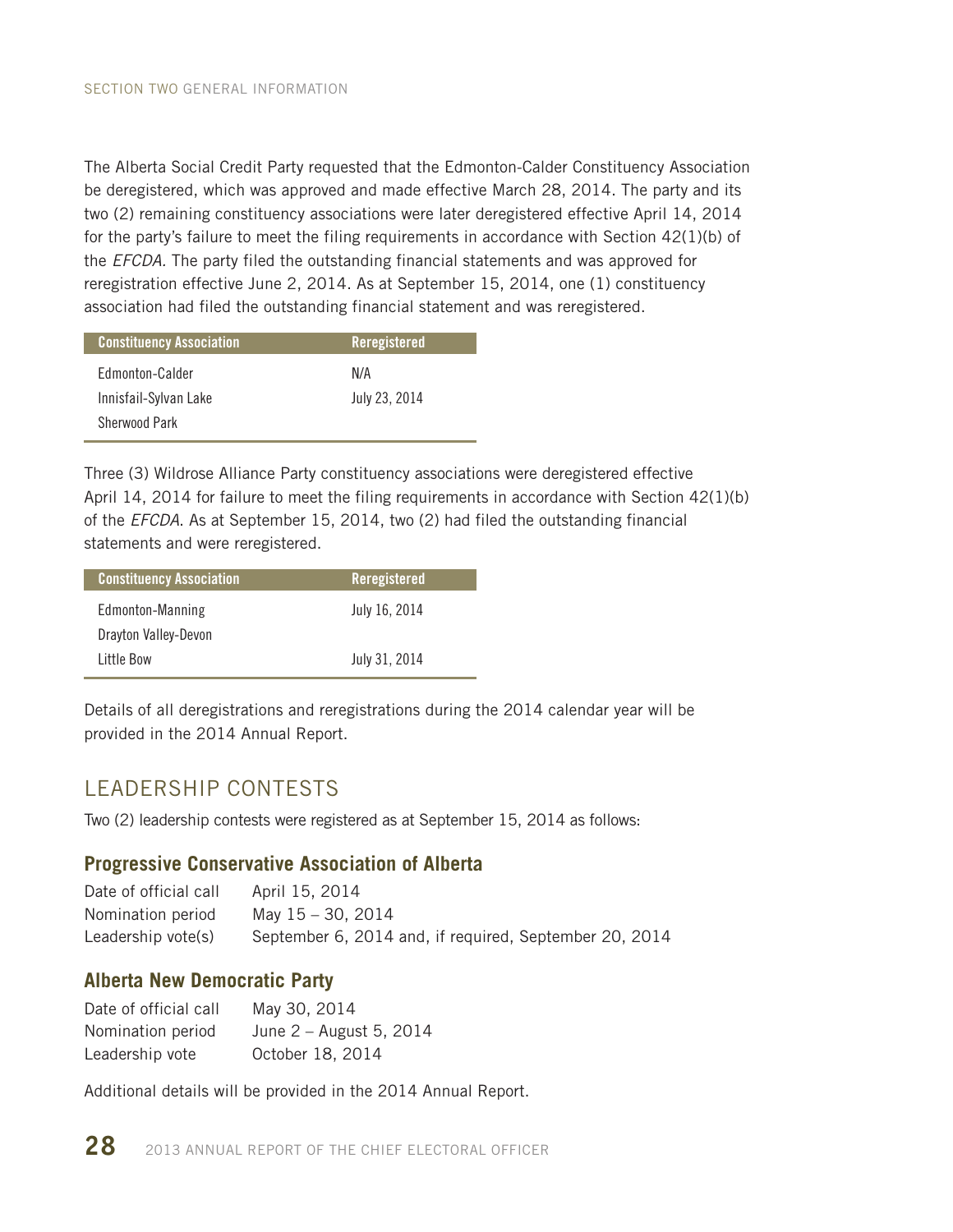The Alberta Social Credit Party requested that the Edmonton-Calder Constituency Association be deregistered, which was approved and made effective March 28, 2014. The party and its two (2) remaining constituency associations were later deregistered effective April 14, 2014 for the party's failure to meet the filing requirements in accordance with Section 42(1)(b) of the *EFCDA*. The party filed the outstanding financial statements and was approved for reregistration effective June 2, 2014. As at September 15, 2014, one (1) constituency association had filed the outstanding financial statement and was reregistered.

| Constituency Association | Reregistered |
|---|---|
| Edmonton-Calder | N/A |
| Innisfail-Sylvan Lake | July 23, 2014 |
| Sherwood Park | |

Three (3) Wildrose Alliance Party constituency associations were deregistered effective April 14, 2014 for failure to meet the filing requirements in accordance with Section 42(1)(b) of the *EFCDA*. As at September 15, 2014, two (2) had filed the outstanding financial statements and were reregistered.

| Constituency Association | Reregistered |
|---|---|
| Edmonton-Manning | July 16, 2014 |
| Drayton Valley-Devon | |
| Little Bow | July 31, 2014 |

Details of all deregistrations and reregistrations during the 2014 calendar year will be provided in the 2014 Annual Report.

## LEADERSHIP CONTESTS

Two (2) leadership contests were registered as at September 15, 2014 as follows:

### Progressive Conservative Association of Alberta

| | |
|---|---|
| Date of official call | April 15, 2014 |
| Nomination period | May 15 – 30, 2014 |
| Leadership vote(s) | September 6, 2014 and, if required, September 20, 2014 |

### Alberta New Democratic Party

| | |
|---|---|
| Date of official call | May 30, 2014 |
| Nomination period | June 2 – August 5, 2014 |
| Leadership vote | October 18, 2014 |

Additional details will be provided in the 2014 Annual Report.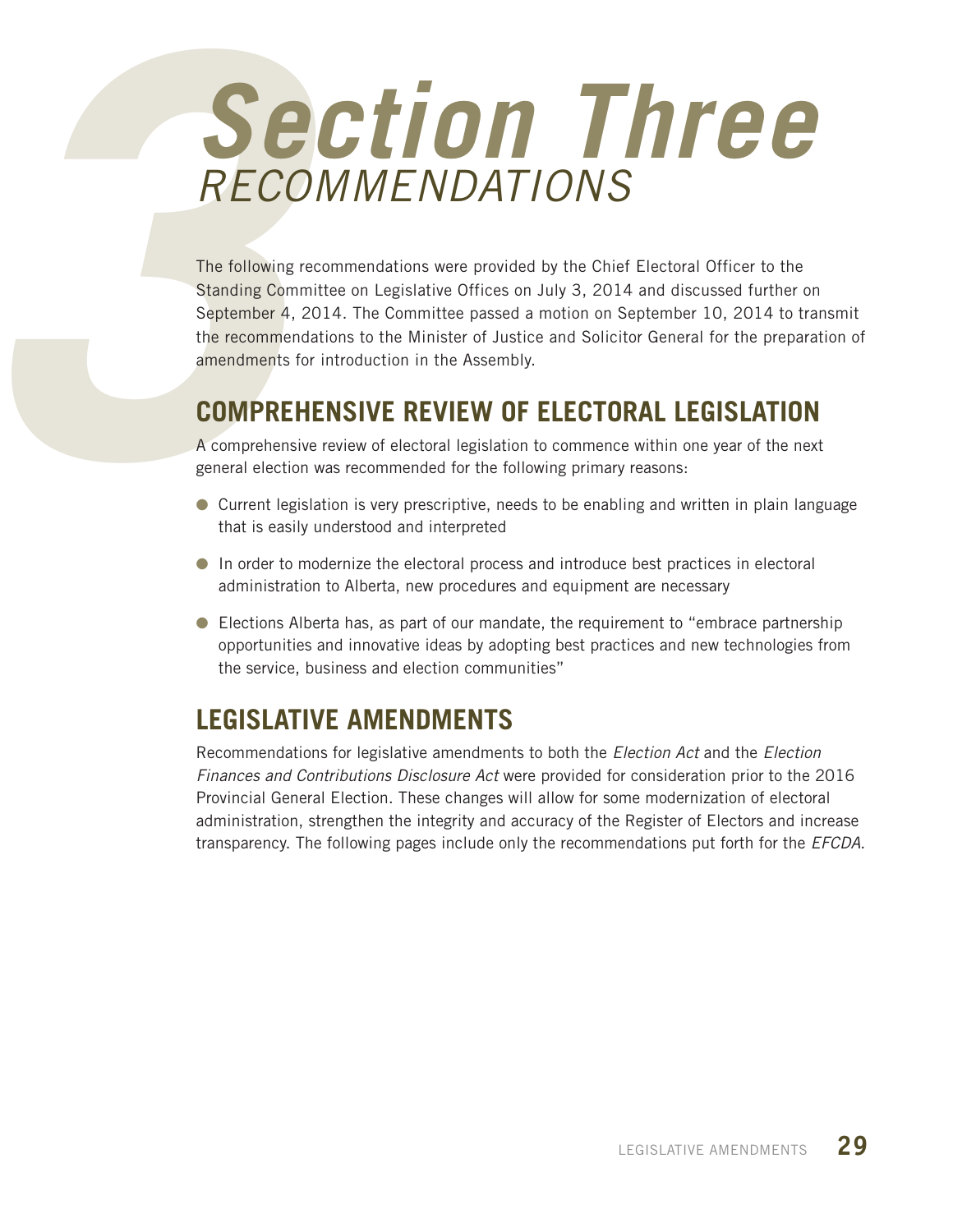# Section Three
## RECOMMENDATIONS

The following recommendations were provided by the Chief Electoral Officer to the Standing Committee on Legislative Offices on July 3, 2014 and discussed further on September 4, 2014. The Committee passed a motion on September 10, 2014 to transmit the recommendations to the Minister of Justice and Solicitor General for the preparation of amendments for introduction in the Assembly.

## COMPREHENSIVE REVIEW OF ELECTORAL LEGISLATION

A comprehensive review of electoral legislation to commence within one year of the next general election was recommended for the following primary reasons:

- Current legislation is very prescriptive, needs to be enabling and written in plain language that is easily understood and interpreted
- In order to modernize the electoral process and introduce best practices in electoral administration to Alberta, new procedures and equipment are necessary
- Elections Alberta has, as part of our mandate, the requirement to "embrace partnership opportunities and innovative ideas by adopting best practices and new technologies from the service, business and election communities"

## LEGISLATIVE AMENDMENTS

Recommendations for legislative amendments to both the *Election Act* and the *Election Finances and Contributions Disclosure Act* were provided for consideration prior to the 2016 Provincial General Election. These changes will allow for some modernization of electoral administration, strengthen the integrity and accuracy of the Register of Electors and increase transparency. The following pages include only the recommendations put forth for the *EFCDA*.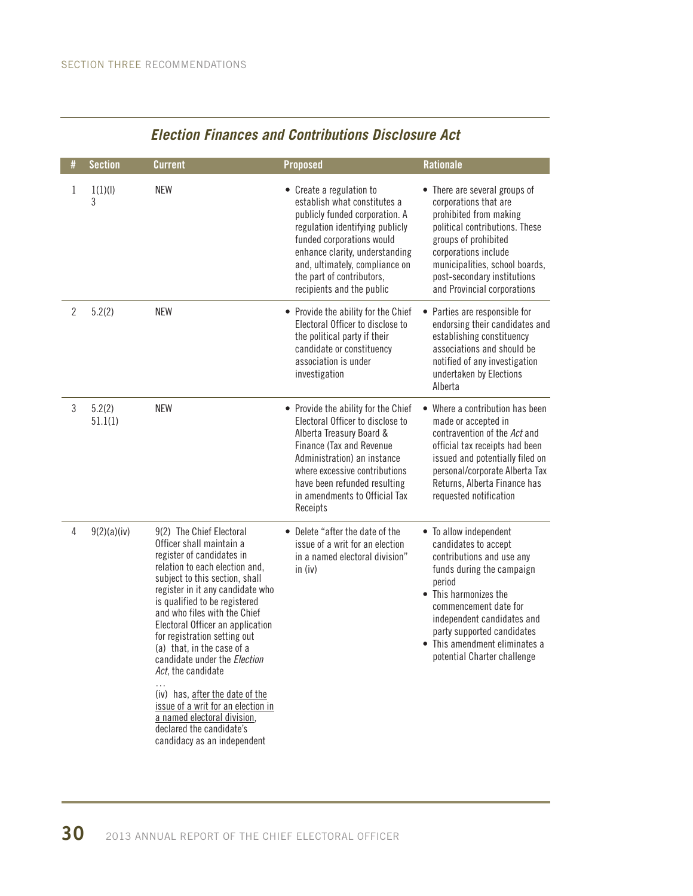## *Election Finances and Contributions Disclosure Act*

| # | Section | Current | Proposed | Rationale |
|---|---|---|---|---|
| 1 | 1(1)(l) 3 | NEW | • Create a regulation to establish what constitutes a publicly funded corporation. A regulation identifying publicly funded corporations would enhance clarity, understanding and, ultimately, compliance on the part of contributors, recipients and the public | • There are several groups of corporations that are prohibited from making political contributions. These groups of prohibited corporations include municipalities, school boards, post-secondary institutions and Provincial corporations |
| 2 | 5.2(2) | NEW | • Provide the ability for the Chief Electoral Officer to disclose to the political party if their candidate or constituency association is under investigation | • Parties are responsible for endorsing their candidates and establishing constituency associations and should be notified of any investigation undertaken by Elections Alberta |
| 3 | 5.2(2) 51.1(1) | NEW | • Provide the ability for the Chief Electoral Officer to disclose to Alberta Treasury Board & Finance (Tax and Revenue Administration) an instance where excessive contributions have been refunded resulting in amendments to Official Tax Receipts | • Where a contribution has been made or accepted in contravention of the *Act* and official tax receipts had been issued and potentially filed on personal/corporate Alberta Tax Returns, Alberta Finance has requested notification |
| 4 | 9(2)(a)(iv) | 9(2) The Chief Electoral Officer shall maintain a register of candidates in relation to each election and, subject to this section, shall register in it any candidate who is qualified to be registered and who files with the Chief Electoral Officer an application for registration setting out<br>(a) that, in the case of a candidate under the *Election Act*, the candidate<br>…<br>(iv) has, <u>after the date of the issue of a writ for an election in a named electoral division</u>, declared the candidate's candidacy as an independent | • Delete "after the date of the issue of a writ for an election in a named electoral division" in (iv) | • To allow independent candidates to accept contributions and use any funds during the campaign period<br>• This harmonizes the commencement date for independent candidates and party supported candidates<br>• This amendment eliminates a potential Charter challenge |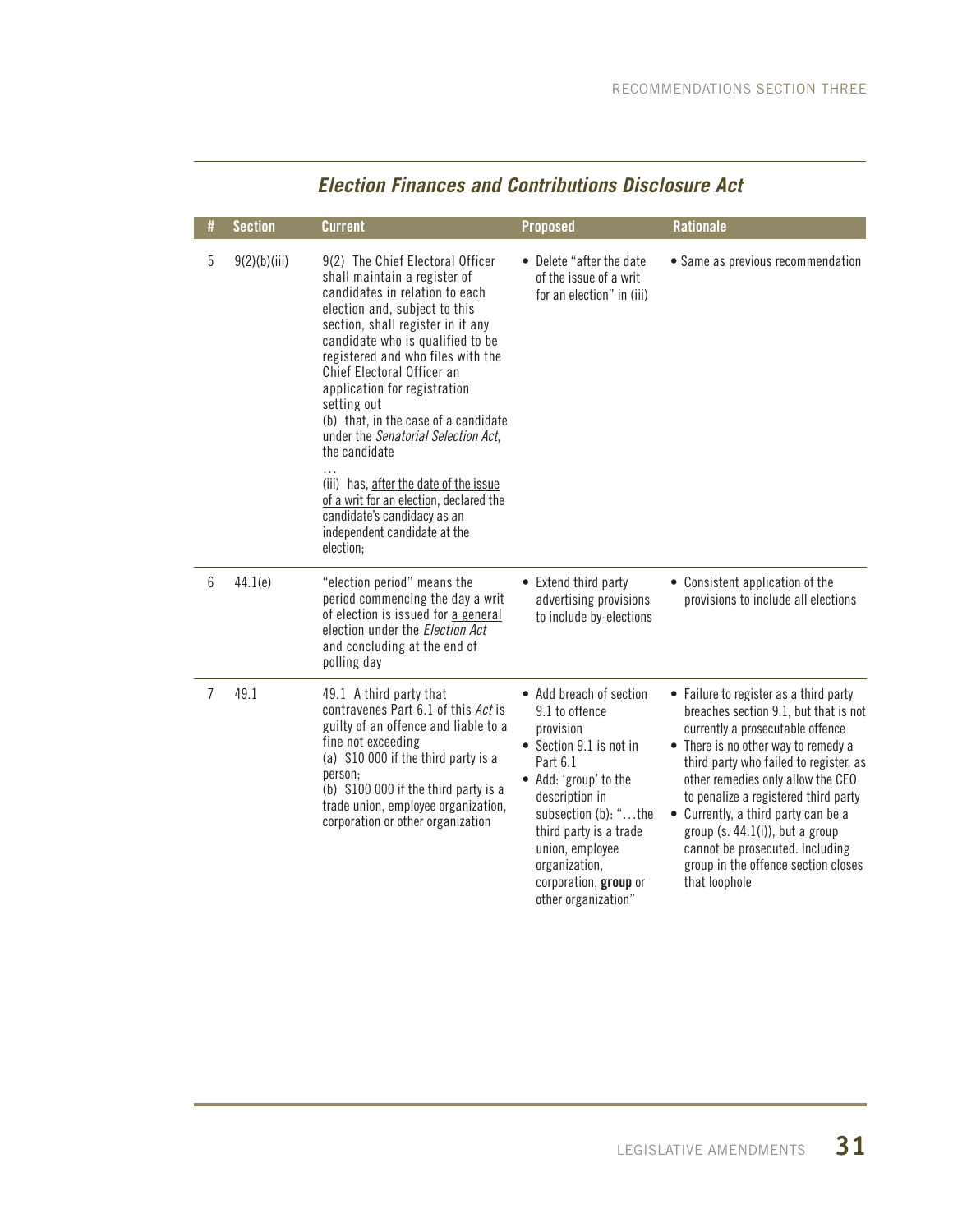## *Election Finances and Contributions Disclosure Act*

| # | Section | Current | Proposed | Rationale |
|---|---|---|---|---|
| 5 | 9(2)(b)(iii) | 9(2) The Chief Electoral Officer shall maintain a register of candidates in relation to each election and, subject to this section, shall register in it any candidate who is qualified to be registered and who files with the Chief Electoral Officer an application for registration setting out<br>(b) that, in the case of a candidate under the *Senatorial Selection Act*, the candidate<br>…<br>(iii) has, <u>after the date of the issue of a writ for an election</u>, declared the candidate's candidacy as an independent candidate at the election; | • Delete "after the date of the issue of a writ for an election" in (iii) | • Same as previous recommendation |
| 6 | 44.1(e) | "election period" means the period commencing the day a writ of election is issued for <u>a general election</u> under the *Election Act* and concluding at the end of polling day | • Extend third party advertising provisions to include by-elections | • Consistent application of the provisions to include all elections |
| 7 | 49.1 | 49.1 A third party that contravenes Part 6.1 of this *Act* is guilty of an offence and liable to a fine not exceeding<br>(a) $10 000 if the third party is a person;<br>(b) $100 000 if the third party is a trade union, employee organization, corporation or other organization | • Add breach of section 9.1 to offence provision<br>• Section 9.1 is not in Part 6.1<br>• Add: 'group' to the description in subsection (b): "…the third party is a trade union, employee organization, corporation, **group** or other organization" | • Failure to register as a third party breaches section 9.1, but that is not currently a prosecutable offence<br>• There is no other way to remedy a third party who failed to register, as other remedies only allow the CEO to penalize a registered third party<br>• Currently, a third party can be a group (s. 44.1(i)), but a group cannot be prosecuted. Including group in the offence section closes that loophole |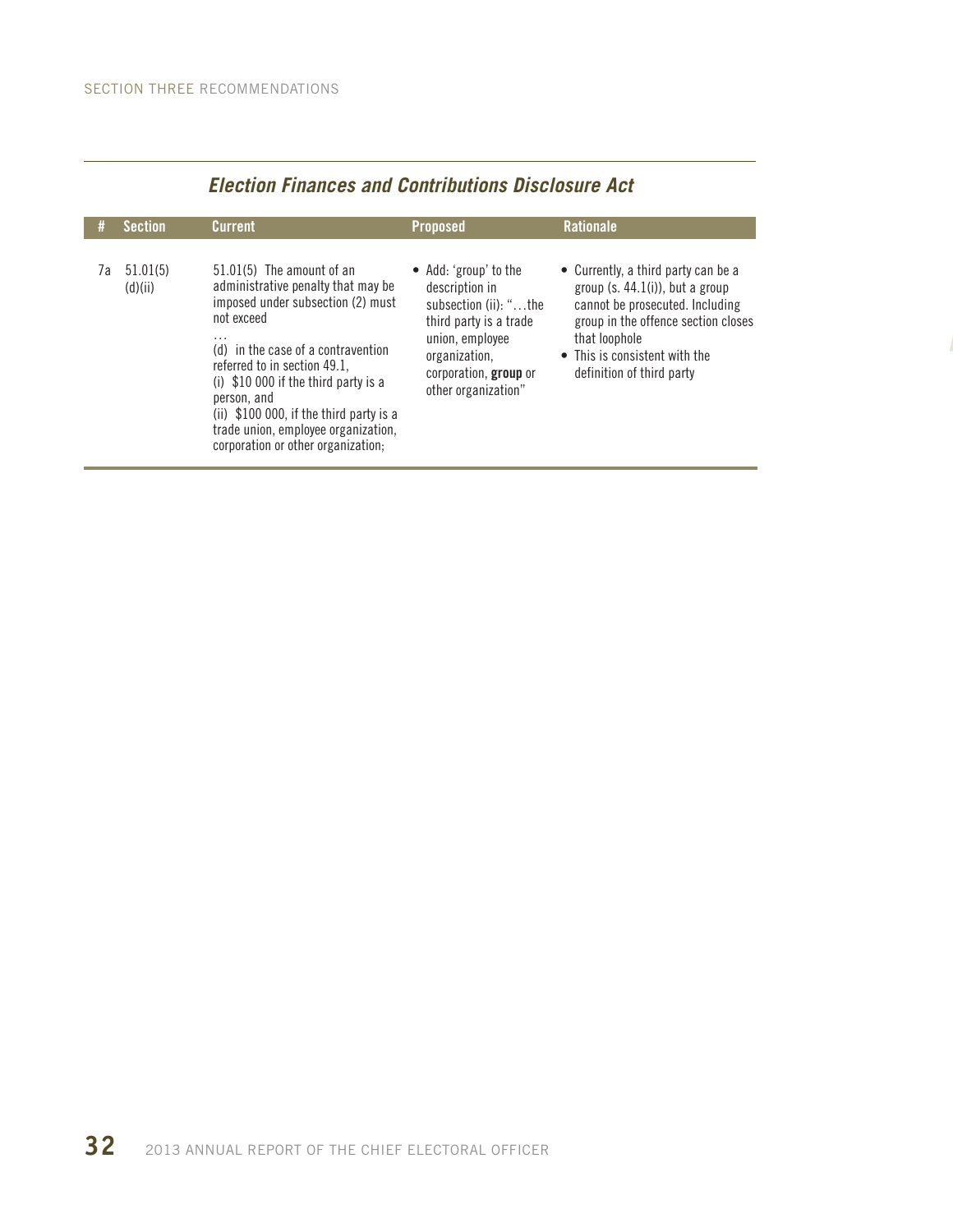## *Election Finances and Contributions Disclosure Act*

| # | Section | Current | Proposed | Rationale |
|---|---|---|---|---|
| 7a | 51.01(5) (d)(ii) | 51.01(5) The amount of an administrative penalty that may be imposed under subsection (2) must not exceed<br>…<br>(d) in the case of a contravention referred to in section 49.1,<br>(i) $10 000 if the third party is a person, and<br>(ii) $100 000, if the third party is a trade union, employee organization, corporation or other organization; | • Add: 'group' to the description in subsection (ii): "…the third party is a trade union, employee organization, corporation, **group** or other organization" | • Currently, a third party can be a group (s. 44.1(i)), but a group cannot be prosecuted. Including group in the offence section closes that loophole<br>• This is consistent with the definition of third party |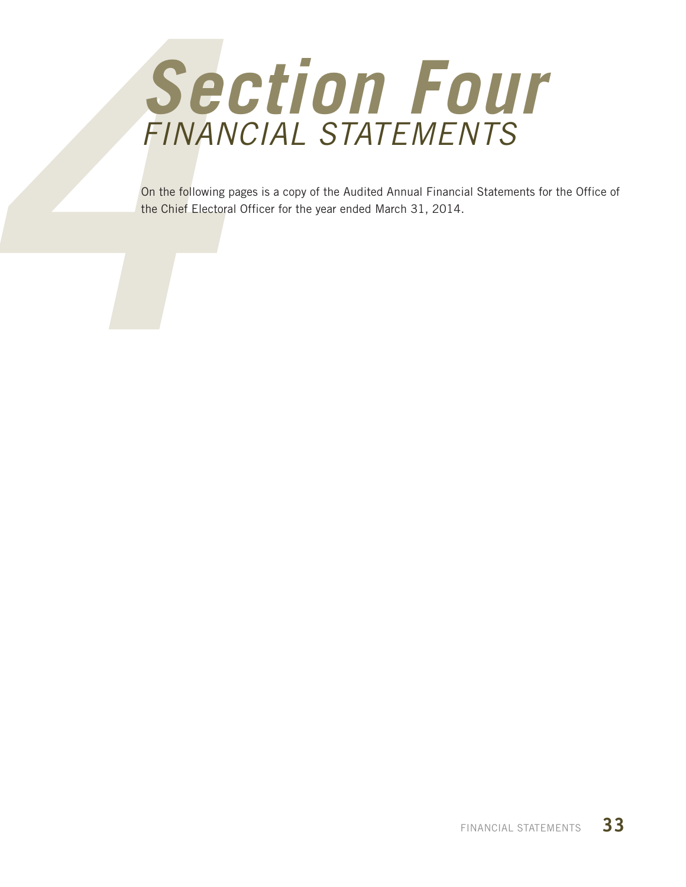# Section Four

## FINANCIAL STATEMENTS

On the following pages is a copy of the Audited Annual Financial Statements for the Office of the Chief Electoral Officer for the year ended March 31, 2014.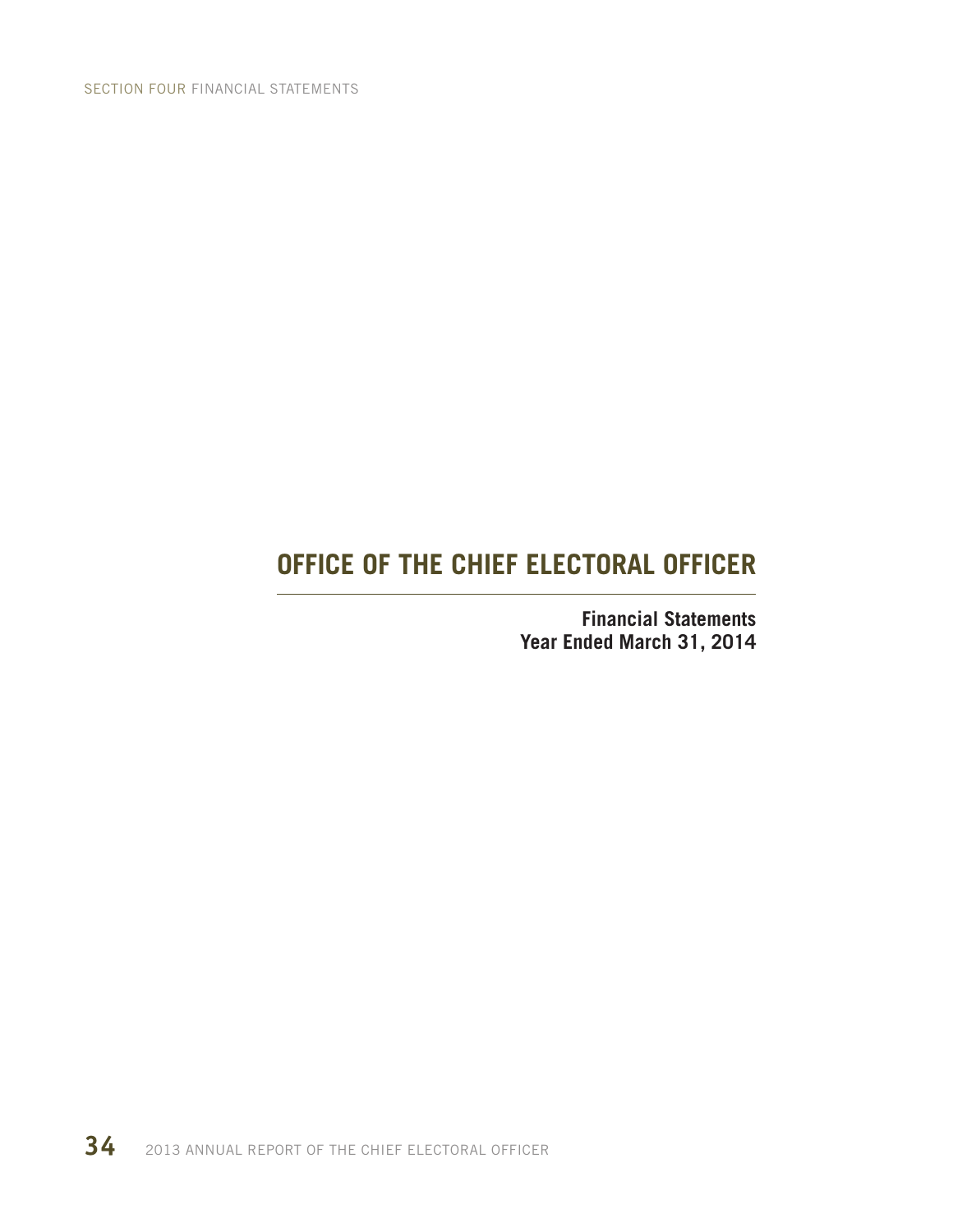# OFFICE OF THE CHIEF ELECTORAL OFFICER

**Financial Statements**
**Year Ended March 31, 2014**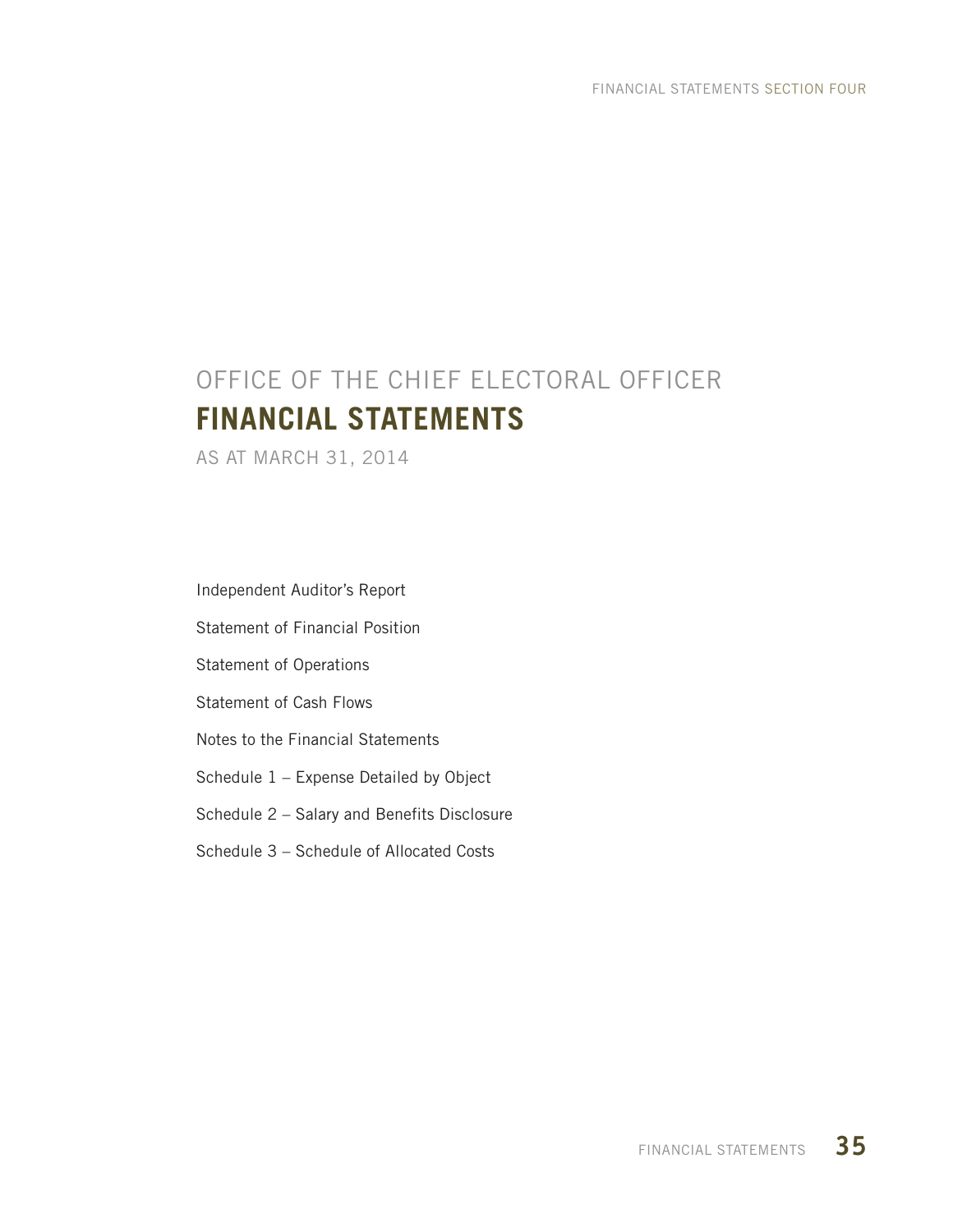# OFFICE OF THE CHIEF ELECTORAL OFFICER
# FINANCIAL STATEMENTS

AS AT MARCH 31, 2014

Independent Auditor's Report

Statement of Financial Position

Statement of Operations

Statement of Cash Flows

Notes to the Financial Statements

Schedule 1 – Expense Detailed by Object

Schedule 2 – Salary and Benefits Disclosure

Schedule 3 – Schedule of Allocated Costs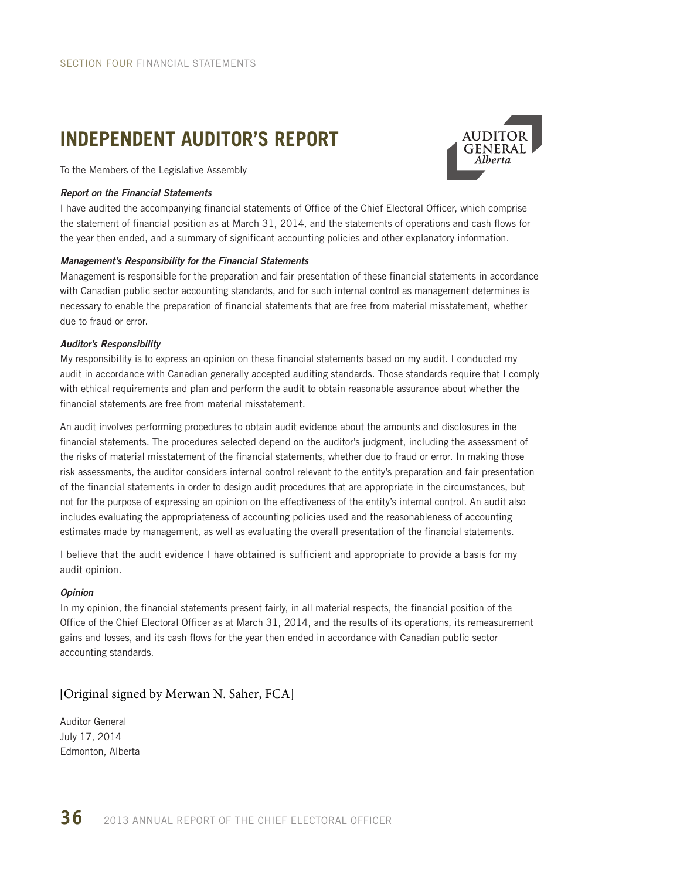# INDEPENDENT AUDITOR'S REPORT

To the Members of the Legislative Assembly

***Report on the Financial Statements***

I have audited the accompanying financial statements of Office of the Chief Electoral Officer, which comprise the statement of financial position as at March 31, 2014, and the statements of operations and cash flows for the year then ended, and a summary of significant accounting policies and other explanatory information.

***Management's Responsibility for the Financial Statements***

Management is responsible for the preparation and fair presentation of these financial statements in accordance with Canadian public sector accounting standards, and for such internal control as management determines is necessary to enable the preparation of financial statements that are free from material misstatement, whether due to fraud or error.

***Auditor's Responsibility***

My responsibility is to express an opinion on these financial statements based on my audit. I conducted my audit in accordance with Canadian generally accepted auditing standards. Those standards require that I comply with ethical requirements and plan and perform the audit to obtain reasonable assurance about whether the financial statements are free from material misstatement.

An audit involves performing procedures to obtain audit evidence about the amounts and disclosures in the financial statements. The procedures selected depend on the auditor's judgment, including the assessment of the risks of material misstatement of the financial statements, whether due to fraud or error. In making those risk assessments, the auditor considers internal control relevant to the entity's preparation and fair presentation of the financial statements in order to design audit procedures that are appropriate in the circumstances, but not for the purpose of expressing an opinion on the effectiveness of the entity's internal control. An audit also includes evaluating the appropriateness of accounting policies used and the reasonableness of accounting estimates made by management, as well as evaluating the overall presentation of the financial statements.

I believe that the audit evidence I have obtained is sufficient and appropriate to provide a basis for my audit opinion.

***Opinion***

In my opinion, the financial statements present fairly, in all material respects, the financial position of the Office of the Chief Electoral Officer as at March 31, 2014, and the results of its operations, its remeasurement gains and losses, and its cash flows for the year then ended in accordance with Canadian public sector accounting standards.

[Original signed by Merwan N. Saher, FCA]

Auditor General
July 17, 2014
Edmonton, Alberta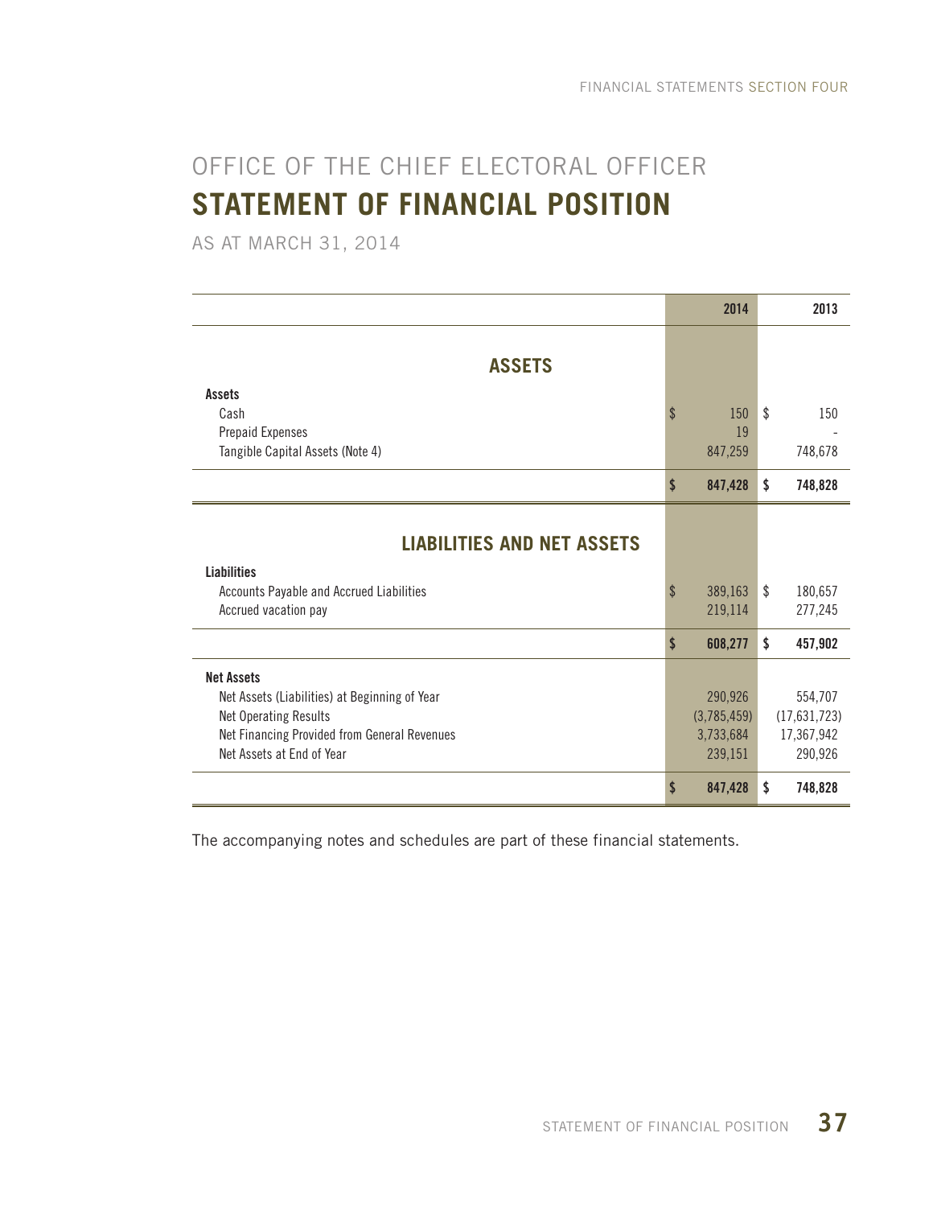# OFFICE OF THE CHIEF ELECTORAL OFFICER

## STATEMENT OF FINANCIAL POSITION

AS AT MARCH 31, 2014

| | 2014 | 2013 |
|---|---|---|
| **ASSETS** | | |
| **Assets** | | |
| Cash | $ 150 | $ 150 |
| Prepaid Expenses | 19 | - |
| Tangible Capital Assets (Note 4) | 847,259 | 748,678 |
| | **$ 847,428** | **$ 748,828** |
| **LIABILITIES AND NET ASSETS** | | |
| **Liabilities** | | |
| Accounts Payable and Accrued Liabilities | $ 389,163 | $ 180,657 |
| Accrued vacation pay | 219,114 | 277,245 |
| | **$ 608,277** | **$ 457,902** |
| **Net Assets** | | |
| Net Assets (Liabilities) at Beginning of Year | 290,926 | 554,707 |
| Net Operating Results | (3,785,459) | (17,631,723) |
| Net Financing Provided from General Revenues | 3,733,684 | 17,367,942 |
| Net Assets at End of Year | 239,151 | 290,926 |
| | **$ 847,428** | **$ 748,828** |

The accompanying notes and schedules are part of these financial statements.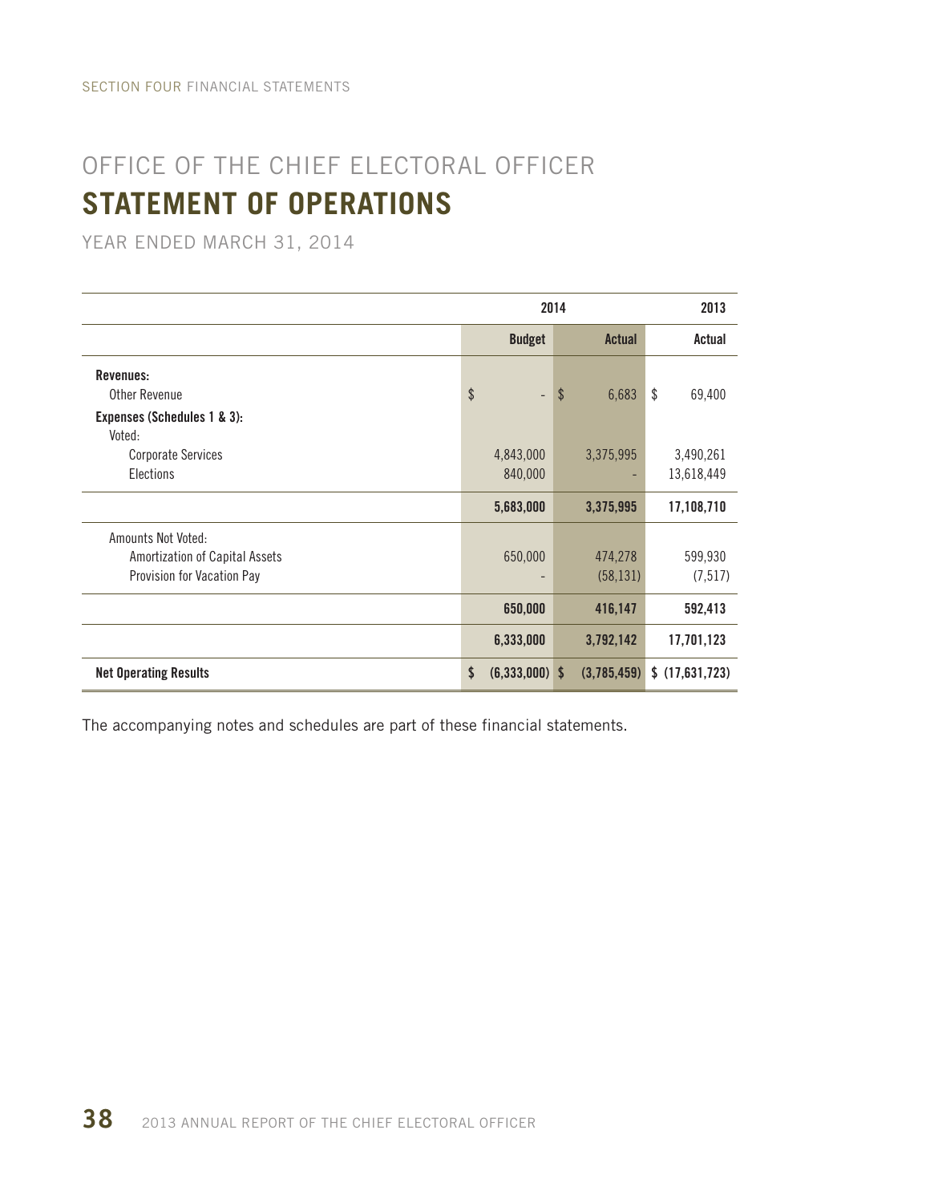SECTION FOUR FINANCIAL STATEMENTS

# OFFICE OF THE CHIEF ELECTORAL OFFICER
## STATEMENT OF OPERATIONS

YEAR ENDED MARCH 31, 2014

| | 2014 | | 2013 |
|---|---|---|---|
| | **Budget** | **Actual** | **Actual** |
| **Revenues:** | | | |
| Other Revenue | $ - | $ 6,683 | $ 69,400 |
| **Expenses (Schedules 1 & 3):** | | | |
| Voted: | | | |
| Corporate Services | 4,843,000 | 3,375,995 | 3,490,261 |
| Elections | 840,000 | - | 13,618,449 |
| | **5,683,000** | **3,375,995** | **17,108,710** |
| Amounts Not Voted: | | | |
| Amortization of Capital Assets | 650,000 | 474,278 | 599,930 |
| Provision for Vacation Pay | - | (58,131) | (7,517) |
| | **650,000** | **416,147** | **592,413** |
| | **6,333,000** | **3,792,142** | **17,701,123** |
| **Net Operating Results** | **$ (6,333,000)** | **$ (3,785,459)** | **$ (17,631,723)** |

The accompanying notes and schedules are part of these financial statements.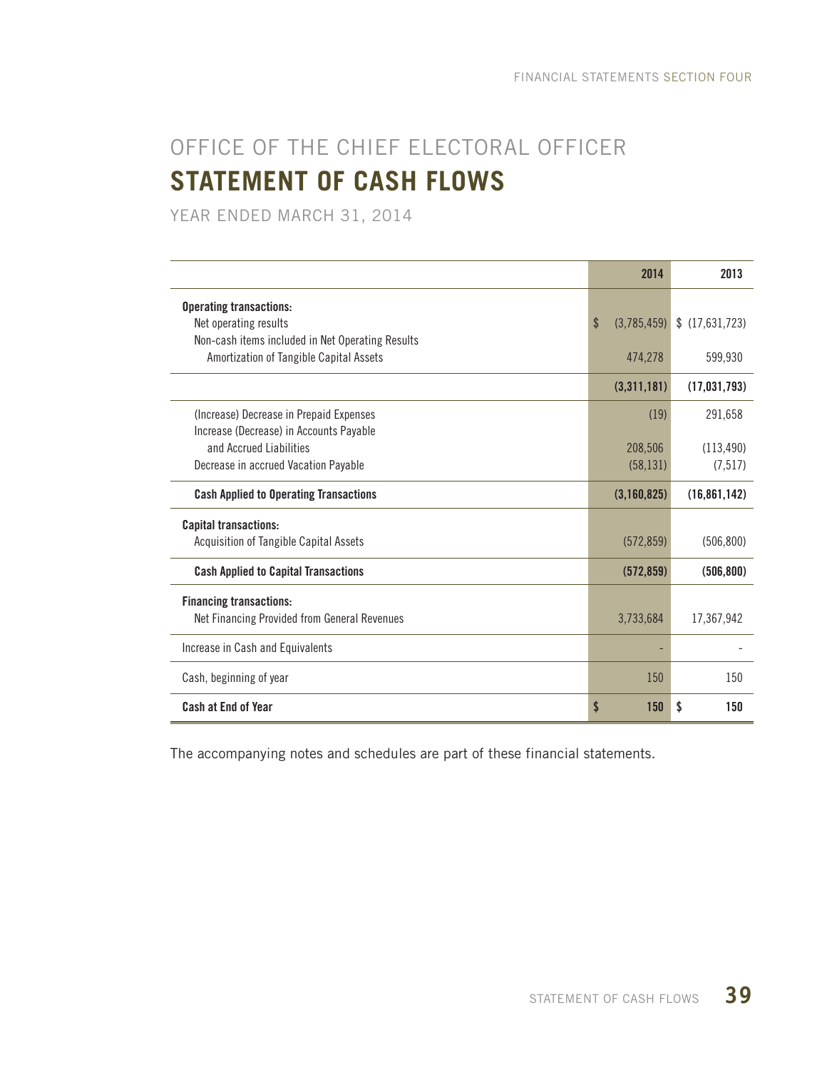# OFFICE OF THE CHIEF ELECTORAL OFFICER

## STATEMENT OF CASH FLOWS

YEAR ENDED MARCH 31, 2014

| | 2014 | 2013 |
|---|---|---|
| **Operating transactions:** | | |
| Net operating results | $ (3,785,459) | $ (17,631,723) |
| Non-cash items included in Net Operating Results | | |
| Amortization of Tangible Capital Assets | 474,278 | 599,930 |
| | **(3,311,181)** | **(17,031,793)** |
| (Increase) Decrease in Prepaid Expenses | (19) | 291,658 |
| Increase (Decrease) in Accounts Payable and Accrued Liabilities | 208,506 | (113,490) |
| Decrease in accrued Vacation Payable | (58,131) | (7,517) |
| **Cash Applied to Operating Transactions** | **(3,160,825)** | **(16,861,142)** |
| **Capital transactions:** | | |
| Acquisition of Tangible Capital Assets | (572,859) | (506,800) |
| **Cash Applied to Capital Transactions** | **(572,859)** | **(506,800)** |
| **Financing transactions:** | | |
| Net Financing Provided from General Revenues | 3,733,684 | 17,367,942 |
| Increase in Cash and Equivalents | - | - |
| Cash, beginning of year | 150 | 150 |
| **Cash at End of Year** | **$ 150** | **$ 150** |

The accompanying notes and schedules are part of these financial statements.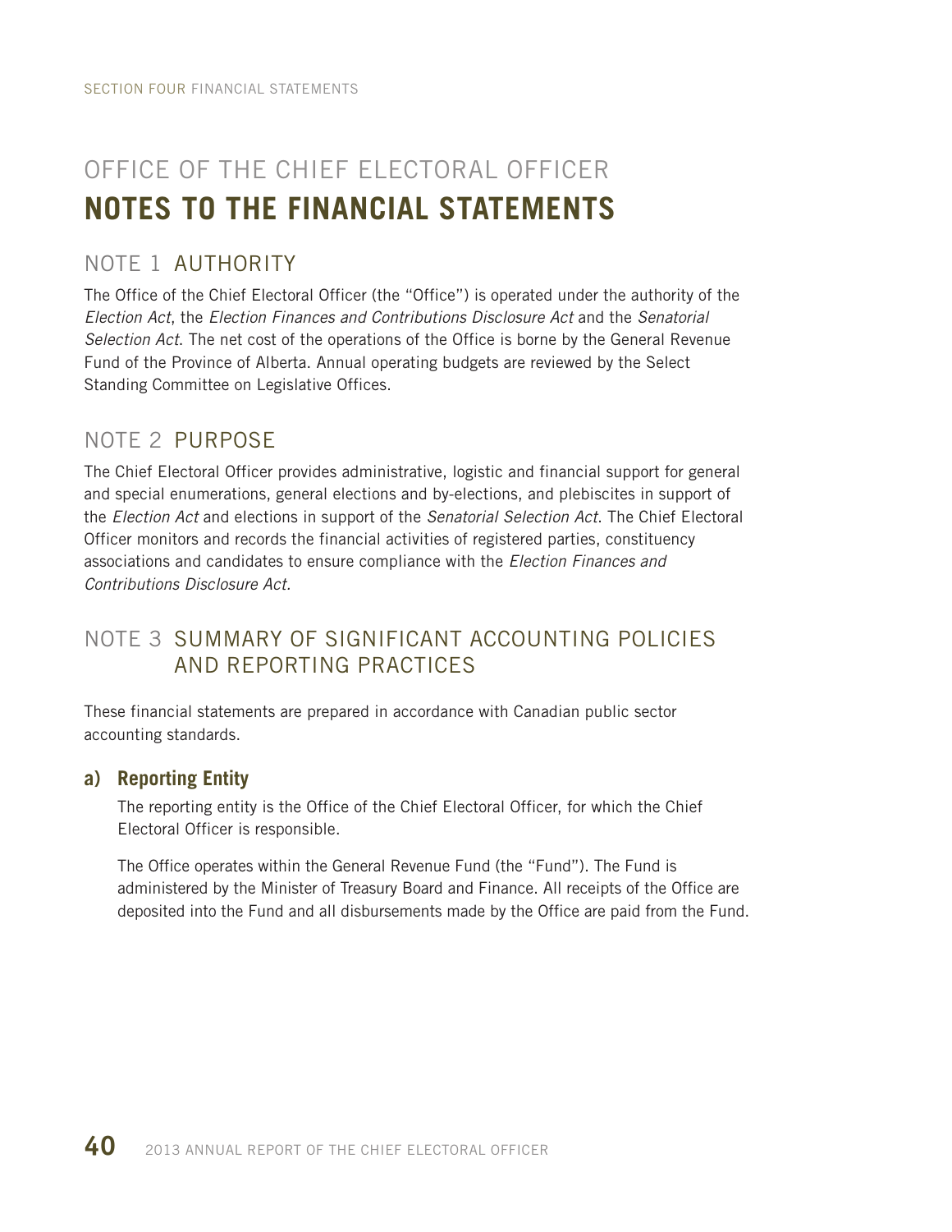# OFFICE OF THE CHIEF ELECTORAL OFFICER
# NOTES TO THE FINANCIAL STATEMENTS

## NOTE 1 AUTHORITY

The Office of the Chief Electoral Officer (the "Office") is operated under the authority of the *Election Act*, the *Election Finances and Contributions Disclosure Act* and the *Senatorial Selection Act*. The net cost of the operations of the Office is borne by the General Revenue Fund of the Province of Alberta. Annual operating budgets are reviewed by the Select Standing Committee on Legislative Offices.

## NOTE 2 PURPOSE

The Chief Electoral Officer provides administrative, logistic and financial support for general and special enumerations, general elections and by-elections, and plebiscites in support of the *Election Act* and elections in support of the *Senatorial Selection Act*. The Chief Electoral Officer monitors and records the financial activities of registered parties, constituency associations and candidates to ensure compliance with the *Election Finances and Contributions Disclosure Act.*

## NOTE 3 SUMMARY OF SIGNIFICANT ACCOUNTING POLICIES AND REPORTING PRACTICES

These financial statements are prepared in accordance with Canadian public sector accounting standards.

### a) Reporting Entity

The reporting entity is the Office of the Chief Electoral Officer, for which the Chief Electoral Officer is responsible.

The Office operates within the General Revenue Fund (the "Fund"). The Fund is administered by the Minister of Treasury Board and Finance. All receipts of the Office are deposited into the Fund and all disbursements made by the Office are paid from the Fund.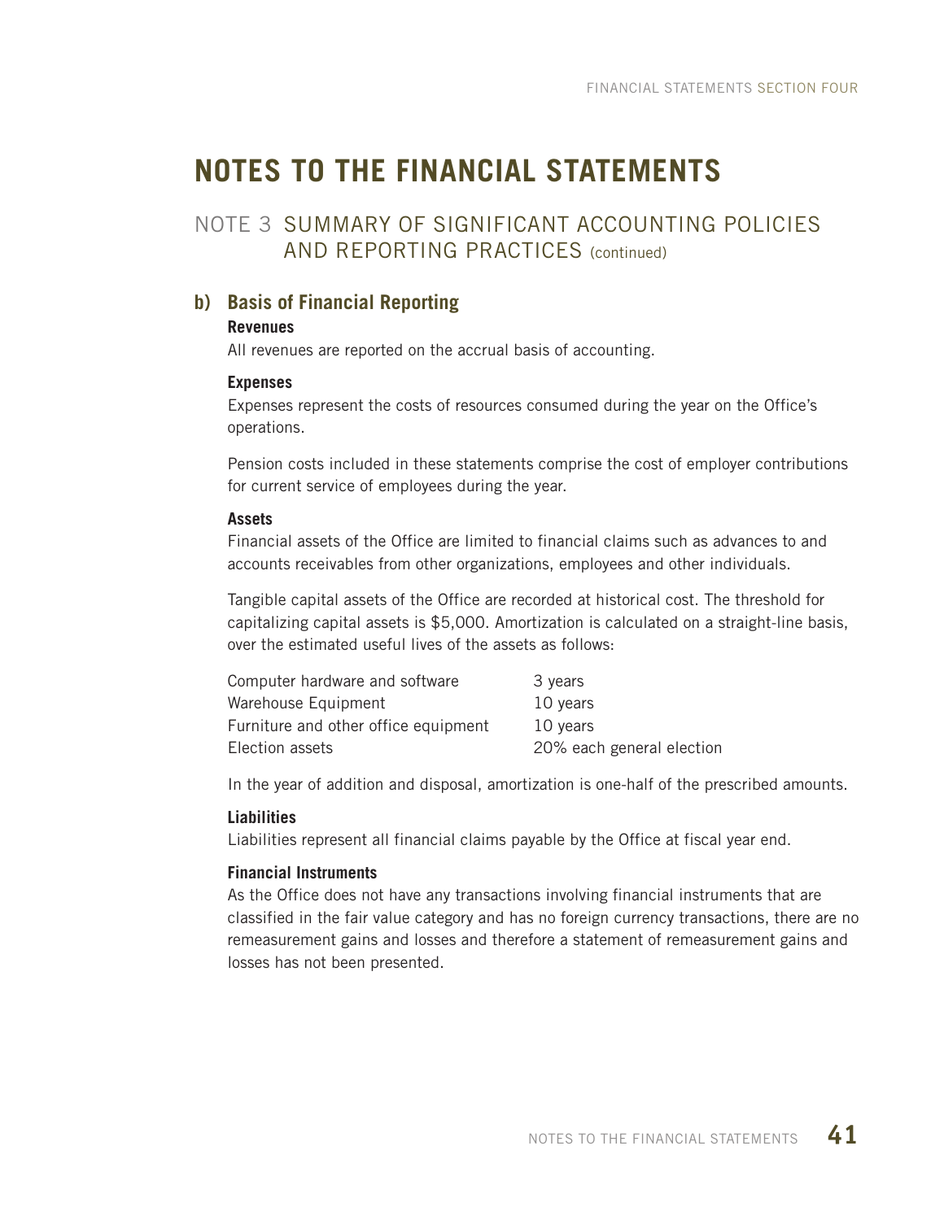# NOTES TO THE FINANCIAL STATEMENTS

## NOTE 3 SUMMARY OF SIGNIFICANT ACCOUNTING POLICIES AND REPORTING PRACTICES (continued)

### b) Basis of Financial Reporting

**Revenues**

All revenues are reported on the accrual basis of accounting.

**Expenses**

Expenses represent the costs of resources consumed during the year on the Office's operations.

Pension costs included in these statements comprise the cost of employer contributions for current service of employees during the year.

**Assets**

Financial assets of the Office are limited to financial claims such as advances to and accounts receivables from other organizations, employees and other individuals.

Tangible capital assets of the Office are recorded at historical cost. The threshold for capitalizing capital assets is $5,000. Amortization is calculated on a straight-line basis, over the estimated useful lives of the assets as follows:

| | |
|---|---|
| Computer hardware and software | 3 years |
| Warehouse Equipment | 10 years |
| Furniture and other office equipment | 10 years |
| Election assets | 20% each general election |

In the year of addition and disposal, amortization is one-half of the prescribed amounts.

**Liabilities**

Liabilities represent all financial claims payable by the Office at fiscal year end.

**Financial Instruments**

As the Office does not have any transactions involving financial instruments that are classified in the fair value category and has no foreign currency transactions, there are no remeasurement gains and losses and therefore a statement of remeasurement gains and losses has not been presented.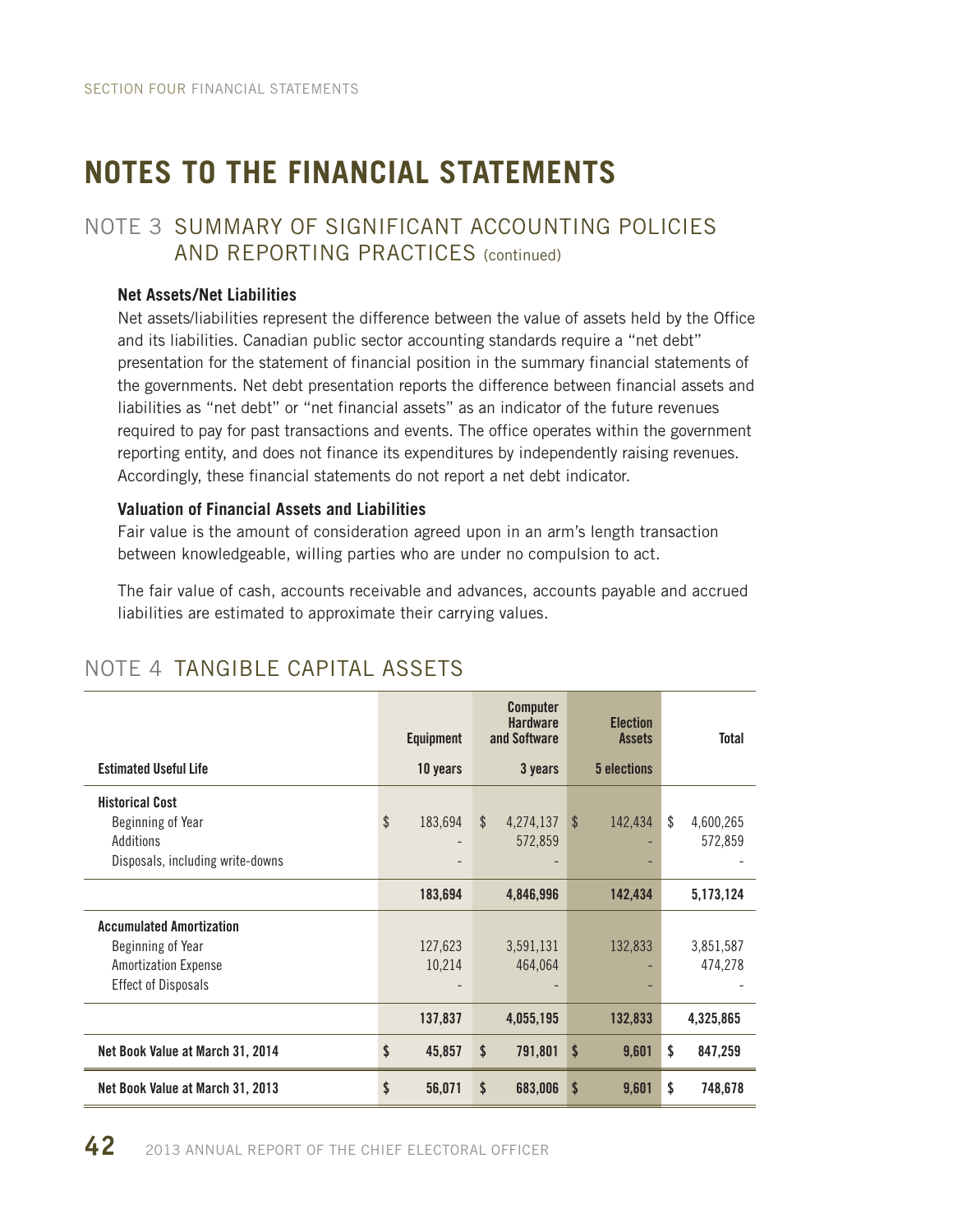# NOTES TO THE FINANCIAL STATEMENTS

## NOTE 3 SUMMARY OF SIGNIFICANT ACCOUNTING POLICIES AND REPORTING PRACTICES (continued)

**Net Assets/Net Liabilities**

Net assets/liabilities represent the difference between the value of assets held by the Office and its liabilities. Canadian public sector accounting standards require a "net debt" presentation for the statement of financial position in the summary financial statements of the governments. Net debt presentation reports the difference between financial assets and liabilities as "net debt" or "net financial assets" as an indicator of the future revenues required to pay for past transactions and events. The office operates within the government reporting entity, and does not finance its expenditures by independently raising revenues. Accordingly, these financial statements do not report a net debt indicator.

**Valuation of Financial Assets and Liabilities**

Fair value is the amount of consideration agreed upon in an arm's length transaction between knowledgeable, willing parties who are under no compulsion to act.

The fair value of cash, accounts receivable and advances, accounts payable and accrued liabilities are estimated to approximate their carrying values.

## NOTE 4 TANGIBLE CAPITAL ASSETS

| | Equipment | Computer Hardware and Software | Election Assets | Total |
|---|---|---|---|---|
| **Estimated Useful Life** | **10 years** | **3 years** | **5 elections** | |
| **Historical Cost** | | | | |
| Beginning of Year | $ 183,694 | $ 4,274,137 | $ 142,434 | $ 4,600,265 |
| Additions | - | 572,859 | - | 572,859 |
| Disposals, including write-downs | - | - | - | - |
| | **183,694** | **4,846,996** | **142,434** | **5,173,124** |
| **Accumulated Amortization** | | | | |
| Beginning of Year | 127,623 | 3,591,131 | 132,833 | 3,851,587 |
| Amortization Expense | 10,214 | 464,064 | - | 474,278 |
| Effect of Disposals | - | - | - | - |
| | **137,837** | **4,055,195** | **132,833** | **4,325,865** |
| **Net Book Value at March 31, 2014** | **$ 45,857** | **$ 791,801** | **$ 9,601** | **$ 847,259** |
| **Net Book Value at March 31, 2013** | **$ 56,071** | **$ 683,006** | **$ 9,601** | **$ 748,678** |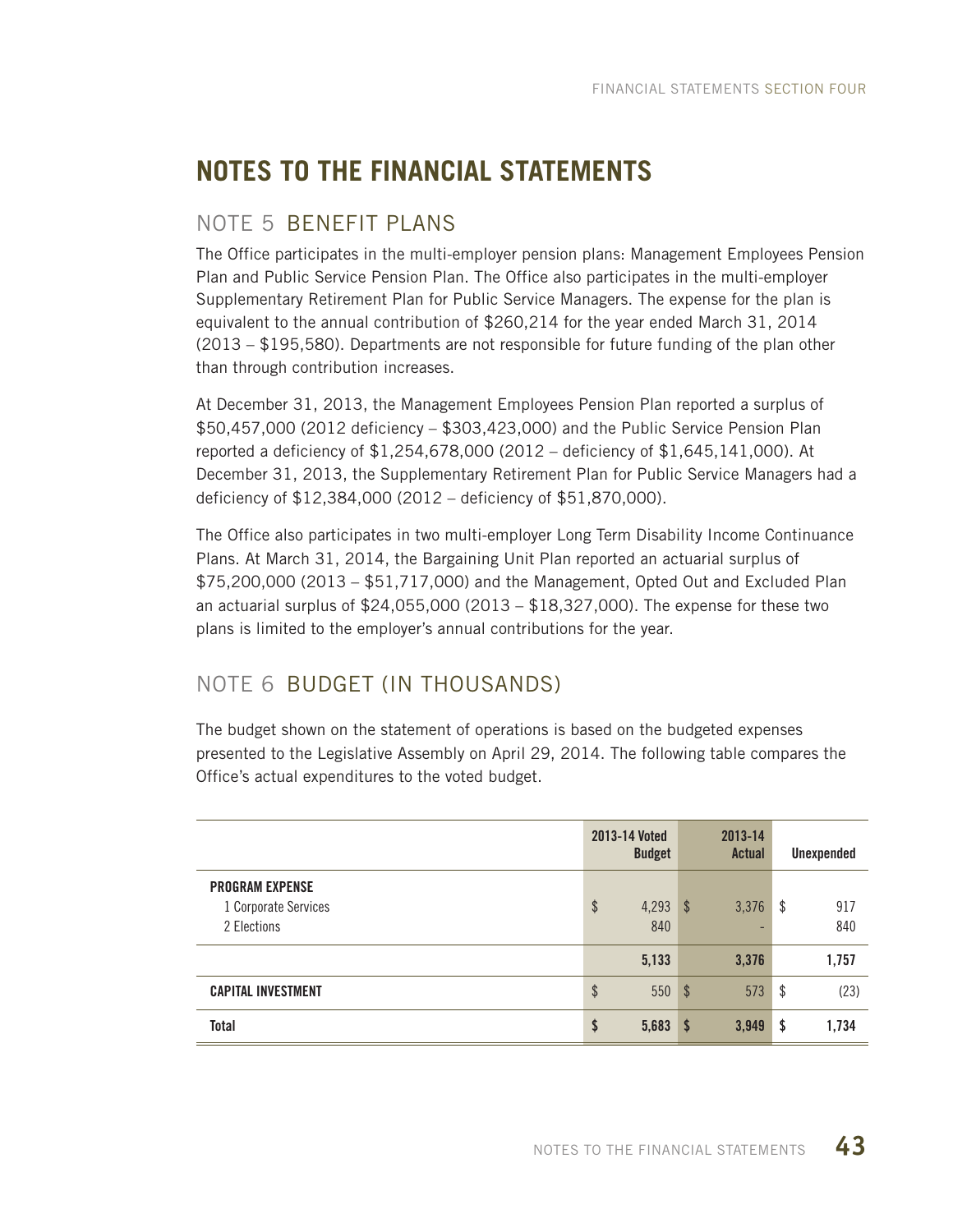# NOTES TO THE FINANCIAL STATEMENTS

## NOTE 5 BENEFIT PLANS

The Office participates in the multi-employer pension plans: Management Employees Pension Plan and Public Service Pension Plan. The Office also participates in the multi-employer Supplementary Retirement Plan for Public Service Managers. The expense for the plan is equivalent to the annual contribution of $260,214 for the year ended March 31, 2014 (2013 – $195,580). Departments are not responsible for future funding of the plan other than through contribution increases.

At December 31, 2013, the Management Employees Pension Plan reported a surplus of $50,457,000 (2012 deficiency – $303,423,000) and the Public Service Pension Plan reported a deficiency of $1,254,678,000 (2012 – deficiency of $1,645,141,000). At December 31, 2013, the Supplementary Retirement Plan for Public Service Managers had a deficiency of $12,384,000 (2012 – deficiency of $51,870,000).

The Office also participates in two multi-employer Long Term Disability Income Continuance Plans. At March 31, 2014, the Bargaining Unit Plan reported an actuarial surplus of $75,200,000 (2013 – $51,717,000) and the Management, Opted Out and Excluded Plan an actuarial surplus of $24,055,000 (2013 – $18,327,000). The expense for these two plans is limited to the employer's annual contributions for the year.

## NOTE 6 BUDGET (IN THOUSANDS)

The budget shown on the statement of operations is based on the budgeted expenses presented to the Legislative Assembly on April 29, 2014. The following table compares the Office's actual expenditures to the voted budget.

| | 2013-14 Voted Budget | 2013-14 Actual | Unexpended |
|---|---|---|---|
| **PROGRAM EXPENSE** | | | |
| 1 Corporate Services | $ 4,293 | $ 3,376 | $ 917 |
| 2 Elections | 840 | - | 840 |
| | **5,133** | **3,376** | **1,757** |
| **CAPITAL INVESTMENT** | $ 550 | $ 573 | $ (23) |
| **Total** | **$ 5,683** | **$ 3,949** | **$ 1,734** |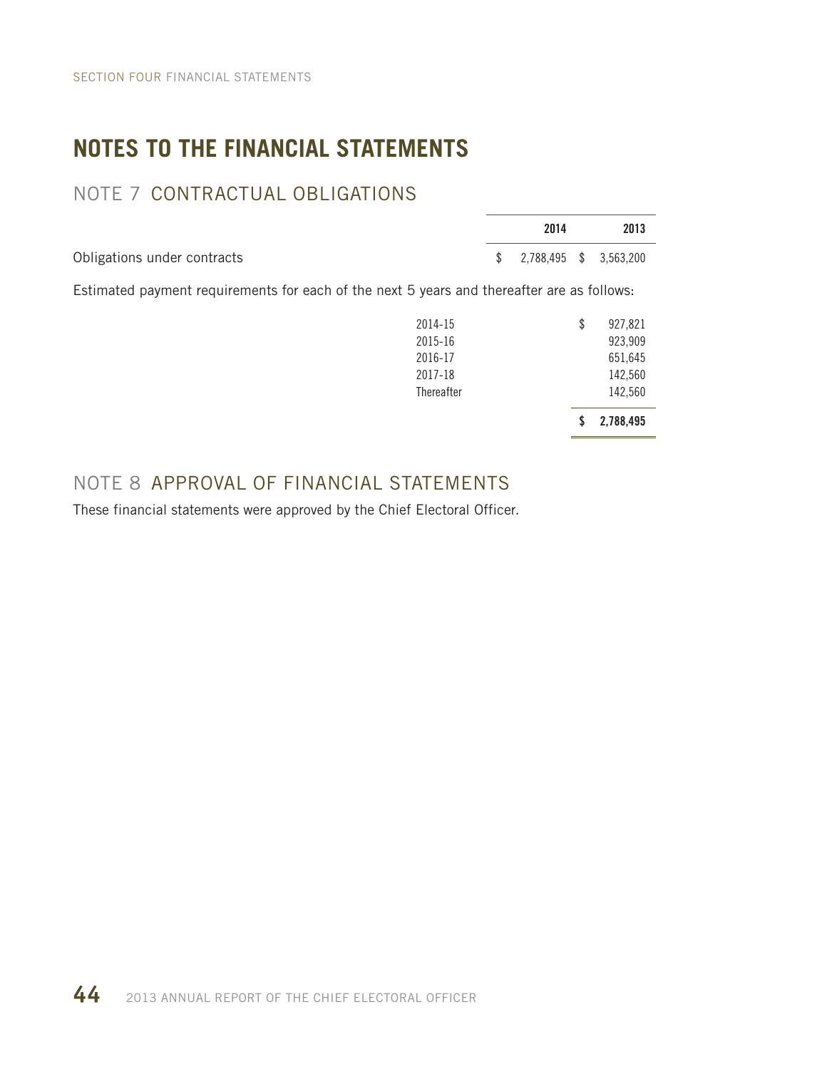# NOTES TO THE FINANCIAL STATEMENTS

## NOTE 7 CONTRACTUAL OBLIGATIONS

| | 2014 | 2013 |
|---|---|---|
| Obligations under contracts | $ 2,788,495 | $ 3,563,200 |

Estimated payment requirements for each of the next 5 years and thereafter are as follows:

| | |
|---|---|
| 2014-15 | $ 927,821 |
| 2015-16 | 923,909 |
| 2016-17 | 651,645 |
| 2017-18 | 142,560 |
| Thereafter | 142,560 |
| | **$ 2,788,495** |

## NOTE 8 APPROVAL OF FINANCIAL STATEMENTS

These financial statements were approved by the Chief Electoral Officer.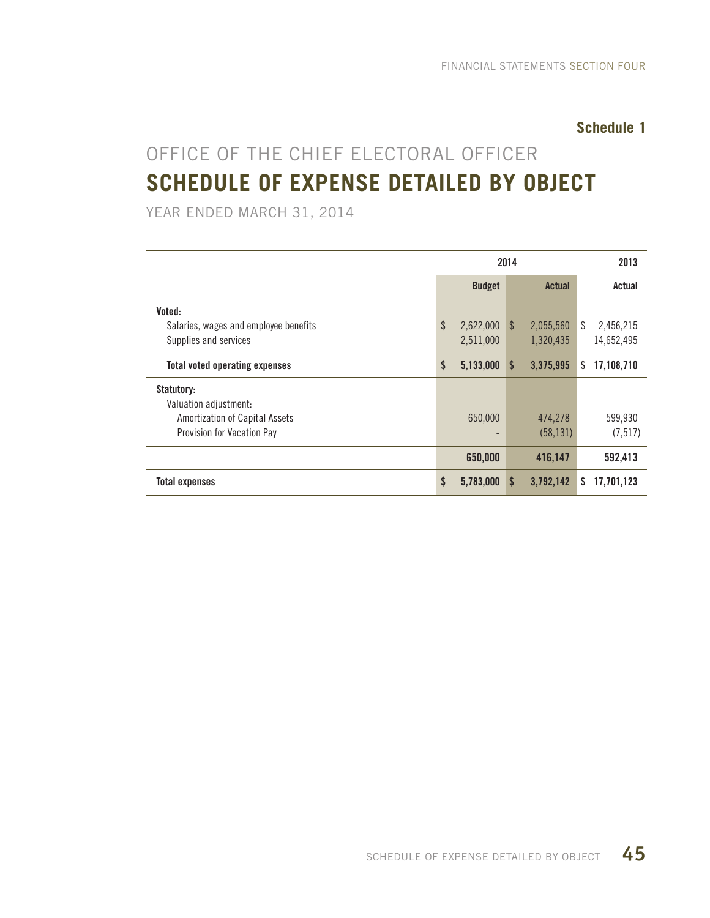**Schedule 1**

# OFFICE OF THE CHIEF ELECTORAL OFFICER

## SCHEDULE OF EXPENSE DETAILED BY OBJECT

YEAR ENDED MARCH 31, 2014

| | 2014 | | 2013 |
|---|---|---|---|
| | **Budget** | **Actual** | **Actual** |
| **Voted:** | | | |
| Salaries, wages and employee benefits | $ 2,622,000 | $ 2,055,560 | $ 2,456,215 |
| Supplies and services | 2,511,000 | 1,320,435 | 14,652,495 |
| **Total voted operating expenses** | **$ 5,133,000** | **$ 3,375,995** | **$ 17,108,710** |
| **Statutory:** | | | |
| Valuation adjustment: | | | |
| Amortization of Capital Assets | 650,000 | 474,278 | 599,930 |
| Provision for Vacation Pay | - | (58,131) | (7,517) |
| | **650,000** | **416,147** | **592,413** |
| **Total expenses** | **$ 5,783,000** | **$ 3,792,142** | **$ 17,701,123** |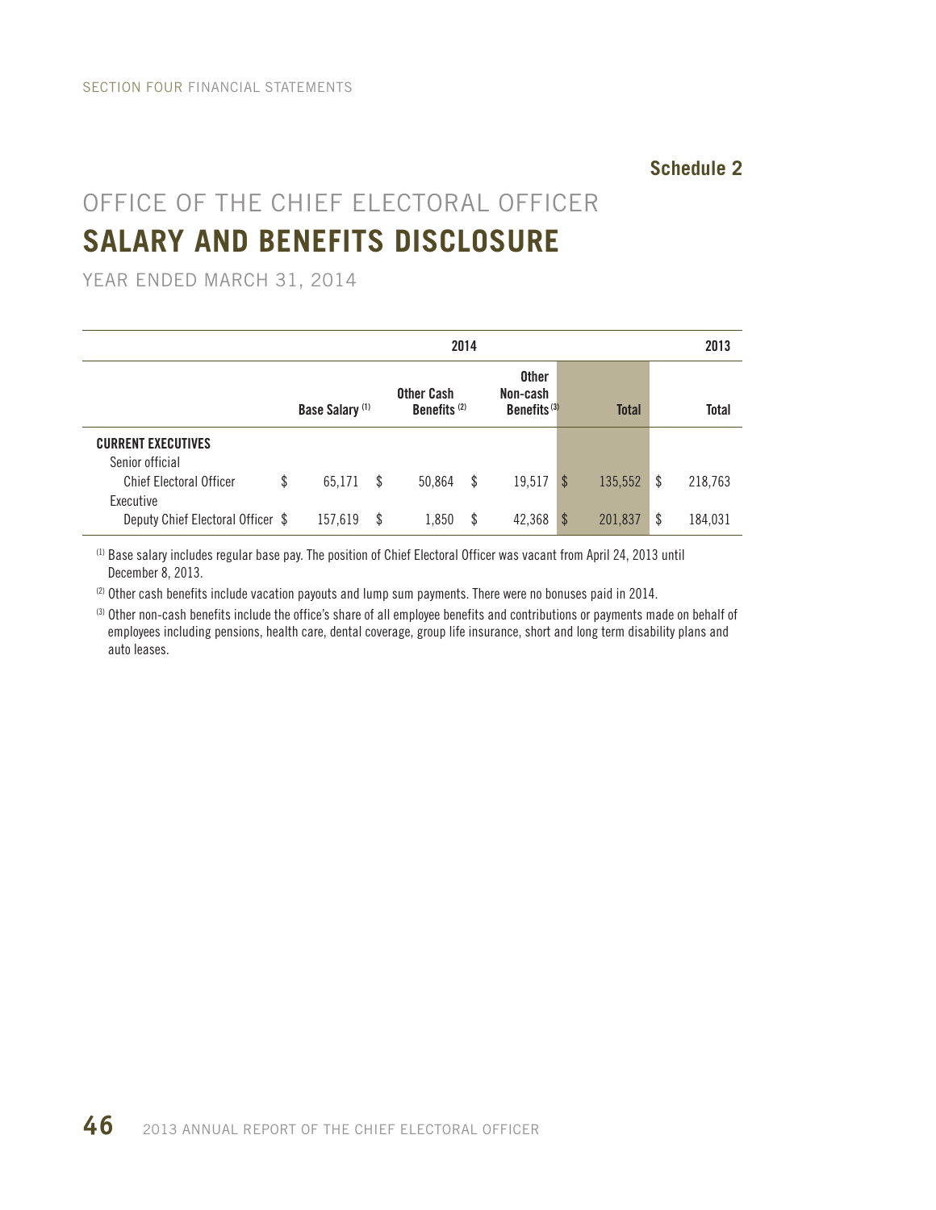Schedule 2

# OFFICE OF THE CHIEF ELECTORAL OFFICER

## SALARY AND BENEFITS DISCLOSURE

YEAR ENDED MARCH 31, 2014

| | 2014 | | | | 2013 |
|---|---|---|---|---|---|
| | Base Salary [(1)] | Other Cash Benefits [(2)] | Other Non-cash Benefits [(3)] | Total | Total |
| **CURRENT EXECUTIVES** | | | | | |
| Senior official | | | | | |
| Chief Electoral Officer | $ 65,171 | $ 50,864 | $ 19,517 | $ 135,552 | $ 218,763 |
| Executive | | | | | |
| Deputy Chief Electoral Officer | $ 157,619 | $ 1,850 | $ 42,368 | $ 201,837 | $ 184,031 |

(1) Base salary includes regular base pay. The position of Chief Electoral Officer was vacant from April 24, 2013 until December 8, 2013.

(2) Other cash benefits include vacation payouts and lump sum payments. There were no bonuses paid in 2014.

(3) Other non-cash benefits include the office's share of all employee benefits and contributions or payments made on behalf of employees including pensions, health care, dental coverage, group life insurance, short and long term disability plans and auto leases.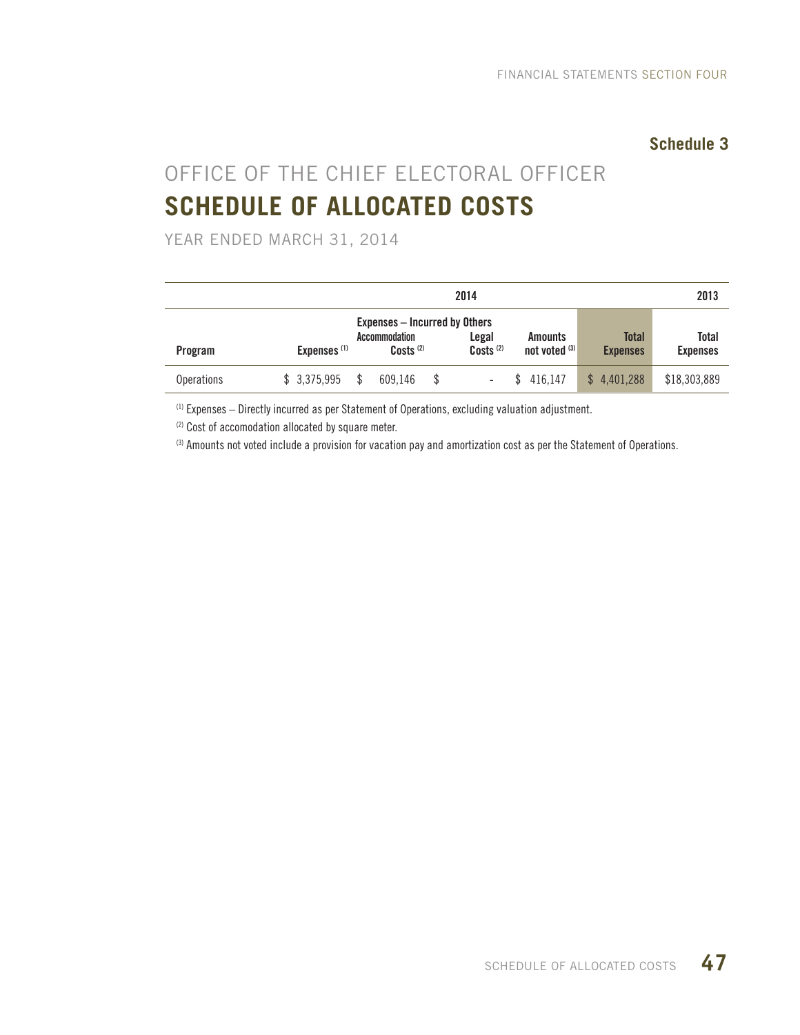**Schedule 3**

# OFFICE OF THE CHIEF ELECTORAL OFFICER
## SCHEDULE OF ALLOCATED COSTS

YEAR ENDED MARCH 31, 2014

| | 2014 | | | | | 2013 |
|---|---|---|---|---|---|---|
| | | Expenses – Incurred by Others | | | | |
| Program | Expenses [(1)] | Accommodation Costs [(2)] | Legal Costs [(2)] | Amounts not voted [(3)] | Total Expenses | Total Expenses |
| Operations | $ 3,375,995 | $ 609,146 | $ - | $ 416,147 | $ 4,401,288 | $18,303,889 |

[(1)] Expenses – Directly incurred as per Statement of Operations, excluding valuation adjustment.

[(2)] Cost of accomodation allocated by square meter.

[(3)] Amounts not voted include a provision for vacation pay and amortization cost as per the Statement of Operations.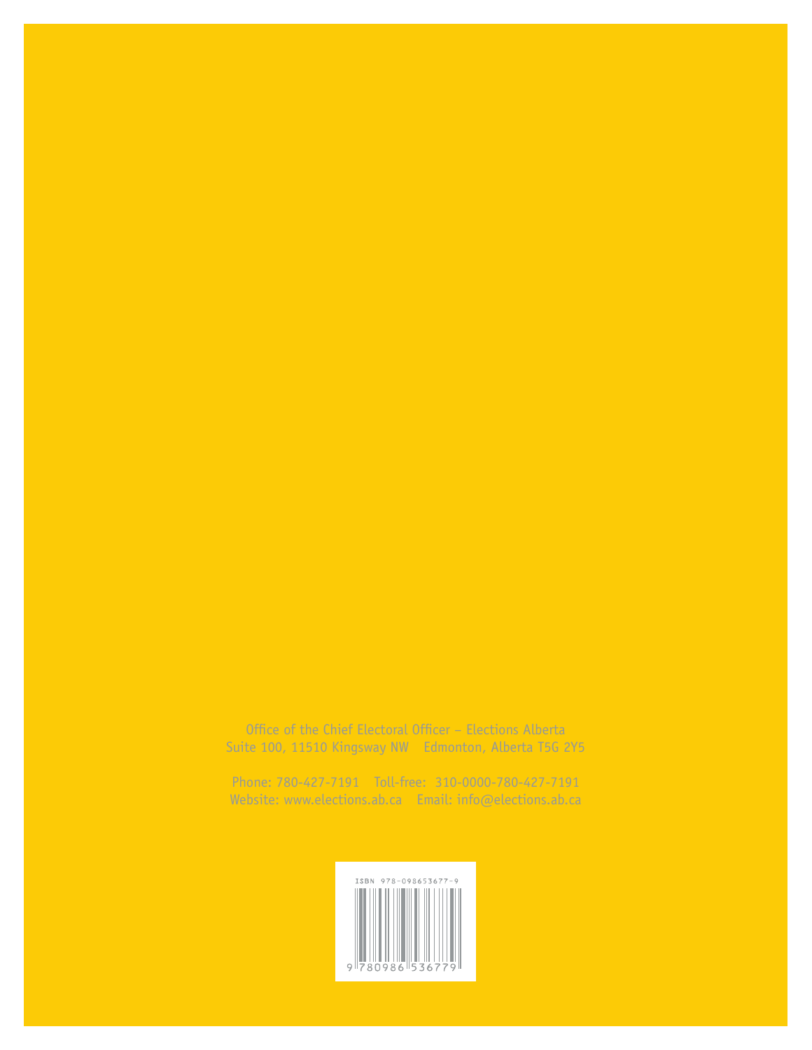Office of the Chief Electoral Officer – Elections Alberta
Suite 100, 11510 Kingsway NW Edmonton, Alberta T5G 2Y5

Phone: 780-427-7191 Toll-free: 310-0000-780-427-7191
Website: www.elections.ab.ca Email: info@elections.ab.ca

ISBN 978-098653677-9

9 780986 536779